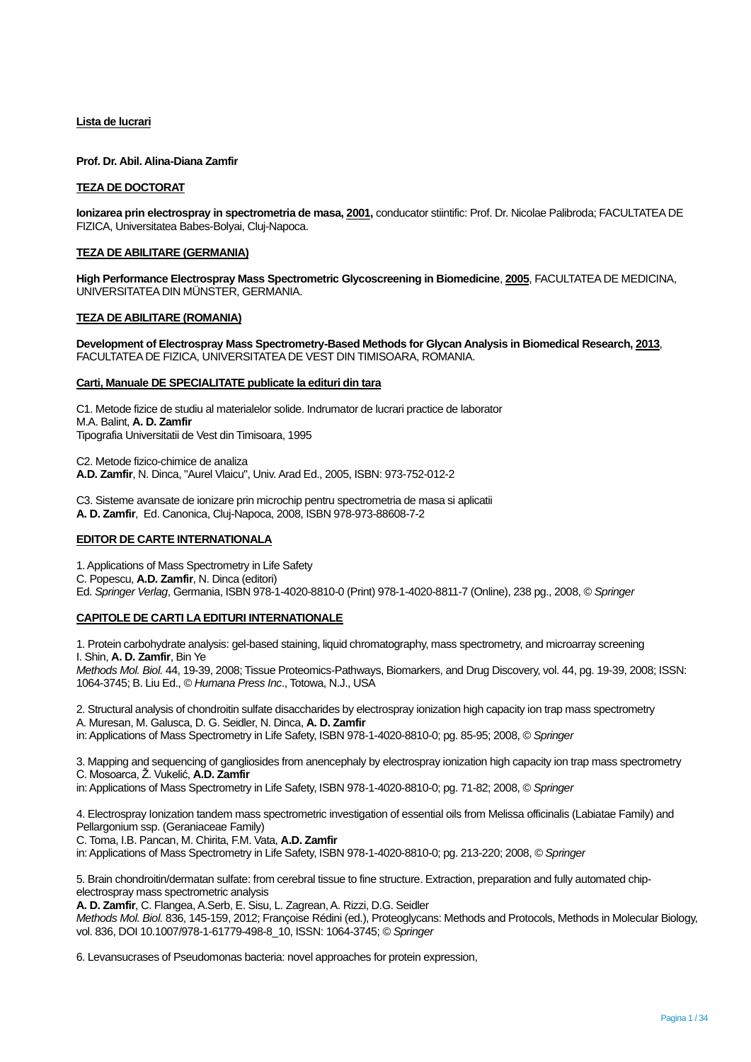**Lista de lucrari**

**Prof. Dr. Abil. Alina-Diana Zamfir**

**TEZA DE DOCTORAT**

**Ionizarea prin electrospray in spectrometria de masa, 2001,** conducator stiintific: Prof. Dr. Nicolae Palibroda; FACULTATEA DE FIZICA, Universitatea Babes-Bolyai, Cluj-Napoca.

**TEZA DE ABILITARE (GERMANIA)**

**High Performance Electrospray Mass Spectrometric Glycoscreening in Biomedicine**, **2005**, FACULTATEA DE MEDICINA, UNIVERSITATEA DIN MÜNSTER, GERMANIA.

**TEZA DE ABILITARE (ROMANIA)**

**Development of Electrospray Mass Spectrometry-Based Methods for Glycan Analysis in Biomedical Research, 2013**, FACULTATEA DE FIZICA, UNIVERSITATEA DE VEST DIN TIMISOARA, ROMANIA.

**Carti, Manuale DE SPECIALITATE publicate la edituri din tara**

C1. Metode fizice de studiu al materialelor solide. Indrumator de lucrari practice de laborator
M.A. Balint, **A. D. Zamfir**
Tipografia Universitatii de Vest din Timisoara, 1995

C2. Metode fizico-chimice de analiza
**A.D. Zamfir**, N. Dinca, "Aurel Vlaicu", Univ. Arad Ed., 2005, ISBN: 973-752-012-2

C3. Sisteme avansate de ionizare prin microchip pentru spectrometria de masa si aplicatii
**A. D. Zamfir**, Ed. Canonica, Cluj-Napoca, 2008, ISBN 978-973-88608-7-2

**EDITOR DE CARTE INTERNATIONALA**

1. Applications of Mass Spectrometry in Life Safety
C. Popescu, **A.D. Zamfir**, N. Dinca (editori)
Ed. *Springer Verlag*, Germania, ISBN 978-1-4020-8810-0 (Print) 978-1-4020-8811-7 (Online), 238 pg., 2008, © *Springer*

**CAPITOLE DE CARTI LA EDITURI INTERNATIONALE**

1. Protein carbohydrate analysis: gel-based staining, liquid chromatography, mass spectrometry, and microarray screening
I. Shin, **A. D. Zamfir**, Bin Ye
*Methods Mol. Biol.* 44, 19-39, 2008; Tissue Proteomics-Pathways, Biomarkers, and Drug Discovery, vol. 44, pg. 19-39, 2008; ISSN: 1064-3745; B. Liu Ed., © *Humana Press Inc*., Totowa, N.J., USA

2. Structural analysis of chondroitin sulfate disaccharides by electrospray ionization high capacity ion trap mass spectrometry
A. Muresan, M. Galusca, D. G. Seidler, N. Dinca, **A. D. Zamfir**
in: Applications of Mass Spectrometry in Life Safety, ISBN 978-1-4020-8810-0; pg. 85-95; 2008, © *Springer*

3. Mapping and sequencing of gangliosides from anencephaly by electrospray ionization high capacity ion trap mass spectrometry
C. Mosoarca, Ž. Vukelić, **A.D. Zamfir**
in: Applications of Mass Spectrometry in Life Safety, ISBN 978-1-4020-8810-0; pg. 71-82; 2008, © *Springer*

4. Electrospray Ionization tandem mass spectrometric investigation of essential oils from Melissa officinalis (Labiatae Family) and Pellargonium ssp. (Geraniaceae Family)
C. Toma, I.B. Pancan, M. Chirita, F.M. Vata, **A.D. Zamfir**
in: Applications of Mass Spectrometry in Life Safety, ISBN 978-1-4020-8810-0; pg. 213-220; 2008, © *Springer*

5. Brain chondroitin/dermatan sulfate: from cerebral tissue to fine structure. Extraction, preparation and fully automated chip-electrospray mass spectrometric analysis
**A. D. Zamfir**, C. Flangea, A.Serb, E. Sisu, L. Zagrean, A. Rizzi, D.G. Seidler
*Methods Mol. Biol.* 836, 145-159, 2012; Françoise Rédini (ed.), Proteoglycans: Methods and Protocols, Methods in Molecular Biology, vol. 836, DOI 10.1007/978-1-61779-498-8_10, ISSN: 1064-3745; © *Springer*

6. Levansucrases of Pseudomonas bacteria: novel approaches for protein expression,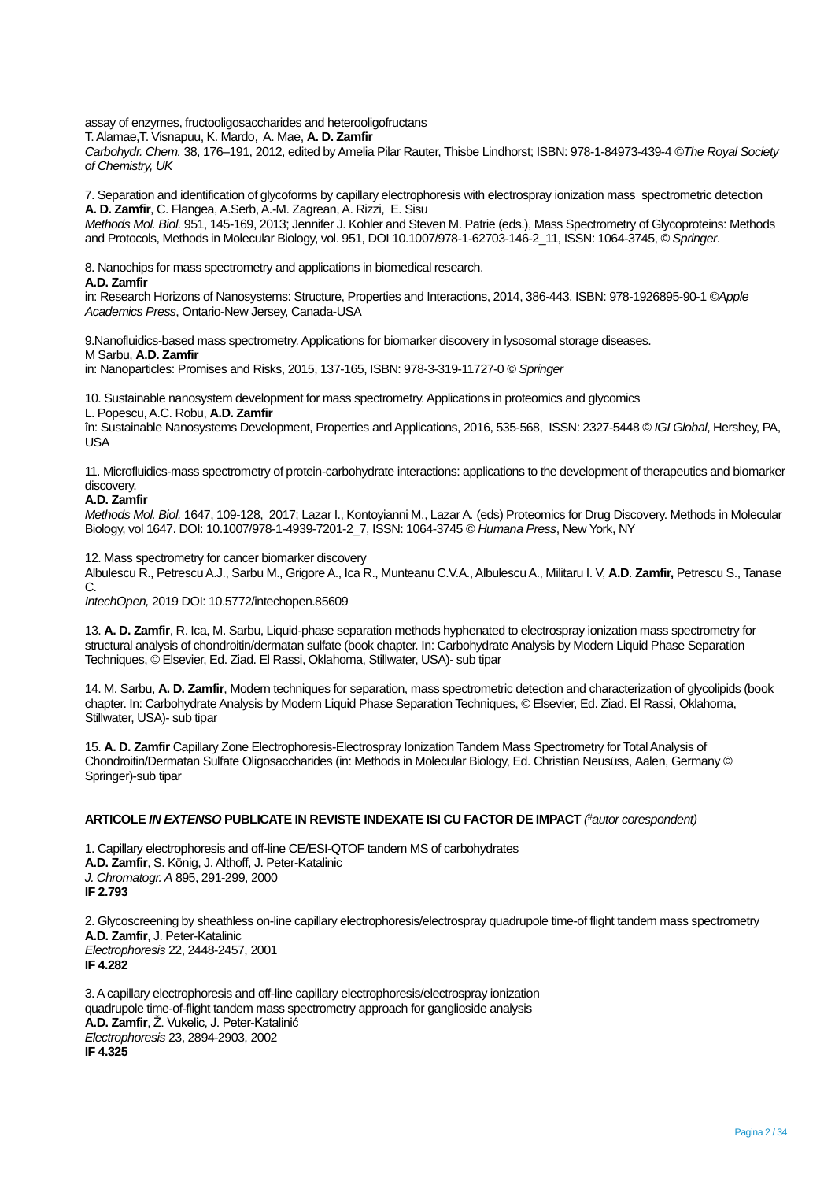assay of enzymes, fructooligosaccharides and heterooligofructans
T. Alamae,T. Visnapuu, K. Mardo, A. Mae, **A. D. Zamfir**
*Carbohydr. Chem.* 38, 176–191, 2012, edited by Amelia Pilar Rauter, Thisbe Lindhorst; ISBN: 978-1-84973-439-4 ©*The Royal Society of Chemistry, UK*

7. Separation and identification of glycoforms by capillary electrophoresis with electrospray ionization mass spectrometric detection
**A. D. Zamfir**, C. Flangea, A.Serb, A.-M. Zagrean, A. Rizzi, E. Sisu
*Methods Mol. Biol.* 951, 145-169, 2013; Jennifer J. Kohler and Steven M. Patrie (eds.), Mass Spectrometry of Glycoproteins: Methods and Protocols, Methods in Molecular Biology, vol. 951, DOI 10.1007/978-1-62703-146-2_11, ISSN: 1064-3745, © *Springer*.

8. Nanochips for mass spectrometry and applications in biomedical research.
**A.D. Zamfir**
in: Research Horizons of Nanosystems: Structure, Properties and Interactions, 2014, 386-443, ISBN: 978-1926895-90-1 ©*Apple Academics Press*, Ontario-New Jersey, Canada-USA

9.Nanofluidics-based mass spectrometry. Applications for biomarker discovery in lysosomal storage diseases.
M Sarbu, **A.D. Zamfir**
in: Nanoparticles: Promises and Risks, 2015, 137-165, ISBN: 978-3-319-11727-0 © *Springer*

10. Sustainable nanosystem development for mass spectrometry. Applications in proteomics and glycomics
L. Popescu, A.C. Robu, **A.D. Zamfir**
în: Sustainable Nanosystems Development, Properties and Applications, 2016, 535-568, ISSN: 2327-5448 © *IGI Global*, Hershey, PA, USA

11. Microfluidics-mass spectrometry of protein-carbohydrate interactions: applications to the development of therapeutics and biomarker discovery.
**A.D. Zamfir**
*Methods Mol. Biol.* 1647, 109-128, 2017; Lazar I., Kontoyianni M., Lazar A. (eds) Proteomics for Drug Discovery. Methods in Molecular Biology, vol 1647. DOI: 10.1007/978-1-4939-7201-2_7, ISSN: 1064-3745 © *Humana Press*, New York, NY

12. Mass spectrometry for cancer biomarker discovery
Albulescu R., Petrescu A.J., Sarbu M., Grigore A., Ica R., Munteanu C.V.A., Albulescu A., Militaru I. V, **A.D**. **Zamfir,** Petrescu S., Tanase C.
*IntechOpen,* 2019 DOI: 10.5772/intechopen.85609

13. **A. D. Zamfir**, R. Ica, M. Sarbu, Liquid-phase separation methods hyphenated to electrospray ionization mass spectrometry for structural analysis of chondroitin/dermatan sulfate (book chapter. In: Carbohydrate Analysis by Modern Liquid Phase Separation Techniques, © Elsevier, Ed. Ziad. El Rassi, Oklahoma, Stillwater, USA)- sub tipar

14. M. Sarbu, **A. D. Zamfir**, Modern techniques for separation, mass spectrometric detection and characterization of glycolipids (book chapter. In: Carbohydrate Analysis by Modern Liquid Phase Separation Techniques, © Elsevier, Ed. Ziad. El Rassi, Oklahoma, Stillwater, USA)- sub tipar

15. **A. D. Zamfir** Capillary Zone Electrophoresis-Electrospray Ionization Tandem Mass Spectrometry for Total Analysis of Chondroitin/Dermatan Sulfate Oligosaccharides (in: Methods in Molecular Biology, Ed. Christian Neusüss, Aalen, Germany © Springer)-sub tipar

## ARTICOLE *IN EXTENSO* PUBLICATE IN REVISTE INDEXATE ISI CU FACTOR DE IMPACT *(#autor corespondent)*

1. Capillary electrophoresis and off-line CE/ESI-QTOF tandem MS of carbohydrates
**A.D. Zamfir**, S. König, J. Althoff, J. Peter-Katalinic
*J. Chromatogr. A* 895, 291-299, 2000
**IF 2.793**

2. Glycoscreening by sheathless on-line capillary electrophoresis/electrospray quadrupole time-of flight tandem mass spectrometry
**A.D. Zamfir**, J. Peter-Katalinic
*Electrophoresis* 22, 2448-2457, 2001
**IF 4.282**

3. A capillary electrophoresis and off-line capillary electrophoresis/electrospray ionization quadrupole time-of-flight tandem mass spectrometry approach for ganglioside analysis
**A.D. Zamfir**, Ž. Vukelic, J. Peter-Katalinić
*Electrophoresis* 23, 2894-2903, 2002
**IF 4.325**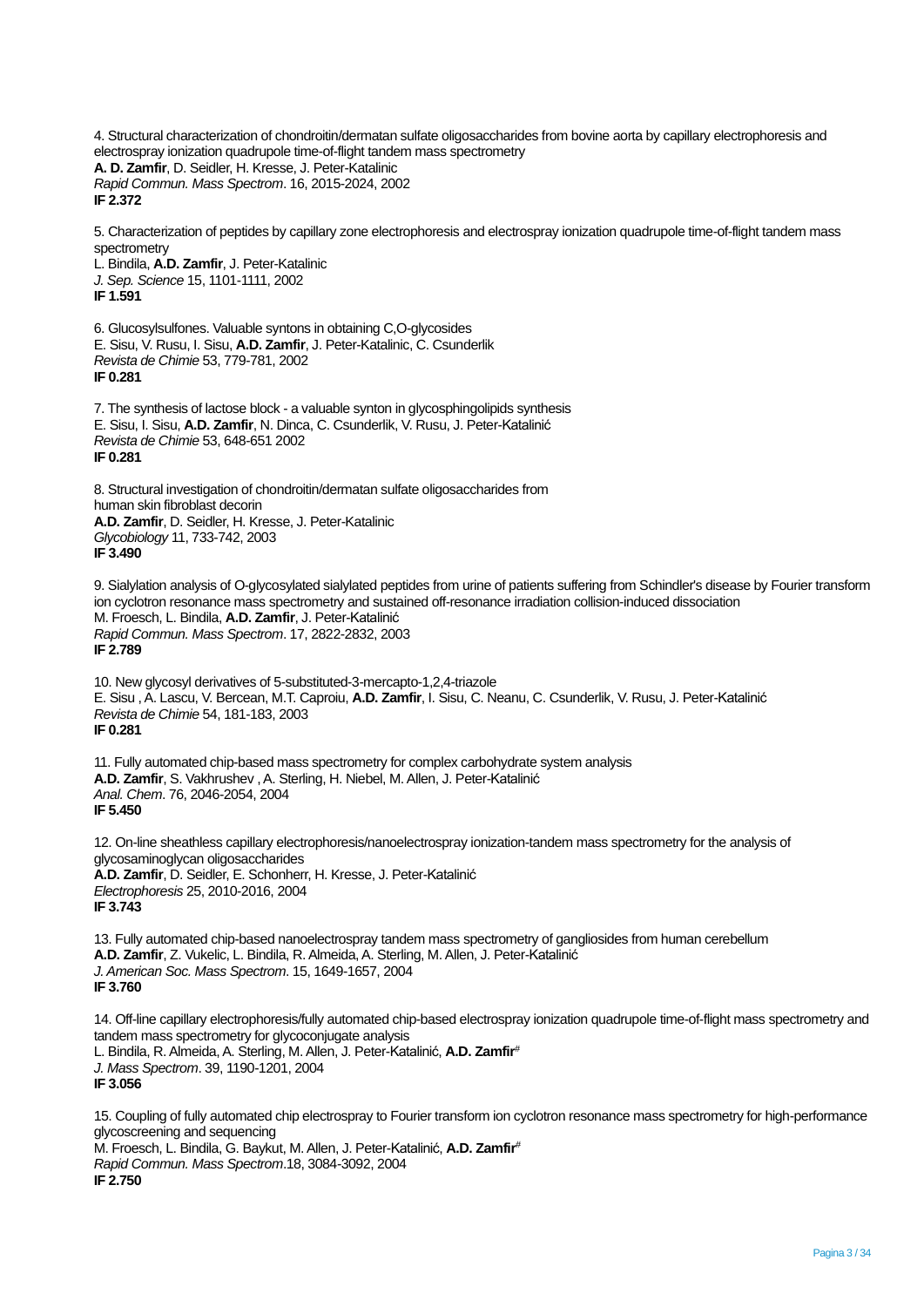4. Structural characterization of chondroitin/dermatan sulfate oligosaccharides from bovine aorta by capillary electrophoresis and electrospray ionization quadrupole time-of-flight tandem mass spectrometry
**A. D. Zamfir**, D. Seidler, H. Kresse, J. Peter-Katalinic
*Rapid Commun. Mass Spectrom*. 16, 2015-2024, 2002
**IF 2.372**

5. Characterization of peptides by capillary zone electrophoresis and electrospray ionization quadrupole time-of-flight tandem mass spectrometry
L. Bindila, **A.D. Zamfir**, J. Peter-Katalinic
*J. Sep. Science* 15, 1101-1111, 2002
**IF 1.591**

6. Glucosylsulfones. Valuable syntons in obtaining C,O-glycosides
E. Sisu, V. Rusu, I. Sisu, **A.D. Zamfir**, J. Peter-Katalinic, C. Csunderlik
*Revista de Chimie* 53, 779-781, 2002
**IF 0.281**

7. The synthesis of lactose block - a valuable synton in glycosphingolipids synthesis
E. Sisu, I. Sisu, **A.D. Zamfir**, N. Dinca, C. Csunderlik, V. Rusu, J. Peter-Katalinić
*Revista de Chimie* 53, 648-651 2002
**IF 0.281**

8. Structural investigation of chondroitin/dermatan sulfate oligosaccharides from human skin fibroblast decorin
**A.D. Zamfir**, D. Seidler, H. Kresse, J. Peter-Katalinic
*Glycobiology* 11, 733-742, 2003
**IF 3.490**

9. Sialylation analysis of O-glycosylated sialylated peptides from urine of patients suffering from Schindler's disease by Fourier transform ion cyclotron resonance mass spectrometry and sustained off-resonance irradiation collision-induced dissociation
M. Froesch, L. Bindila, **A.D. Zamfir**, J. Peter-Katalinić
*Rapid Commun. Mass Spectrom*. 17, 2822-2832, 2003
**IF 2.789**

10. New glycosyl derivatives of 5-substituted-3-mercapto-1,2,4-triazole
E. Sisu , A. Lascu, V. Bercean, M.T. Caproiu, **A.D. Zamfir**, I. Sisu, C. Neanu, C. Csunderlik, V. Rusu, J. Peter-Katalinić
*Revista de Chimie* 54, 181-183, 2003
**IF 0.281**

11. Fully automated chip-based mass spectrometry for complex carbohydrate system analysis
**A.D. Zamfir**, S. Vakhrushev , A. Sterling, H. Niebel, M. Allen, J. Peter-Katalinić
*Anal. Chem*. 76, 2046-2054, 2004
**IF 5.450**

12. On-line sheathless capillary electrophoresis/nanoelectrospray ionization-tandem mass spectrometry for the analysis of glycosaminoglycan oligosaccharides
**A.D. Zamfir**, D. Seidler, E. Schonherr, H. Kresse, J. Peter-Katalinić
*Electrophoresis* 25, 2010-2016, 2004
**IF 3.743**

13. Fully automated chip-based nanoelectrospray tandem mass spectrometry of gangliosides from human cerebellum
**A.D. Zamfir**, Z. Vukelic, L. Bindila, R. Almeida, A. Sterling, M. Allen, J. Peter-Katalinić
*J. American Soc. Mass Spectrom*. 15, 1649-1657, 2004
**IF 3.760**

14. Off-line capillary electrophoresis/fully automated chip-based electrospray ionization quadrupole time-of-flight mass spectrometry and tandem mass spectrometry for glycoconjugate analysis
L. Bindila, R. Almeida, A. Sterling, M. Allen, J. Peter-Katalinić, **A.D. Zamfir**[#]
*J. Mass Spectrom*. 39, 1190-1201, 2004
**IF 3.056**

15. Coupling of fully automated chip electrospray to Fourier transform ion cyclotron resonance mass spectrometry for high-performance glycoscreening and sequencing
M. Froesch, L. Bindila, G. Baykut, M. Allen, J. Peter-Katalinić, **A.D. Zamfir**[#]
*Rapid Commun. Mass Spectrom*.18, 3084-3092, 2004
**IF 2.750**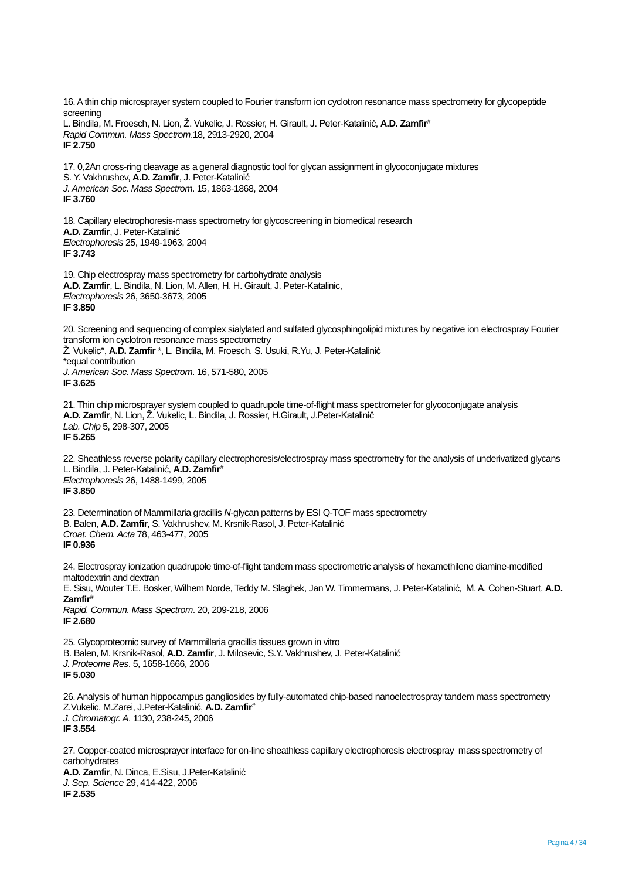16. A thin chip microsprayer system coupled to Fourier transform ion cyclotron resonance mass spectrometry for glycopeptide screening
L. Bindila, M. Froesch, N. Lion, Ž. Vukelic, J. Rossier, H. Girault, J. Peter-Katalinić, **A.D. Zamfir**[#]
*Rapid Commun. Mass Spectrom*.18, 2913-2920, 2004
**IF 2.750**

17. 0,2An cross-ring cleavage as a general diagnostic tool for glycan assignment in glycoconjugate mixtures
S. Y. Vakhrushev, **A.D. Zamfir**, J. Peter-Katalinić
*J. American Soc. Mass Spectrom*. 15, 1863-1868, 2004
**IF 3.760**

18. Capillary electrophoresis-mass spectrometry for glycoscreening in biomedical research
**A.D. Zamfir**, J. Peter-Katalinić
*Electrophoresis* 25, 1949-1963, 2004
**IF 3.743**

19. Chip electrospray mass spectrometry for carbohydrate analysis
**A.D. Zamfir**, L. Bindila, N. Lion, M. Allen, H. H. Girault, J. Peter-Katalinic,
*Electrophoresis* 26, 3650-3673, 2005
**IF 3.850**

20. Screening and sequencing of complex sialylated and sulfated glycosphingolipid mixtures by negative ion electrospray Fourier transform ion cyclotron resonance mass spectrometry
Ž. Vukelic*, **A.D. Zamfir** *, L. Bindila, M. Froesch, S. Usuki, R.Yu, J. Peter-Katalinić
*equal contribution
*J. American Soc. Mass Spectrom*. 16, 571-580, 2005
**IF 3.625**

21. Thin chip microsprayer system coupled to quadrupole time-of-flight mass spectrometer for glycoconjugate analysis
**A.D. Zamfir**, N. Lion, Ž. Vukelic, L. Bindila, J. Rossier, H.Girault, J.Peter-Katalinić
*Lab. Chip* 5, 298-307, 2005
**IF 5.265**

22. Sheathless reverse polarity capillary electrophoresis/electrospray mass spectrometry for the analysis of underivatized glycans
L. Bindila, J. Peter-Katalinić, **A.D. Zamfir**[#]
*Electrophoresis* 26, 1488-1499, 2005
**IF 3.850**

23. Determination of Mammillaria gracillis *N*-glycan patterns by ESI Q-TOF mass spectrometry
B. Balen, **A.D. Zamfir**, S. Vakhrushev, M. Krsnik-Rasol, J. Peter-Katalinić
*Croat. Chem. Acta* 78, 463-477, 2005
**IF 0.936**

24. Electrospray ionization quadrupole time-of-flight tandem mass spectrometric analysis of hexamethilene diamine-modified maltodextrin and dextran
E. Sisu, Wouter T.E. Bosker, Wilhem Norde, Teddy M. Slaghek, Jan W. Timmermans, J. Peter-Katalinić, M. A. Cohen-Stuart, **A.D. Zamfir**[#]
*Rapid. Commun. Mass Spectrom*. 20, 209-218, 2006
**IF 2.680**

25. Glycoproteomic survey of Mammillaria gracillis tissues grown in vitro
B. Balen, M. Krsnik-Rasol, **A.D. Zamfir**, J. Milosevic, S.Y. Vakhrushev, J. Peter-Katalinić
*J. Proteome Res*. 5, 1658-1666, 2006
**IF 5.030**

26. Analysis of human hippocampus gangliosides by fully-automated chip-based nanoelectrospray tandem mass spectrometry
Z.Vukelic, M.Zarei, J.Peter-Katalinić, **A.D. Zamfir**[#]
*J. Chromatogr. A*. 1130, 238-245, 2006
**IF 3.554**

27. Copper-coated microsprayer interface for on-line sheathless capillary electrophoresis electrospray mass spectrometry of carbohydrates
**A.D. Zamfir**, N. Dinca, E.Sisu, J.Peter-Katalinić
*J. Sep. Science* 29, 414-422, 2006
**IF 2.535**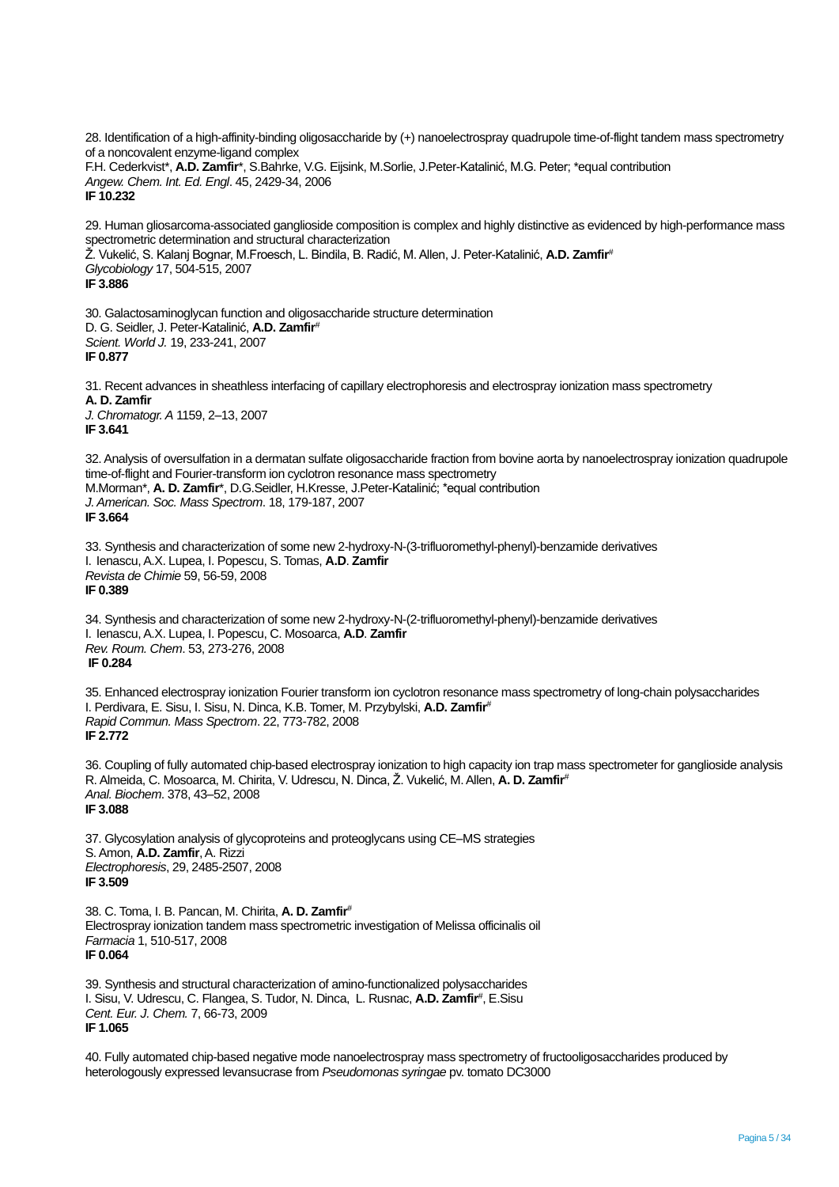28. Identification of a high-affinity-binding oligosaccharide by (+) nanoelectrospray quadrupole time-of-flight tandem mass spectrometry of a noncovalent enzyme-ligand complex
F.H. Cederkvist*, **A.D. Zamfir***, S.Bahrke, V.G. Eijsink, M.Sorlie, J.Peter-Katalinić, M.G. Peter; *equal contribution
*Angew. Chem. Int. Ed. Engl*. 45, 2429-34, 2006
**IF 10.232**

29. Human gliosarcoma-associated ganglioside composition is complex and highly distinctive as evidenced by high-performance mass spectrometric determination and structural characterization
Ž. Vukelić, S. Kalanj Bognar, M.Froesch, L. Bindila, B. Radić, M. Allen, J. Peter-Katalinić, **A.D. Zamfir**[#]
*Glycobiology* 17, 504-515, 2007
**IF 3.886**

30. Galactosaminoglycan function and oligosaccharide structure determination
D. G. Seidler, J. Peter-Katalinić, **A.D. Zamfir**[#]
*Scient. World J.* 19, 233-241, 2007
**IF 0.877**

31. Recent advances in sheathless interfacing of capillary electrophoresis and electrospray ionization mass spectrometry
**A. D. Zamfir**
*J. Chromatogr. A* 1159, 2–13, 2007
**IF 3.641**

32. Analysis of oversulfation in a dermatan sulfate oligosaccharide fraction from bovine aorta by nanoelectrospray ionization quadrupole time-of-flight and Fourier-transform ion cyclotron resonance mass spectrometry
M.Morman*, **A. D. Zamfir***, D.G.Seidler, H.Kresse, J.Peter-Katalinić; *equal contribution
*J. American. Soc. Mass Spectrom*. 18, 179-187, 2007
**IF 3.664**

33. Synthesis and characterization of some new 2-hydroxy-N-(3-trifluoromethyl-phenyl)-benzamide derivatives
I. Ienascu, A.X. Lupea, I. Popescu, S. Tomas, **A.D**. **Zamfir**
*Revista de Chimie* 59, 56-59, 2008
**IF 0.389**

34. Synthesis and characterization of some new 2-hydroxy-N-(2-trifluoromethyl-phenyl)-benzamide derivatives
I. Ienascu, A.X. Lupea, I. Popescu, C. Mosoarca, **A.D**. **Zamfir**
*Rev. Roum. Chem*. 53, 273-276, 2008
**IF 0.284**

35. Enhanced electrospray ionization Fourier transform ion cyclotron resonance mass spectrometry of long-chain polysaccharides
I. Perdivara, E. Sisu, I. Sisu, N. Dinca, K.B. Tomer, M. Przybylski, **A.D. Zamfir**[#]
*Rapid Commun. Mass Spectrom*. 22, 773-782, 2008
**IF 2.772**

36. Coupling of fully automated chip-based electrospray ionization to high capacity ion trap mass spectrometer for ganglioside analysis
R. Almeida, C. Mosoarca, M. Chirita, V. Udrescu, N. Dinca, Ž. Vukelić, M. Allen, **A. D. Zamfir**[#]
*Anal. Biochem*. 378, 43–52, 2008
**IF 3.088**

37. Glycosylation analysis of glycoproteins and proteoglycans using CE–MS strategies
S. Amon, **A.D. Zamfir**, A. Rizzi
*Electrophoresis*, 29, 2485-2507, 2008
**IF 3.509**

38. C. Toma, I. B. Pancan, M. Chirita, **A. D. Zamfir**[#]
Electrospray ionization tandem mass spectrometric investigation of Melissa officinalis oil
*Farmacia* 1, 510-517, 2008
**IF 0.064**

39. Synthesis and structural characterization of amino-functionalized polysaccharides
I. Sisu, V. Udrescu, C. Flangea, S. Tudor, N. Dinca, L. Rusnac, **A.D. Zamfir**[#], E.Sisu
*Cent. Eur. J. Chem.* 7, 66-73, 2009
**IF 1.065**

40. Fully automated chip-based negative mode nanoelectrospray mass spectrometry of fructooligosaccharides produced by heterologously expressed levansucrase from *Pseudomonas syringae* pv. tomato DC3000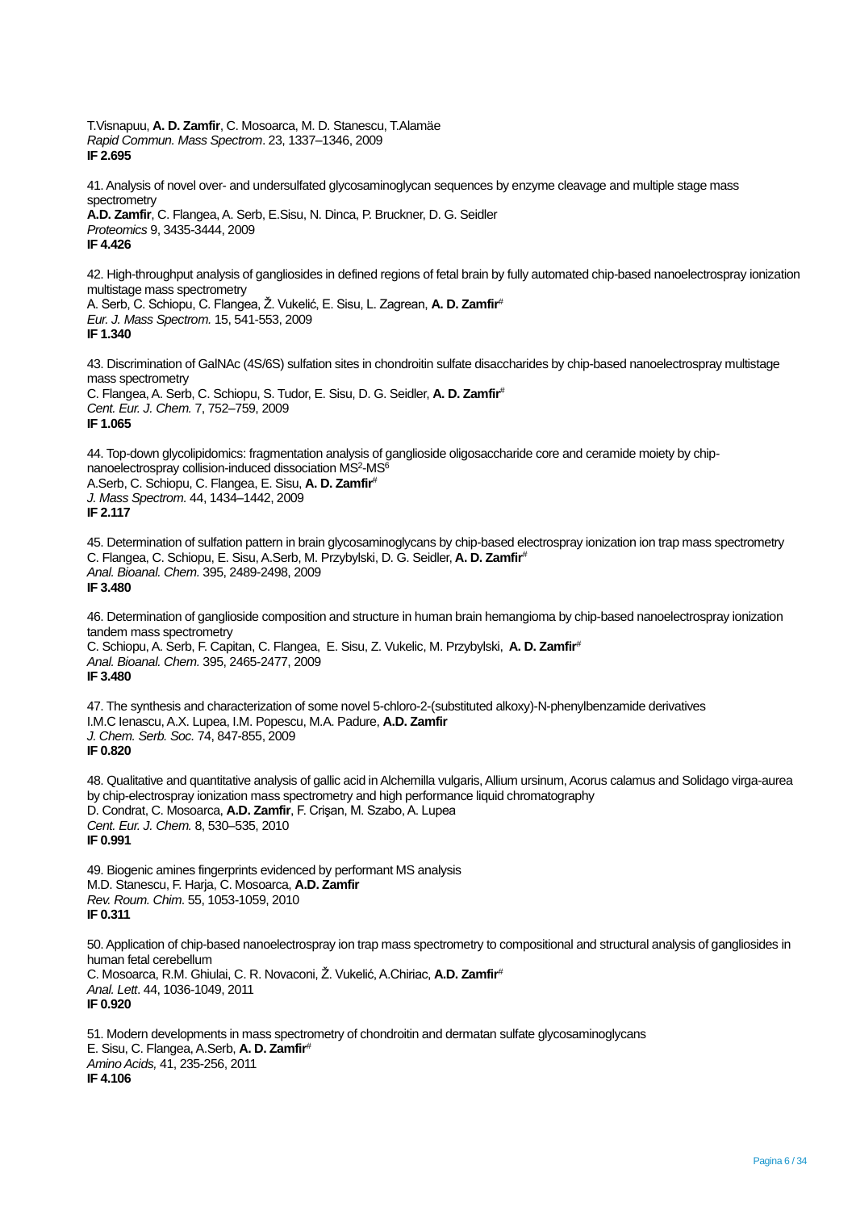T.Visnapuu, **A. D. Zamfir**, C. Mosoarca, M. D. Stanescu, T.Alamäe
*Rapid Commun. Mass Spectrom*. 23, 1337–1346, 2009
**IF 2.695**

41. Analysis of novel over- and undersulfated glycosaminoglycan sequences by enzyme cleavage and multiple stage mass spectrometry
**A.D. Zamfir**, C. Flangea, A. Serb, E.Sisu, N. Dinca, P. Bruckner, D. G. Seidler
*Proteomics* 9, 3435-3444, 2009
**IF 4.426**

42. High-throughput analysis of gangliosides in defined regions of fetal brain by fully automated chip-based nanoelectrospray ionization multistage mass spectrometry
A. Serb, C. Schiopu, C. Flangea, Ž. Vukelić, E. Sisu, L. Zagrean, **A. D. Zamfir**#
*Eur. J. Mass Spectrom.* 15, 541-553, 2009
**IF 1.340**

43. Discrimination of GalNAc (4S/6S) sulfation sites in chondroitin sulfate disaccharides by chip-based nanoelectrospray multistage mass spectrometry
C. Flangea, A. Serb, C. Schiopu, S. Tudor, E. Sisu, D. G. Seidler, **A. D. Zamfir**#
*Cent. Eur. J. Chem.* 7, 752–759, 2009
**IF 1.065**

44. Top-down glycolipidomics: fragmentation analysis of ganglioside oligosaccharide core and ceramide moiety by chip-nanoelectrospray collision-induced dissociation $MS^2$-$MS^6$
A.Serb, C. Schiopu, C. Flangea, E. Sisu, **A. D. Zamfir**#
*J. Mass Spectrom.* 44, 1434–1442, 2009
**IF 2.117**

45. Determination of sulfation pattern in brain glycosaminoglycans by chip-based electrospray ionization ion trap mass spectrometry
C. Flangea, C. Schiopu, E. Sisu, A.Serb, M. Przybylski, D. G. Seidler, **A. D. Zamfir**#
*Anal. Bioanal. Chem.* 395, 2489-2498, 2009
**IF 3.480**

46. Determination of ganglioside composition and structure in human brain hemangioma by chip-based nanoelectrospray ionization tandem mass spectrometry
C. Schiopu, A. Serb, F. Capitan, C. Flangea, E. Sisu, Z. Vukelic, M. Przybylski, **A. D. Zamfir**#
*Anal. Bioanal. Chem.* 395, 2465-2477, 2009
**IF 3.480**

47. The synthesis and characterization of some novel 5-chloro-2-(substituted alkoxy)-N-phenylbenzamide derivatives
I.M.C Ienascu, A.X. Lupea, I.M. Popescu, M.A. Padure, **A.D. Zamfir**
*J. Chem. Serb. Soc.* 74, 847-855, 2009
**IF 0.820**

48. Qualitative and quantitative analysis of gallic acid in Alchemilla vulgaris, Allium ursinum, Acorus calamus and Solidago virga-aurea by chip-electrospray ionization mass spectrometry and high performance liquid chromatography
D. Condrat, C. Mosoarca, **A.D. Zamfir**, F. Crişan, M. Szabo, A. Lupea
*Cent. Eur. J. Chem.* 8, 530–535, 2010
**IF 0.991**

49. Biogenic amines fingerprints evidenced by performant MS analysis
M.D. Stanescu, F. Harja, C. Mosoarca, **A.D. Zamfir**
*Rev. Roum. Chim.* 55, 1053-1059, 2010
**IF 0.311**

50. Application of chip-based nanoelectrospray ion trap mass spectrometry to compositional and structural analysis of gangliosides in human fetal cerebellum
C. Mosoarca, R.M. Ghiulai, C. R. Novaconi, Ž. Vukelić, A.Chiriac, **A.D. Zamfir**#
*Anal. Lett.* 44, 1036-1049, 2011
**IF 0.920**

51. Modern developments in mass spectrometry of chondroitin and dermatan sulfate glycosaminoglycans
E. Sisu, C. Flangea, A.Serb, **A. D. Zamfir**#
*Amino Acids,* 41, 235-256, 2011
**IF 4.106**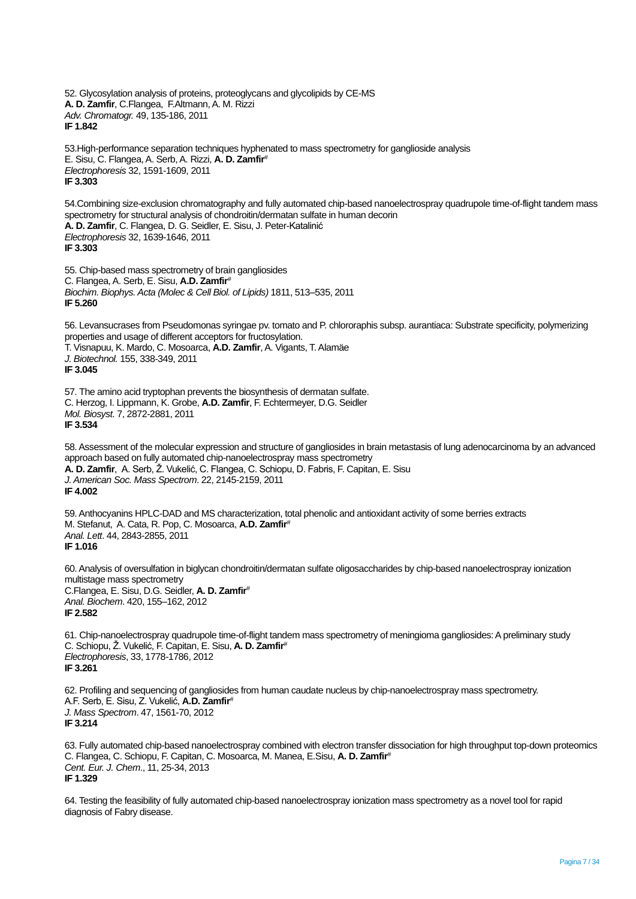52. Glycosylation analysis of proteins, proteoglycans and glycolipids by CE-MS
**A. D. Zamfir**, C.Flangea, F.Altmann, A. M. Rizzi
*Adv. Chromatogr.* 49, 135-186, 2011
**IF 1.842**

53.High-performance separation techniques hyphenated to mass spectrometry for ganglioside analysis
E. Sisu, C. Flangea, A. Serb, A. Rizzi, **A. D. Zamfir**#
*Electrophoresis* 32, 1591-1609, 2011
**IF 3.303**

54.Combining size-exclusion chromatography and fully automated chip-based nanoelectrospray quadrupole time-of-flight tandem mass spectrometry for structural analysis of chondroitin/dermatan sulfate in human decorin
**A. D. Zamfir**, C. Flangea, D. G. Seidler, E. Sisu, J. Peter-Katalinić
*Electrophoresis* 32, 1639-1646, 2011
**IF 3.303**

55. Chip-based mass spectrometry of brain gangliosides
C. Flangea, A. Serb, E. Sisu, **A.D. Zamfir**#
*Biochim. Biophys. Acta (Molec & Cell Biol. of Lipids)* 1811, 513–535, 2011
**IF 5.260**

56. Levansucrases from Pseudomonas syringae pv. tomato and P. chlororaphis subsp. aurantiaca: Substrate specificity, polymerizing properties and usage of different acceptors for fructosylation.
T. Visnapuu, K. Mardo, C. Mosoarca, **A.D. Zamfir**, A. Vigants, T. Alamäe
*J. Biotechnol.* 155, 338-349, 2011
**IF 3.045**

57. The amino acid tryptophan prevents the biosynthesis of dermatan sulfate.
C. Herzog, I. Lippmann, K. Grobe, **A.D. Zamfir**, F. Echtermeyer, D.G. Seidler
*Mol. Biosyst.* 7, 2872-2881, 2011
**IF 3.534**

58. Assessment of the molecular expression and structure of gangliosides in brain metastasis of lung adenocarcinoma by an advanced approach based on fully automated chip-nanoelectrospray mass spectrometry
**A. D. Zamfir**, A. Serb, Ž. Vukelić, C. Flangea, C. Schiopu, D. Fabris, F. Capitan, E. Sisu
*J. American Soc. Mass Spectrom*. 22, 2145-2159, 2011
**IF 4.002**

59. Anthocyanins HPLC-DAD and MS characterization, total phenolic and antioxidant activity of some berries extracts
M. Stefanut, A. Cata, R. Pop, C. Mosoarca, **A.D. Zamfir**#
*Anal. Lett*. 44, 2843-2855, 2011
**IF 1.016**

60. Analysis of oversulfation in biglycan chondroitin/dermatan sulfate oligosaccharides by chip-based nanoelectrospray ionization multistage mass spectrometry
C.Flangea, E. Sisu, D.G. Seidler, **A. D. Zamfir**#
*Anal. Biochem*. 420, 155–162, 2012
**IF 2.582**

61. Chip-nanoelectrospray quadrupole time-of-flight tandem mass spectrometry of meningioma gangliosides: A preliminary study
C. Schiopu, Ž. Vukelić, F. Capitan, E. Sisu, **A. D. Zamfir**#
*Electrophoresis*, 33, 1778-1786, 2012
**IF 3.261**

62. Profiling and sequencing of gangliosides from human caudate nucleus by chip-nanoelectrospray mass spectrometry.
A.F. Serb, E. Sisu, Z. Vukelić, **A.D. Zamfir**#
*J. Mass Spectrom*. 47, 1561-70, 2012
**IF 3.214**

63. Fully automated chip-based nanoelectrospray combined with electron transfer dissociation for high throughput top-down proteomics
C. Flangea, C. Schiopu, F. Capitan, C. Mosoarca, M. Manea, E.Sisu, **A. D. Zamfir**#
*Cent. Eur. J. Chem.*, 11, 25-34, 2013
**IF 1.329**

64. Testing the feasibility of fully automated chip-based nanoelectrospray ionization mass spectrometry as a novel tool for rapid diagnosis of Fabry disease.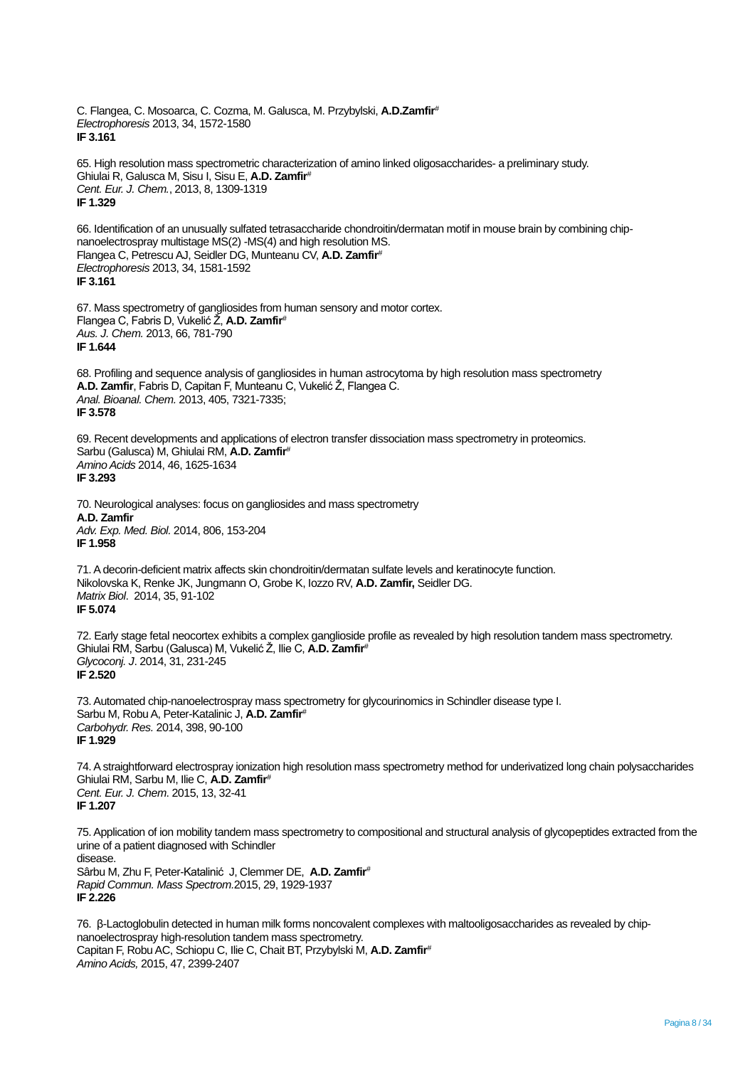C. Flangea, C. Mosoarca, C. Cozma, M. Galusca, M. Przybylski, **A.D.Zamfir**#
*Electrophoresis* 2013, 34, 1572-1580
**IF 3.161**

65. High resolution mass spectrometric characterization of amino linked oligosaccharides- a preliminary study.
Ghiulai R, Galusca M, Sisu I, Sisu E, **A.D. Zamfir**#
*Cent. Eur. J. Chem.*, 2013, 8, 1309-1319
**IF 1.329**

66. Identification of an unusually sulfated tetrasaccharide chondroitin/dermatan motif in mouse brain by combining chip-nanoelectrospray multistage MS(2) -MS(4) and high resolution MS.
Flangea C, Petrescu AJ, Seidler DG, Munteanu CV, **A.D. Zamfir**#
*Electrophoresis* 2013, 34, 1581-1592
**IF 3.161**

67. Mass spectrometry of gangliosides from human sensory and motor cortex.
Flangea C, Fabris D, Vukelić Ž, **A.D. Zamfir**#
*Aus. J. Chem.* 2013, 66, 781-790
**IF 1.644**

68. Profiling and sequence analysis of gangliosides in human astrocytoma by high resolution mass spectrometry
**A.D. Zamfir**, Fabris D, Capitan F, Munteanu C, Vukelić Ž, Flangea C.
*Anal. Bioanal. Chem.* 2013, 405, 7321-7335;
**IF 3.578**

69. Recent developments and applications of electron transfer dissociation mass spectrometry in proteomics.
Sarbu (Galusca) M, Ghiulai RM, **A.D. Zamfir**#
*Amino Acids* 2014, 46, 1625-1634
**IF 3.293**

70. Neurological analyses: focus on gangliosides and mass spectrometry
**A.D. Zamfir**
*Adv. Exp. Med. Biol.* 2014, 806, 153-204
**IF 1.958**

71. A decorin-deficient matrix affects skin chondroitin/dermatan sulfate levels and keratinocyte function.
Nikolovska K, Renke JK, Jungmann O, Grobe K, Iozzo RV, **A.D. Zamfir,** Seidler DG.
*Matrix Biol.* 2014, 35, 91-102
**IF 5.074**

72. Early stage fetal neocortex exhibits a complex ganglioside profile as revealed by high resolution tandem mass spectrometry.
Ghiulai RM, Sarbu (Galusca) M, Vukelić Ž, Ilie C, **A.D. Zamfir**#
*Glycoconj. J*. 2014, 31, 231-245
**IF 2.520**

73. Automated chip-nanoelectrospray mass spectrometry for glycourinomics in Schindler disease type I.
Sarbu M, Robu A, Peter-Katalinic J, **A.D. Zamfir**#
*Carbohydr. Res.* 2014, 398, 90-100
**IF 1.929**

74. A straightforward electrospray ionization high resolution mass spectrometry method for underivatized long chain polysaccharides
Ghiulai RM, Sarbu M, Ilie C, **A.D. Zamfir**#
*Cent. Eur. J. Chem*. 2015, 13, 32-41
**IF 1.207**

75. Application of ion mobility tandem mass spectrometry to compositional and structural analysis of glycopeptides extracted from the urine of a patient diagnosed with Schindler
disease.
Sârbu M, Zhu F, Peter-Katalinić J, Clemmer DE, **A.D. Zamfir**#
*Rapid Commun. Mass Spectrom.*2015, 29, 1929-1937
**IF 2.226**

76. β-Lactoglobulin detected in human milk forms noncovalent complexes with maltooligosaccharides as revealed by chip-nanoelectrospray high-resolution tandem mass spectrometry.
Capitan F, Robu AC, Schiopu C, Ilie C, Chait BT, Przybylski M, **A.D. Zamfir**#
*Amino Acids,* 2015, 47, 2399-2407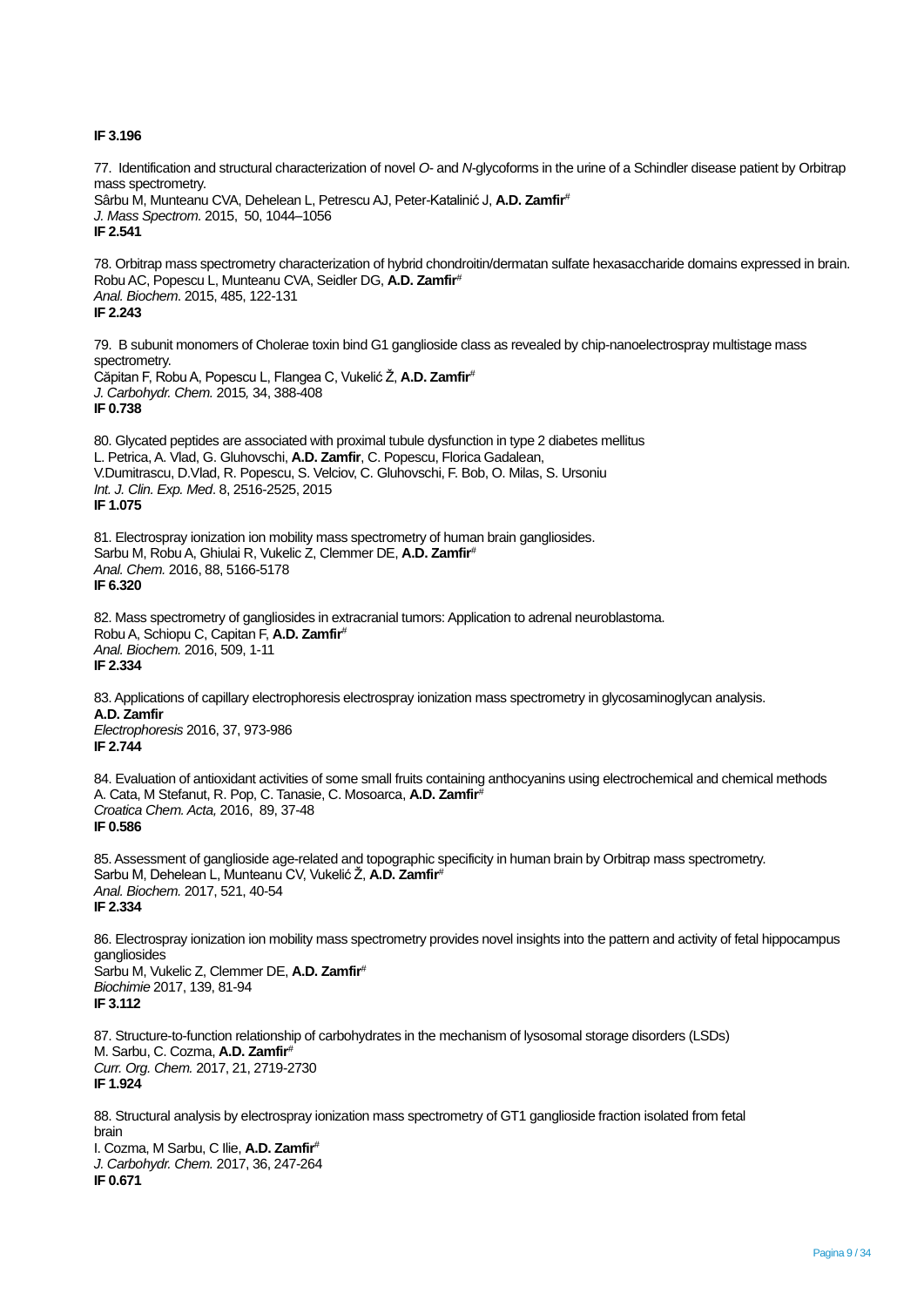**IF 3.196**

77. Identification and structural characterization of novel *O*- and *N*-glycoforms in the urine of a Schindler disease patient by Orbitrap mass spectrometry.
Sârbu M, Munteanu CVA, Dehelean L, Petrescu AJ, Peter-Katalinić J, **A.D. Zamfir**#
*J. Mass Spectrom.* 2015, 50, 1044–1056
**IF 2.541**

78. Orbitrap mass spectrometry characterization of hybrid chondroitin/dermatan sulfate hexasaccharide domains expressed in brain.
Robu AC, Popescu L, Munteanu CVA, Seidler DG, **A.D. Zamfir**#
*Anal. Biochem*. 2015, 485, 122-131
**IF 2.243**

79. B subunit monomers of Cholerae toxin bind G1 ganglioside class as revealed by chip-nanoelectrospray multistage mass spectrometry.
Căpitan F, Robu A, Popescu L, Flangea C, Vukelić Ž, **A.D. Zamfir**#
*J. Carbohydr. Chem.* 2015*,* 34, 388-408
**IF 0.738**

80. Glycated peptides are associated with proximal tubule dysfunction in type 2 diabetes mellitus
L. Petrica, A. Vlad, G. Gluhovschi, **A.D. Zamfir**, C. Popescu, Florica Gadalean, V.Dumitrascu, D.Vlad, R. Popescu, S. Velciov, C. Gluhovschi, F. Bob, O. Milas, S. Ursoniu
*Int. J. Clin. Exp. Med*. 8, 2516-2525, 2015
**IF 1.075**

81. Electrospray ionization ion mobility mass spectrometry of human brain gangliosides.
Sarbu M, Robu A, Ghiulai R, Vukelic Z, Clemmer DE, **A.D. Zamfir**#
*Anal. Chem.* 2016, 88, 5166-5178
**IF 6.320**

82. Mass spectrometry of gangliosides in extracranial tumors: Application to adrenal neuroblastoma.
Robu A, Schiopu C, Capitan F, **A.D. Zamfir**#
*Anal. Biochem.* 2016, 509, 1-11
**IF 2.334**

83. Applications of capillary electrophoresis electrospray ionization mass spectrometry in glycosaminoglycan analysis.
**A.D. Zamfir**
*Electrophoresis* 2016, 37, 973-986
**IF 2.744**

84. Evaluation of antioxidant activities of some small fruits containing anthocyanins using electrochemical and chemical methods
A. Cata, M Stefanut, R. Pop, C. Tanasie, C. Mosoarca, **A.D. Zamfir**#
*Croatica Chem. Acta,* 2016, 89, 37-48
**IF 0.586**

85. Assessment of ganglioside age-related and topographic specificity in human brain by Orbitrap mass spectrometry.
Sarbu M, Dehelean L, Munteanu CV, Vukelić Ž, **A.D. Zamfir**#
*Anal. Biochem.* 2017, 521, 40-54
**IF 2.334**

86. Electrospray ionization ion mobility mass spectrometry provides novel insights into the pattern and activity of fetal hippocampus gangliosides
Sarbu M, Vukelic Z, Clemmer DE, **A.D. Zamfir**#
*Biochimie* 2017, 139, 81-94
**IF 3.112**

87. Structure-to-function relationship of carbohydrates in the mechanism of lysosomal storage disorders (LSDs)
M. Sarbu, C. Cozma, **A.D. Zamfir**#
*Curr. Org. Chem.* 2017, 21, 2719-2730
**IF 1.924**

88. Structural analysis by electrospray ionization mass spectrometry of GT1 ganglioside fraction isolated from fetal brain
I. Cozma, M Sarbu, C Ilie, **A.D. Zamfir**#
*J. Carbohydr. Chem.* 2017, 36, 247-264
**IF 0.671**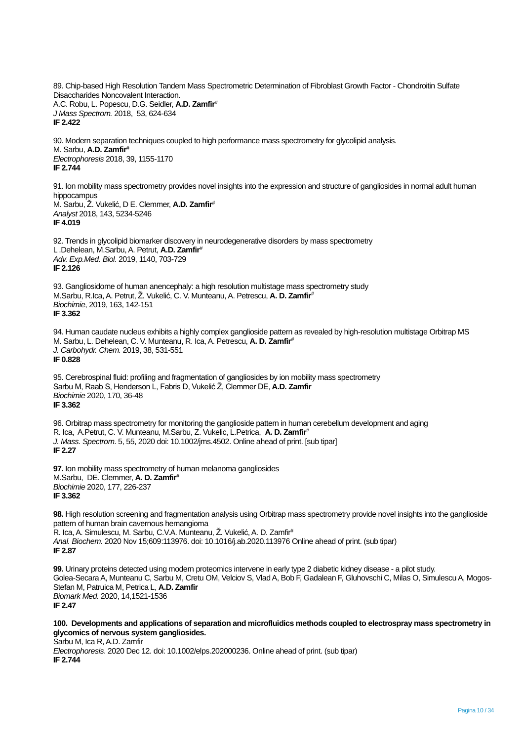89. Chip-based High Resolution Tandem Mass Spectrometric Determination of Fibroblast Growth Factor - Chondroitin Sulfate Disaccharides Noncovalent Interaction.
A.C. Robu, L. Popescu, D.G. Seidler, **A.D. Zamfir**#
*J Mass Spectrom.* 2018, 53, 624-634
**IF 2.422**

90. Modern separation techniques coupled to high performance mass spectrometry for glycolipid analysis.
M. Sarbu, **A.D. Zamfir**#
*Electrophoresis* 2018, 39, 1155-1170
**IF 2.744**

91. Ion mobility mass spectrometry provides novel insights into the expression and structure of gangliosides in normal adult human hippocampus
M. Sarbu, Ž. Vukelić, D E. Clemmer, **A.D. Zamfir**#
*Analyst* 2018, 143, 5234-5246
**IF 4.019**

92. Trends in glycolipid biomarker discovery in neurodegenerative disorders by mass spectrometry
L .Dehelean, M.Sarbu, A. Petrut, **A.D. Zamfir**#
*Adv. Exp.Med. Biol.* 2019, 1140, 703-729
**IF 2.126**

93. Gangliosidome of human anencephaly: a high resolution multistage mass spectrometry study
M.Sarbu, R.Ica, A. Petrut, Ž. Vukelić, C. V. Munteanu, A. Petrescu, **A. D. Zamfir**#
*Biochimie*, 2019, 163, 142-151
**IF 3.362**

94. Human caudate nucleus exhibits a highly complex ganglioside pattern as revealed by high-resolution multistage Orbitrap MS
M. Sarbu, L. Dehelean, C. V. Munteanu, R. Ica, A. Petrescu, **A. D. Zamfir**#
*J. Carbohydr. Chem.* 2019, 38, 531-551
**IF 0.828**

95. Cerebrospinal fluid: profiling and fragmentation of gangliosides by ion mobility mass spectrometry
Sarbu M, Raab S, Henderson L, Fabris D, Vukelić Ž, Clemmer DE, **A.D. Zamfir**
*Biochimie* 2020, 170, 36-48
**IF 3.362**

96. Orbitrap mass spectrometry for monitoring the ganglioside pattern in human cerebellum development and aging
R. Ica, A.Petrut, C. V. Munteanu, M.Sarbu, Z. Vukelic, L.Petrica, **A. D. Zamfir**#
*J. Mass. Spectrom*. 5, 55, 2020 doi: 10.1002/jms.4502. Online ahead of print. [sub tipar]
**IF 2.27**

**97.** Ion mobility mass spectrometry of human melanoma gangliosides
M.Sarbu, DE. Clemmer, **A. D. Zamfir**#
*Biochimie* 2020, 177, 226-237
**IF 3.362**

**98.** High resolution screening and fragmentation analysis using Orbitrap mass spectrometry provide novel insights into the ganglioside pattern of human brain cavernous hemangioma
R. Ica, A. Simulescu, M. Sarbu, C.V.A. Munteanu, Ž. Vukelić, A. D. Zamfir#
*Anal. Biochem.* 2020 Nov 15;609:113976. doi: 10.1016/j.ab.2020.113976 Online ahead of print. (sub tipar)
**IF 2.87**

**99.** Urinary proteins detected using modern proteomics intervene in early type 2 diabetic kidney disease - a pilot study.
Golea-Secara A, Munteanu C, Sarbu M, Cretu OM, Velciov S, Vlad A, Bob F, Gadalean F, Gluhovschi C, Milas O, Simulescu A, Mogos-Stefan M, Patruica M, Petrica L, **A.D. Zamfir**
*Biomark Med.* 2020, 14,1521-1536
**IF 2.47**

**100. Developments and applications of separation and microfluidics methods coupled to electrospray mass spectrometry in glycomics of nervous system gangliosides.**
Sarbu M, Ica R, A.D. Zamfir
*Electrophoresis*. 2020 Dec 12. doi: 10.1002/elps.202000236. Online ahead of print. (sub tipar)
**IF 2.744**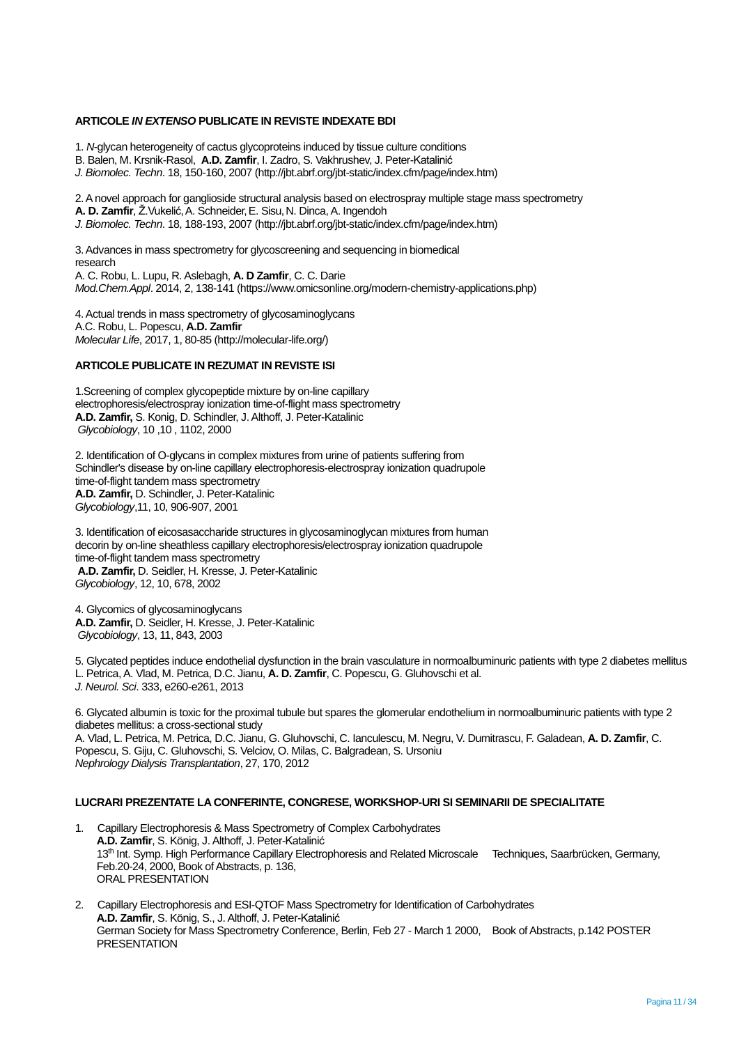### ARTICOLE *IN EXTENSO* PUBLICATE IN REVISTE INDEXATE BDI

1. *N*-glycan heterogeneity of cactus glycoproteins induced by tissue culture conditions
B. Balen, M. Krsnik-Rasol, **A.D. Zamfir**, I. Zadro, S. Vakhrushev, J. Peter-Katalinić
*J. Biomolec. Techn*. 18, 150-160, 2007 (http://jbt.abrf.org/jbt-static/index.cfm/page/index.htm)

2. A novel approach for ganglioside structural analysis based on electrospray multiple stage mass spectrometry
**A. D. Zamfir**, Ž.Vukelić, A. Schneider, E. Sisu, N. Dinca, A. Ingendoh
*J. Biomolec. Techn*. 18, 188-193, 2007 (http://jbt.abrf.org/jbt-static/index.cfm/page/index.htm)

3. Advances in mass spectrometry for glycoscreening and sequencing in biomedical research
A. C. Robu, L. Lupu, R. Aslebagh, **A. D Zamfir**, C. C. Darie
*Mod.Chem.Appl*. 2014, 2, 138-141 (https://www.omicsonline.org/modern-chemistry-applications.php)

4. Actual trends in mass spectrometry of glycosaminoglycans
A.C. Robu, L. Popescu, **A.D. Zamfir**
*Molecular Life*, 2017, 1, 80-85 (http://molecular-life.org/)

### ARTICOLE PUBLICATE IN REZUMAT IN REVISTE ISI

1.Screening of complex glycopeptide mixture by on-line capillary electrophoresis/electrospray ionization time-of-flight mass spectrometry
**A.D. Zamfir,** S. Konig, D. Schindler, J. Althoff, J. Peter-Katalinic
*Glycobiology*, 10 ,10 , 1102, 2000

2. Identification of O-glycans in complex mixtures from urine of patients suffering from Schindler's disease by on-line capillary electrophoresis-electrospray ionization quadrupole time-of-flight tandem mass spectrometry
**A.D. Zamfir,** D. Schindler, J. Peter-Katalinic
*Glycobiology*,11, 10, 906-907, 2001

3. Identification of eicosasaccharide structures in glycosaminoglycan mixtures from human decorin by on-line sheathless capillary electrophoresis/electrospray ionization quadrupole time-of-flight tandem mass spectrometry
**A.D. Zamfir,** D. Seidler, H. Kresse, J. Peter-Katalinic
*Glycobiology*, 12, 10, 678, 2002

4. Glycomics of glycosaminoglycans
**A.D. Zamfir,** D. Seidler, H. Kresse, J. Peter-Katalinic
*Glycobiology*, 13, 11, 843, 2003

5. Glycated peptides induce endothelial dysfunction in the brain vasculature in normoalbuminuric patients with type 2 diabetes mellitus
L. Petrica, A. Vlad, M. Petrica, D.C. Jianu, **A. D. Zamfir**, C. Popescu, G. Gluhovschi et al.
*J. Neurol. Sci*. 333, e260-e261, 2013

6. Glycated albumin is toxic for the proximal tubule but spares the glomerular endothelium in normoalbuminuric patients with type 2 diabetes mellitus: a cross-sectional study
A. Vlad, L. Petrica, M. Petrica, D.C. Jianu, G. Gluhovschi, C. Ianculescu, M. Negru, V. Dumitrascu, F. Galadean, **A. D. Zamfir**, C. Popescu, S. Giju, C. Gluhovschi, S. Velciov, O. Milas, C. Balgradean, S. Ursoniu
*Nephrology Dialysis Transplantation*, 27, 170, 2012

### LUCRARI PREZENTATE LA CONFERINTE, CONGRESE, WORKSHOP-URI SI SEMINARII DE SPECIALITATE

1. Capillary Electrophoresis & Mass Spectrometry of Complex Carbohydrates
**A.D. Zamfir**, S. König, J. Althoff, J. Peter-Katalinić
13th Int. Symp. High Performance Capillary Electrophoresis and Related Microscale Techniques, Saarbrücken, Germany, Feb.20-24, 2000, Book of Abstracts, p. 136,
ORAL PRESENTATION

2. Capillary Electrophoresis and ESI-QTOF Mass Spectrometry for Identification of Carbohydrates
**A.D. Zamfir**, S. König, S., J. Althoff, J. Peter-Katalinić
German Society for Mass Spectrometry Conference, Berlin, Feb 27 - March 1 2000, Book of Abstracts, p.142 POSTER PRESENTATION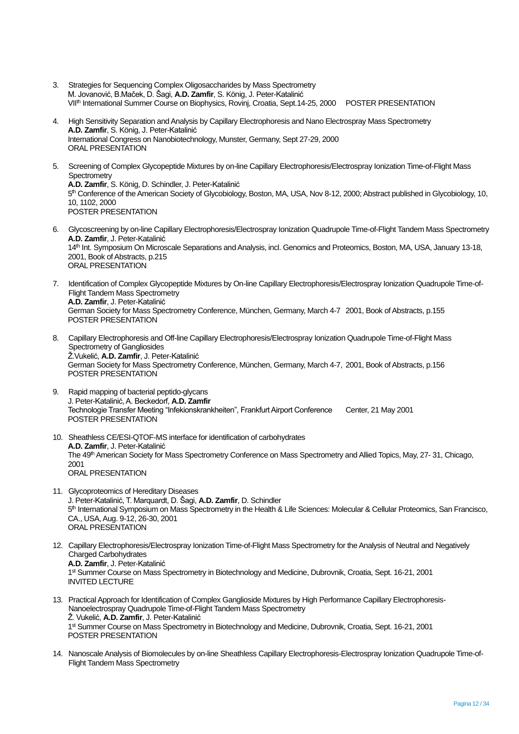3. Strategies for Sequencing Complex Oligosaccharides by Mass Spectrometry
   M. Jovanović, B.Maček, D. Šagi, **A.D. Zamfir**, S. König, J. Peter-Katalinić
   VII$^{th}$ International Summer Course on Biophysics, Rovinj, Croatia, Sept.14-25, 2000 POSTER PRESENTATION

4. High Sensitivity Separation and Analysis by Capillary Electrophoresis and Nano Electrospray Mass Spectrometry
   **A.D. Zamfir**, S. König, J. Peter-Katalinić
   International Congress on Nanobiotechnology, Munster, Germany, Sept 27-29, 2000
   ORAL PRESENTATION

5. Screening of Complex Glycopeptide Mixtures by on-line Capillary Electrophoresis/Electrospray Ionization Time-of-Flight Mass Spectrometry
   **A.D. Zamfir**, S. König, D. Schindler, J. Peter-Katalinić
   5$^{th}$ Conference of the American Society of Glycobiology, Boston, MA, USA, Nov 8-12, 2000; Abstract published in Glycobiology, 10, 10, 1102, 2000
   POSTER PRESENTATION

6. Glycoscreening by on-line Capillary Electrophoresis/Electrospray Ionization Quadrupole Time-of-Flight Tandem Mass Spectrometry
   **A.D. Zamfir**, J. Peter-Katalinić
   14$^{th}$ Int. Symposium On Microscale Separations and Analysis, incl. Genomics and Proteomics, Boston, MA, USA, January 13-18, 2001, Book of Abstracts, p.215
   ORAL PRESENTATION

7. Identification of Complex Glycopeptide Mixtures by On-line Capillary Electrophoresis/Electrospray Ionization Quadrupole Time-of-Flight Tandem Mass Spectrometry
   **A.D. Zamfir**, J. Peter-Katalinić
   German Society for Mass Spectrometry Conference, München, Germany, March 4-7 2001, Book of Abstracts, p.155
   POSTER PRESENTATION

8. Capillary Electrophoresis and Off-line Capillary Electrophoresis/Electrospray Ionization Quadrupole Time-of-Flight Mass Spectrometry of Gangliosides
   Ž.Vukelić, **A.D. Zamfir**, J. Peter-Katalinić
   German Society for Mass Spectrometry Conference, München, Germany, March 4-7, 2001, Book of Abstracts, p.156
   POSTER PRESENTATION

9. Rapid mapping of bacterial peptido-glycans
   J. Peter-Katalinić, A. Beckedorf, **A.D. Zamfir**
   Technologie Transfer Meeting "Infekionskrankheiten", Frankfurt Airport Conference Center, 21 May 2001
   POSTER PRESENTATION

10. Sheathless CE/ESI-QTOF-MS interface for identification of carbohydrates
    **A.D. Zamfir**, J. Peter-Katalinić
    The 49$^{th}$ American Society for Mass Spectrometry Conference on Mass Spectrometry and Allied Topics, May, 27- 31, Chicago, 2001
    ORAL PRESENTATION

11. Glycoproteomics of Hereditary Diseases
    J. Peter-Katalinić, T. Marquardt, D. Šagi, **A.D. Zamfir**, D. Schindler
    5$^{th}$ International Symposium on Mass Spectrometry in the Health & Life Sciences: Molecular & Cellular Proteomics, San Francisco, CA., USA, Aug. 9-12, 26-30, 2001
    ORAL PRESENTATION

12. Capillary Electrophoresis/Electrospray Ionization Time-of-Flight Mass Spectrometry for the Analysis of Neutral and Negatively Charged Carbohydrates
    **A.D. Zamfir**, J. Peter-Katalinić
    1$^{st}$ Summer Course on Mass Spectrometry in Biotechnology and Medicine, Dubrovnik, Croatia, Sept. 16-21, 2001
    INVITED LECTURE

13. Practical Approach for Identification of Complex Ganglioside Mixtures by High Performance Capillary Electrophoresis-Nanoelectrospray Quadrupole Time-of-Flight Tandem Mass Spectrometry
    Ž. Vukelić, **A.D. Zamfir**, J. Peter-Katalinić
    1$^{st}$ Summer Course on Mass Spectrometry in Biotechnology and Medicine, Dubrovnik, Croatia, Sept. 16-21, 2001
    POSTER PRESENTATION

14. Nanoscale Analysis of Biomolecules by on-line Sheathless Capillary Electrophoresis-Electrospray Ionization Quadrupole Time-of-Flight Tandem Mass Spectrometry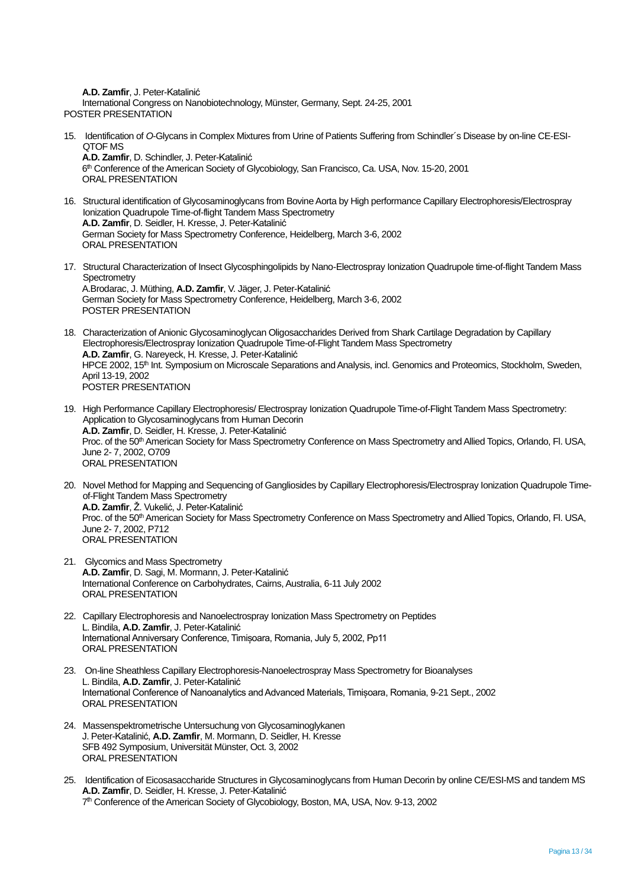**A.D. Zamfir**, J. Peter-Katalinić
International Congress on Nanobiotechnology, Münster, Germany, Sept. 24-25, 2001
POSTER PRESENTATION

15. Identification of *O*-Glycans in Complex Mixtures from Urine of Patients Suffering from Schindler´s Disease by on-line CE-ESI-QTOF MS
**A.D. Zamfir**, D. Schindler, J. Peter-Katalinić
6th Conference of the American Society of Glycobiology, San Francisco, Ca. USA, Nov. 15-20, 2001
ORAL PRESENTATION

16. Structural identification of Glycosaminoglycans from Bovine Aorta by High performance Capillary Electrophoresis/Electrospray Ionization Quadrupole Time-of-flight Tandem Mass Spectrometry
**A.D. Zamfir**, D. Seidler, H. Kresse, J. Peter-Katalinić
German Society for Mass Spectrometry Conference, Heidelberg, March 3-6, 2002
ORAL PRESENTATION

17. Structural Characterization of Insect Glycosphingolipids by Nano-Electrospray Ionization Quadrupole time-of-flight Tandem Mass Spectrometry
A.Brodarac, J. Müthing, **A.D. Zamfir**, V. Jäger, J. Peter-Katalinić
German Society for Mass Spectrometry Conference, Heidelberg, March 3-6, 2002
POSTER PRESENTATION

18. Characterization of Anionic Glycosaminoglycan Oligosaccharides Derived from Shark Cartilage Degradation by Capillary Electrophoresis/Electrospray Ionization Quadrupole Time-of-Flight Tandem Mass Spectrometry
**A.D. Zamfir**, G. Nareyeck, H. Kresse, J. Peter-Katalinić
HPCE 2002, 15th Int. Symposium on Microscale Separations and Analysis, incl. Genomics and Proteomics, Stockholm, Sweden, April 13-19, 2002
POSTER PRESENTATION

19. High Performance Capillary Electrophoresis/ Electrospray Ionization Quadrupole Time-of-Flight Tandem Mass Spectrometry: Application to Glycosaminoglycans from Human Decorin
**A.D. Zamfir**, D. Seidler, H. Kresse, J. Peter-Katalinić
Proc. of the 50th American Society for Mass Spectrometry Conference on Mass Spectrometry and Allied Topics, Orlando, Fl. USA, June 2- 7, 2002, O709
ORAL PRESENTATION

20. Novel Method for Mapping and Sequencing of Gangliosides by Capillary Electrophoresis/Electrospray Ionization Quadrupole Time-of-Flight Tandem Mass Spectrometry
**A.D. Zamfir**, Ž. Vukelić, J. Peter-Katalinić
Proc. of the 50th American Society for Mass Spectrometry Conference on Mass Spectrometry and Allied Topics, Orlando, Fl. USA, June 2- 7, 2002, P712
ORAL PRESENTATION

21. Glycomics and Mass Spectrometry
**A.D. Zamfir**, D. Sagi, M. Mormann, J. Peter-Katalinić
International Conference on Carbohydrates, Cairns, Australia, 6-11 July 2002
ORAL PRESENTATION

22. Capillary Electrophoresis and Nanoelectrospray Ionization Mass Spectrometry on Peptides
L. Bindila, **A.D. Zamfir**, J. Peter-Katalinić
International Anniversary Conference, Timișoara, Romania, July 5, 2002, Pp11
ORAL PRESENTATION

23. On-line Sheathless Capillary Electrophoresis-Nanoelectrospray Mass Spectrometry for Bioanalyses
L. Bindila, **A.D. Zamfir**, J. Peter-Katalinić
International Conference of Nanoanalytics and Advanced Materials, Timișoara, Romania, 9-21 Sept., 2002
ORAL PRESENTATION

24. Massenspektrometrische Untersuchung von Glycosaminoglykanen
J. Peter-Katalinić, **A.D. Zamfir**, M. Mormann, D. Seidler, H. Kresse
SFB 492 Symposium, Universität Münster, Oct. 3, 2002
ORAL PRESENTATION

25. Identification of Eicosasaccharide Structures in Glycosaminoglycans from Human Decorin by online CE/ESI-MS and tandem MS
**A.D. Zamfir**, D. Seidler, H. Kresse, J. Peter-Katalinić
7th Conference of the American Society of Glycobiology, Boston, MA, USA, Nov. 9-13, 2002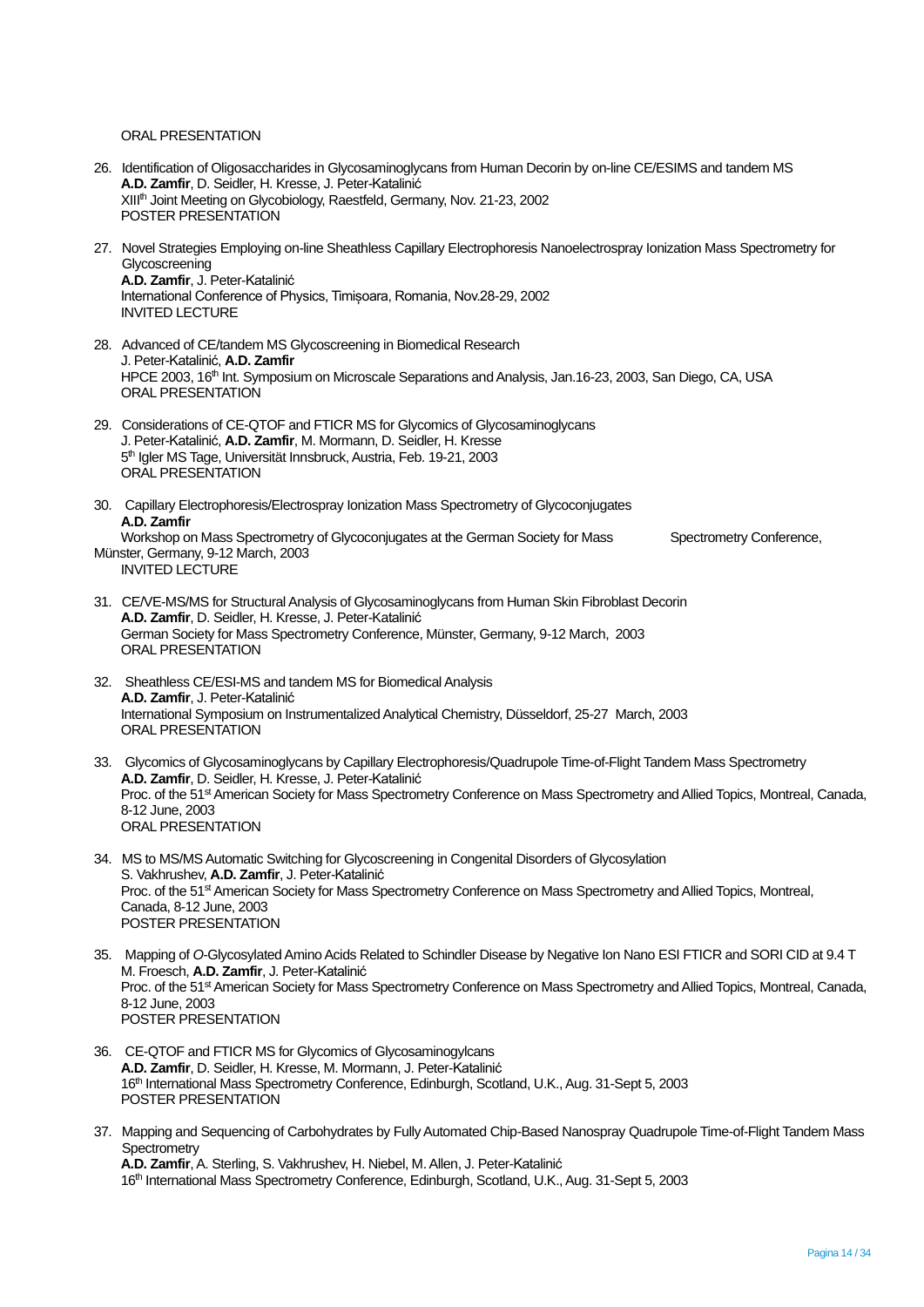ORAL PRESENTATION

26. Identification of Oligosaccharides in Glycosaminoglycans from Human Decorin by on-line CE/ESIMS and tandem MS
    **A.D. Zamfir**, D. Seidler, H. Kresse, J. Peter-Katalinić
    XIII[th] Joint Meeting on Glycobiology, Raestfeld, Germany, Nov. 21-23, 2002
    POSTER PRESENTATION

27. Novel Strategies Employing on-line Sheathless Capillary Electrophoresis Nanoelectrospray Ionization Mass Spectrometry for Glycoscreening
    **A.D. Zamfir**, J. Peter-Katalinić
    International Conference of Physics, Timișoara, Romania, Nov.28-29, 2002
    INVITED LECTURE

28. Advanced of CE/tandem MS Glycoscreening in Biomedical Research
    J. Peter-Katalinić, **A.D. Zamfir**
    HPCE 2003, 16[th] Int. Symposium on Microscale Separations and Analysis, Jan.16-23, 2003, San Diego, CA, USA
    ORAL PRESENTATION

29. Considerations of CE-QTOF and FTICR MS for Glycomics of Glycosaminoglycans
    J. Peter-Katalinić, **A.D. Zamfir**, M. Mormann, D. Seidler, H. Kresse
    5[th] Igler MS Tage, Universität Innsbruck, Austria, Feb. 19-21, 2003
    ORAL PRESENTATION

30. Capillary Electrophoresis/Electrospray Ionization Mass Spectrometry of Glycoconjugates
    **A.D. Zamfir**
    Workshop on Mass Spectrometry of Glycoconjugates at the German Society for Mass Spectrometry Conference, Münster, Germany, 9-12 March, 2003
    INVITED LECTURE

31. CE/VE-MS/MS for Structural Analysis of Glycosaminoglycans from Human Skin Fibroblast Decorin
    **A.D. Zamfir**, D. Seidler, H. Kresse, J. Peter-Katalinić
    German Society for Mass Spectrometry Conference, Münster, Germany, 9-12 March, 2003
    ORAL PRESENTATION

32. Sheathless CE/ESI-MS and tandem MS for Biomedical Analysis
    **A.D. Zamfir**, J. Peter-Katalinić
    International Symposium on Instrumentalized Analytical Chemistry, Düsseldorf, 25-27 March, 2003
    ORAL PRESENTATION

33. Glycomics of Glycosaminoglycans by Capillary Electrophoresis/Quadrupole Time-of-Flight Tandem Mass Spectrometry
    **A.D. Zamfir**, D. Seidler, H. Kresse, J. Peter-Katalinić
    Proc. of the 51[st] American Society for Mass Spectrometry Conference on Mass Spectrometry and Allied Topics, Montreal, Canada, 8-12 June, 2003
    ORAL PRESENTATION

34. MS to MS/MS Automatic Switching for Glycoscreening in Congenital Disorders of Glycosylation
    S. Vakhrushev, **A.D. Zamfir**, J. Peter-Katalinić
    Proc. of the 51[st] American Society for Mass Spectrometry Conference on Mass Spectrometry and Allied Topics, Montreal, Canada, 8-12 June, 2003
    POSTER PRESENTATION

35. Mapping of *O*-Glycosylated Amino Acids Related to Schindler Disease by Negative Ion Nano ESI FTICR and SORI CID at 9.4 T
    M. Froesch, **A.D. Zamfir**, J. Peter-Katalinić
    Proc. of the 51[st] American Society for Mass Spectrometry Conference on Mass Spectrometry and Allied Topics, Montreal, Canada, 8-12 June, 2003
    POSTER PRESENTATION

36. CE-QTOF and FTICR MS for Glycomics of Glycosaminogylcans
    **A.D. Zamfir**, D. Seidler, H. Kresse, M. Mormann, J. Peter-Katalinić
    16[th] International Mass Spectrometry Conference, Edinburgh, Scotland, U.K., Aug. 31-Sept 5, 2003
    POSTER PRESENTATION

37. Mapping and Sequencing of Carbohydrates by Fully Automated Chip-Based Nanospray Quadrupole Time-of-Flight Tandem Mass Spectrometry
    **A.D. Zamfir**, A. Sterling, S. Vakhrushev, H. Niebel, M. Allen, J. Peter-Katalinić
    16[th] International Mass Spectrometry Conference, Edinburgh, Scotland, U.K., Aug. 31-Sept 5, 2003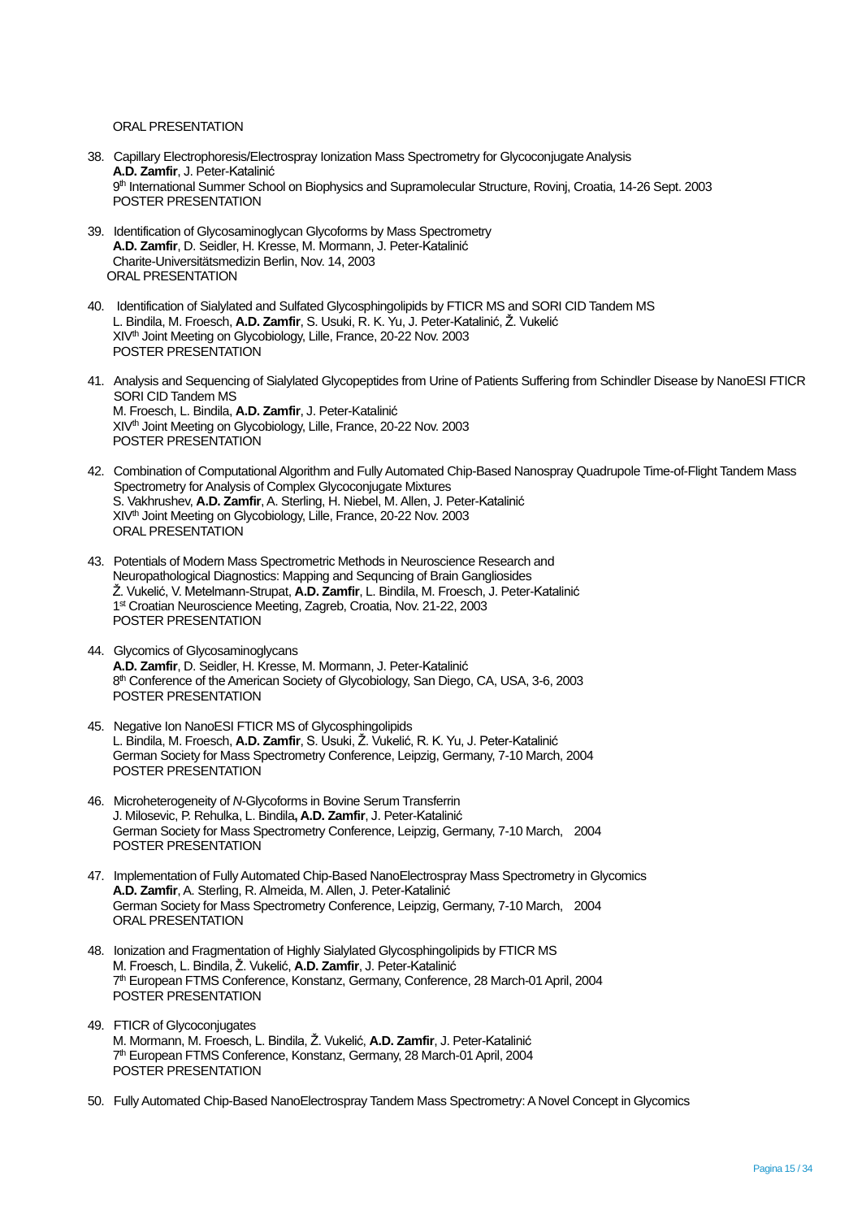ORAL PRESENTATION

38. Capillary Electrophoresis/Electrospray Ionization Mass Spectrometry for Glycoconjugate Analysis
 **A.D. Zamfir**, J. Peter-Katalinić
 9th International Summer School on Biophysics and Supramolecular Structure, Rovinj, Croatia, 14-26 Sept. 2003
 POSTER PRESENTATION

39. Identification of Glycosaminoglycan Glycoforms by Mass Spectrometry
 **A.D. Zamfir**, D. Seidler, H. Kresse, M. Mormann, J. Peter-Katalinić
 Charite-Universitätsmedizin Berlin, Nov. 14, 2003
 ORAL PRESENTATION

40. Identification of Sialylated and Sulfated Glycosphingolipids by FTICR MS and SORI CID Tandem MS
 L. Bindila, M. Froesch, **A.D. Zamfir**, S. Usuki, R. K. Yu, J. Peter-Katalinić, Ž. Vukelić
 XIVth Joint Meeting on Glycobiology, Lille, France, 20-22 Nov. 2003
 POSTER PRESENTATION

41. Analysis and Sequencing of Sialylated Glycopeptides from Urine of Patients Suffering from Schindler Disease by NanoESI FTICR SORI CID Tandem MS
 M. Froesch, L. Bindila, **A.D. Zamfir**, J. Peter-Katalinić
 XIVth Joint Meeting on Glycobiology, Lille, France, 20-22 Nov. 2003
 POSTER PRESENTATION

42. Combination of Computational Algorithm and Fully Automated Chip-Based Nanospray Quadrupole Time-of-Flight Tandem Mass Spectrometry for Analysis of Complex Glycoconjugate Mixtures
 S. Vakhrushev, **A.D. Zamfir**, A. Sterling, H. Niebel, M. Allen, J. Peter-Katalinić
 XIVth Joint Meeting on Glycobiology, Lille, France, 20-22 Nov. 2003
 ORAL PRESENTATION

43. Potentials of Modern Mass Spectrometric Methods in Neuroscience Research and Neuropathological Diagnostics: Mapping and Sequncing of Brain Gangliosides
 Ž. Vukelić, V. Metelmann-Strupat, **A.D. Zamfir**, L. Bindila, M. Froesch, J. Peter-Katalinić
 1st Croatian Neuroscience Meeting, Zagreb, Croatia, Nov. 21-22, 2003
 POSTER PRESENTATION

44. Glycomics of Glycosaminoglycans
 **A.D. Zamfir**, D. Seidler, H. Kresse, M. Mormann, J. Peter-Katalinić
 8th Conference of the American Society of Glycobiology, San Diego, CA, USA, 3-6, 2003
 POSTER PRESENTATION

45. Negative Ion NanoESI FTICR MS of Glycosphingolipids
 L. Bindila, M. Froesch, **A.D. Zamfir**, S. Usuki, Ž. Vukelić, R. K. Yu, J. Peter-Katalinić
 German Society for Mass Spectrometry Conference, Leipzig, Germany, 7-10 March, 2004
 POSTER PRESENTATION

46. Microheterogeneity of *N*-Glycoforms in Bovine Serum Transferrin
 J. Milosevic, P. Rehulka, L. Bindila**, A.D. Zamfir**, J. Peter-Katalinić
 German Society for Mass Spectrometry Conference, Leipzig, Germany, 7-10 March, 2004
 POSTER PRESENTATION

47. Implementation of Fully Automated Chip-Based NanoElectrospray Mass Spectrometry in Glycomics
 **A.D. Zamfir**, A. Sterling, R. Almeida, M. Allen, J. Peter-Katalinić
 German Society for Mass Spectrometry Conference, Leipzig, Germany, 7-10 March, 2004
 ORAL PRESENTATION

48. Ionization and Fragmentation of Highly Sialylated Glycosphingolipids by FTICR MS
 M. Froesch, L. Bindila, Ž. Vukelić, **A.D. Zamfir**, J. Peter-Katalinić
 7th European FTMS Conference, Konstanz, Germany, Conference, 28 March-01 April, 2004
 POSTER PRESENTATION

49. FTICR of Glycoconjugates
 M. Mormann, M. Froesch, L. Bindila, Ž. Vukelić, **A.D. Zamfir**, J. Peter-Katalinić
 7th European FTMS Conference, Konstanz, Germany, 28 March-01 April, 2004
 POSTER PRESENTATION

50. Fully Automated Chip-Based NanoElectrospray Tandem Mass Spectrometry: A Novel Concept in Glycomics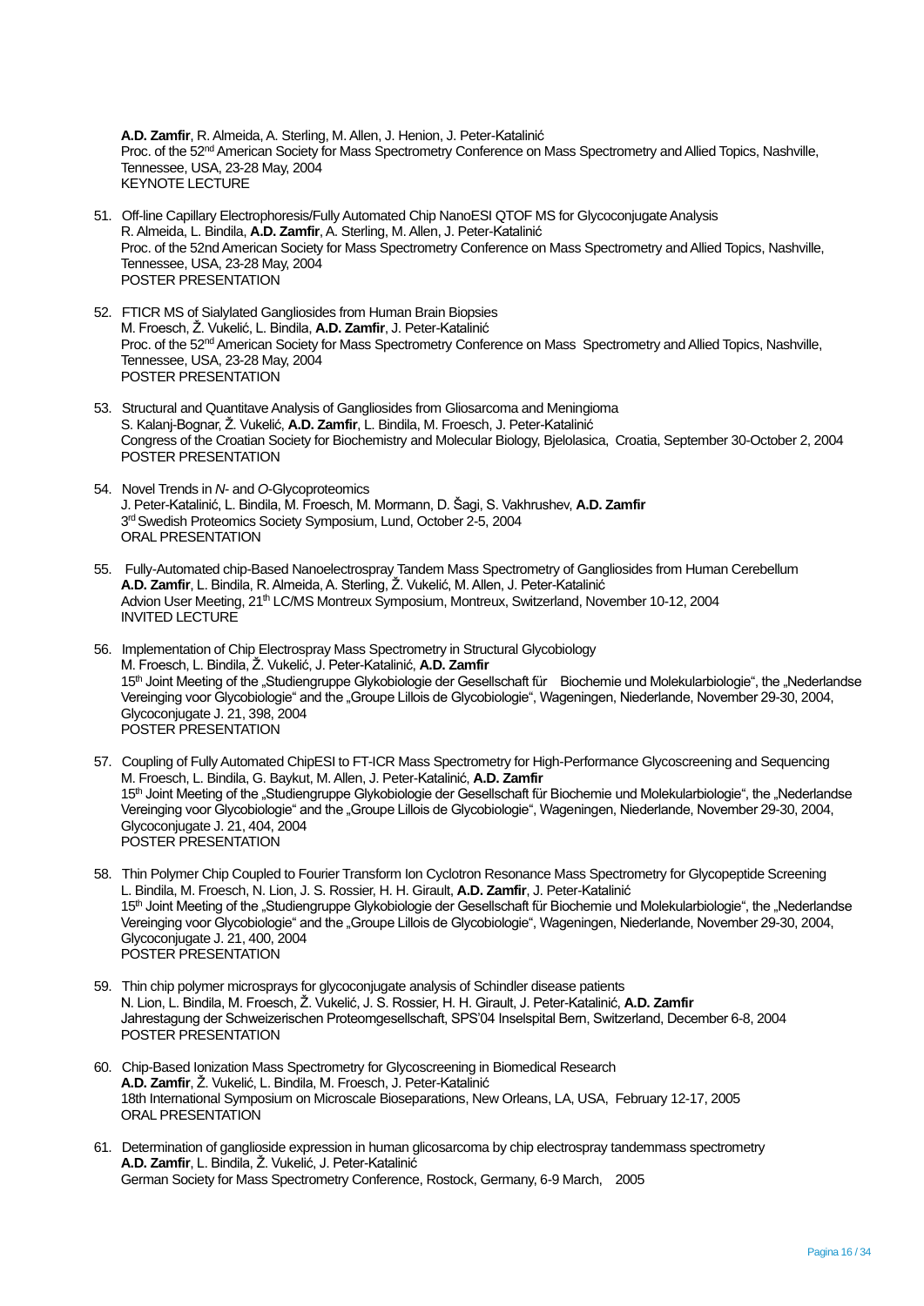**A.D. Zamfir**, R. Almeida, A. Sterling, M. Allen, J. Henion, J. Peter-Katalinić
Proc. of the 52$^{nd}$ American Society for Mass Spectrometry Conference on Mass Spectrometry and Allied Topics, Nashville, Tennessee, USA, 23-28 May, 2004
KEYNOTE LECTURE

51. Off-line Capillary Electrophoresis/Fully Automated Chip NanoESI QTOF MS for Glycoconjugate Analysis
R. Almeida, L. Bindila, **A.D. Zamfir**, A. Sterling, M. Allen, J. Peter-Katalinić
Proc. of the 52nd American Society for Mass Spectrometry Conference on Mass Spectrometry and Allied Topics, Nashville, Tennessee, USA, 23-28 May, 2004
POSTER PRESENTATION

52. FTICR MS of Sialylated Gangliosides from Human Brain Biopsies
M. Froesch, Ž. Vukelić, L. Bindila, **A.D. Zamfir**, J. Peter-Katalinić
Proc. of the 52$^{nd}$ American Society for Mass Spectrometry Conference on Mass Spectrometry and Allied Topics, Nashville, Tennessee, USA, 23-28 May, 2004
POSTER PRESENTATION

53. Structural and Quantitave Analysis of Gangliosides from Gliosarcoma and Meningioma
S. Kalanj-Bognar, Ž. Vukelić, **A.D. Zamfir**, L. Bindila, M. Froesch, J. Peter-Katalinić
Congress of the Croatian Society for Biochemistry and Molecular Biology, Bjelolasica, Croatia, September 30-October 2, 2004
POSTER PRESENTATION

54. Novel Trends in *N*- and *O*-Glycoproteomics
J. Peter-Katalinić, L. Bindila, M. Froesch, M. Mormann, D. Šagi, S. Vakhrushev, **A.D. Zamfir**
3$^{rd}$ Swedish Proteomics Society Symposium, Lund, October 2-5, 2004
ORAL PRESENTATION

55. Fully-Automated chip-Based Nanoelectrospray Tandem Mass Spectrometry of Gangliosides from Human Cerebellum
**A.D. Zamfir**, L. Bindila, R. Almeida, A. Sterling, Ž. Vukelić, M. Allen, J. Peter-Katalinić
Advion User Meeting, 21$^{th}$ LC/MS Montreux Symposium, Montreux, Switzerland, November 10-12, 2004
INVITED LECTURE

56. Implementation of Chip Electrospray Mass Spectrometry in Structural Glycobiology
M. Froesch, L. Bindila, Ž. Vukelić, J. Peter-Katalinić, **A.D. Zamfir**
15$^{th}$ Joint Meeting of the „Studiengruppe Glykobiologie der Gesellschaft für Biochemie und Molekularbiologie“, the „Nederlandse Vereinging voor Glycobiologie“ and the „Groupe Lillois de Glycobiologie“, Wageningen, Niederlande, November 29-30, 2004, Glycoconjugate J. 21, 398, 2004
POSTER PRESENTATION

57. Coupling of Fully Automated ChipESI to FT-ICR Mass Spectrometry for High-Performance Glycoscreening and Sequencing
M. Froesch, L. Bindila, G. Baykut, M. Allen, J. Peter-Katalinić, **A.D. Zamfir**
15$^{th}$ Joint Meeting of the „Studiengruppe Glykobiologie der Gesellschaft für Biochemie und Molekularbiologie“, the „Nederlandse Vereinging voor Glycobiologie“ and the „Groupe Lillois de Glycobiologie“, Wageningen, Niederlande, November 29-30, 2004, Glycoconjugate J. 21, 404, 2004
POSTER PRESENTATION

58. Thin Polymer Chip Coupled to Fourier Transform Ion Cyclotron Resonance Mass Spectrometry for Glycopeptide Screening
L. Bindila, M. Froesch, N. Lion, J. S. Rossier, H. H. Girault, **A.D. Zamfir**, J. Peter-Katalinić
15$^{th}$ Joint Meeting of the „Studiengruppe Glykobiologie der Gesellschaft für Biochemie und Molekularbiologie“, the „Nederlandse Vereinging voor Glycobiologie“ and the „Groupe Lillois de Glycobiologie“, Wageningen, Niederlande, November 29-30, 2004, Glycoconjugate J. 21, 400, 2004
POSTER PRESENTATION

59. Thin chip polymer microsprays for glycoconjugate analysis of Schindler disease patients
N. Lion, L. Bindila, M. Froesch, Ž. Vukelić, J. S. Rossier, H. H. Girault, J. Peter-Katalinić, **A.D. Zamfir**
Jahrestagung der Schweizerischen Proteomgesellschaft, SPS'04 Inselspital Bern, Switzerland, December 6-8, 2004
POSTER PRESENTATION

60. Chip-Based Ionization Mass Spectrometry for Glycoscreening in Biomedical Research
**A.D. Zamfir**, Ž. Vukelić, L. Bindila, M. Froesch, J. Peter-Katalinić
18th International Symposium on Microscale Bioseparations, New Orleans, LA, USA, February 12-17, 2005
ORAL PRESENTATION

61. Determination of ganglioside expression in human glicosarcoma by chip electrospray tandemmass spectrometry
**A.D. Zamfir**, L. Bindila, Ž. Vukelić, J. Peter-Katalinić
German Society for Mass Spectrometry Conference, Rostock, Germany, 6-9 March, 2005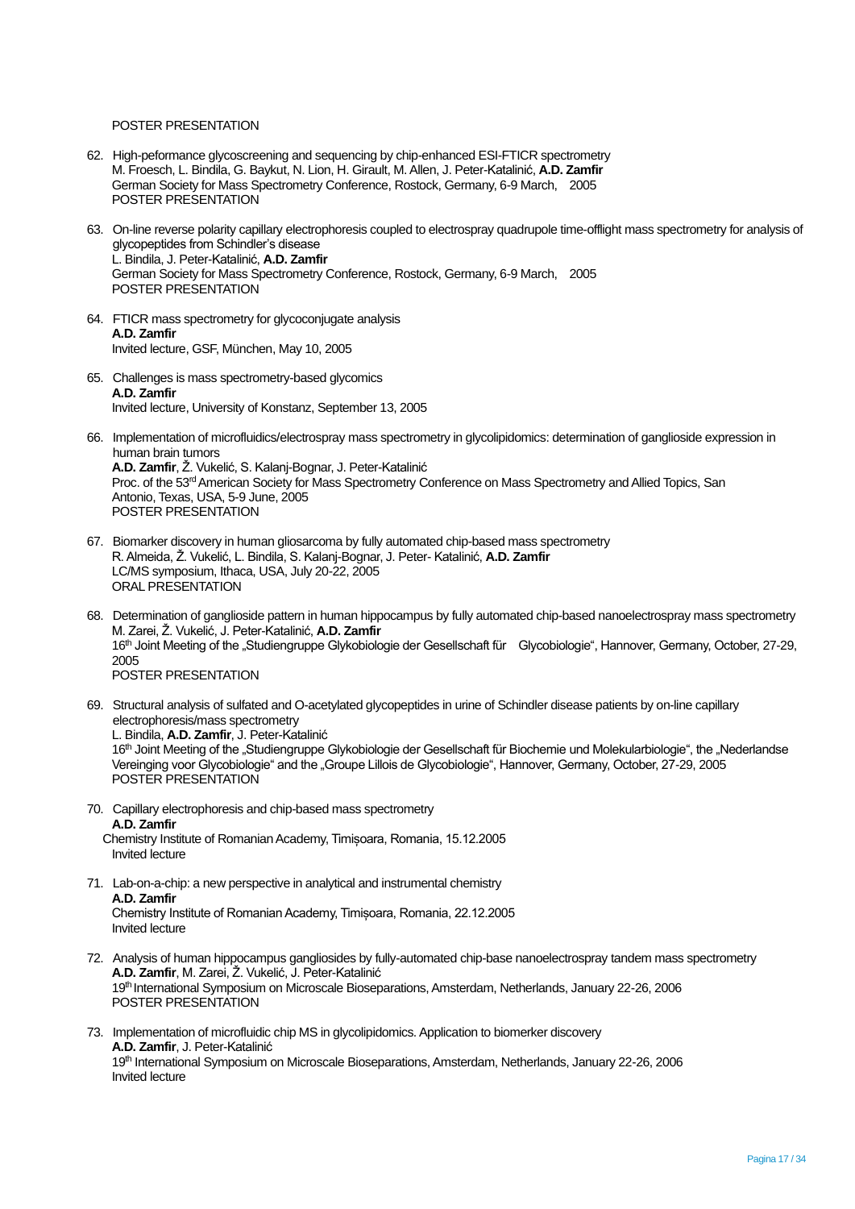POSTER PRESENTATION

62. High-peformance glycoscreening and sequencing by chip-enhanced ESI-FTICR spectrometry
    M. Froesch, L. Bindila, G. Baykut, N. Lion, H. Girault, M. Allen, J. Peter-Katalinić, **A.D. Zamfir**
    German Society for Mass Spectrometry Conference, Rostock, Germany, 6-9 March, 2005
    POSTER PRESENTATION

63. On-line reverse polarity capillary electrophoresis coupled to electrospray quadrupole time-offlight mass spectrometry for analysis of glycopeptides from Schindler's disease
    L. Bindila, J. Peter-Katalinić, **A.D. Zamfir**
    German Society for Mass Spectrometry Conference, Rostock, Germany, 6-9 March, 2005
    POSTER PRESENTATION

64. FTICR mass spectrometry for glycoconjugate analysis
    **A.D. Zamfir**
    Invited lecture, GSF, München, May 10, 2005

65. Challenges is mass spectrometry-based glycomics
    **A.D. Zamfir**
    Invited lecture, University of Konstanz, September 13, 2005

66. Implementation of microfluidics/electrospray mass spectrometry in glycolipidomics: determination of ganglioside expression in human brain tumors
    **A.D. Zamfir**, Ž. Vukelić, S. Kalanj-Bognar, J. Peter-Katalinić
    Proc. of the 53[rd] American Society for Mass Spectrometry Conference on Mass Spectrometry and Allied Topics, San Antonio, Texas, USA, 5-9 June, 2005
    POSTER PRESENTATION

67. Biomarker discovery in human gliosarcoma by fully automated chip-based mass spectrometry
    R. Almeida, Ž. Vukelić, L. Bindila, S. Kalanj-Bognar, J. Peter- Katalinić, **A.D. Zamfir**
    LC/MS symposium, Ithaca, USA, July 20-22, 2005
    ORAL PRESENTATION

68. Determination of ganglioside pattern in human hippocampus by fully automated chip-based nanoelectrospray mass spectrometry
    M. Zarei, Ž. Vukelić, J. Peter-Katalinić, **A.D. Zamfir**
    16[th] Joint Meeting of the „Studiengruppe Glykobiologie der Gesellschaft für Glycobiologie", Hannover, Germany, October, 27-29, 2005
    POSTER PRESENTATION

69. Structural analysis of sulfated and O-acetylated glycopeptides in urine of Schindler disease patients by on-line capillary electrophoresis/mass spectrometry
    L. Bindila, **A.D. Zamfir**, J. Peter-Katalinić
    16[th] Joint Meeting of the „Studiengruppe Glykobiologie der Gesellschaft für Biochemie und Molekularbiologie", the „Nederlandse Vereinging voor Glycobiologie" and the „Groupe Lillois de Glycobiologie", Hannover, Germany, October, 27-29, 2005
    POSTER PRESENTATION

70. Capillary electrophoresis and chip-based mass spectrometry
    **A.D. Zamfir**
    Chemistry Institute of Romanian Academy, Timișoara, Romania, 15.12.2005
    Invited lecture

71. Lab-on-a-chip: a new perspective in analytical and instrumental chemistry
    **A.D. Zamfir**
    Chemistry Institute of Romanian Academy, Timișoara, Romania, 22.12.2005
    Invited lecture

72. Analysis of human hippocampus gangliosides by fully-automated chip-base nanoelectrospray tandem mass spectrometry
    **A.D. Zamfir**, M. Zarei, Ž. Vukelić, J. Peter-Katalinić
    19[th] International Symposium on Microscale Bioseparations, Amsterdam, Netherlands, January 22-26, 2006
    POSTER PRESENTATION

73. Implementation of microfluidic chip MS in glycolipidomics. Application to biomerker discovery
    **A.D. Zamfir**, J. Peter-Katalinić
    19[th] International Symposium on Microscale Bioseparations, Amsterdam, Netherlands, January 22-26, 2006
    Invited lecture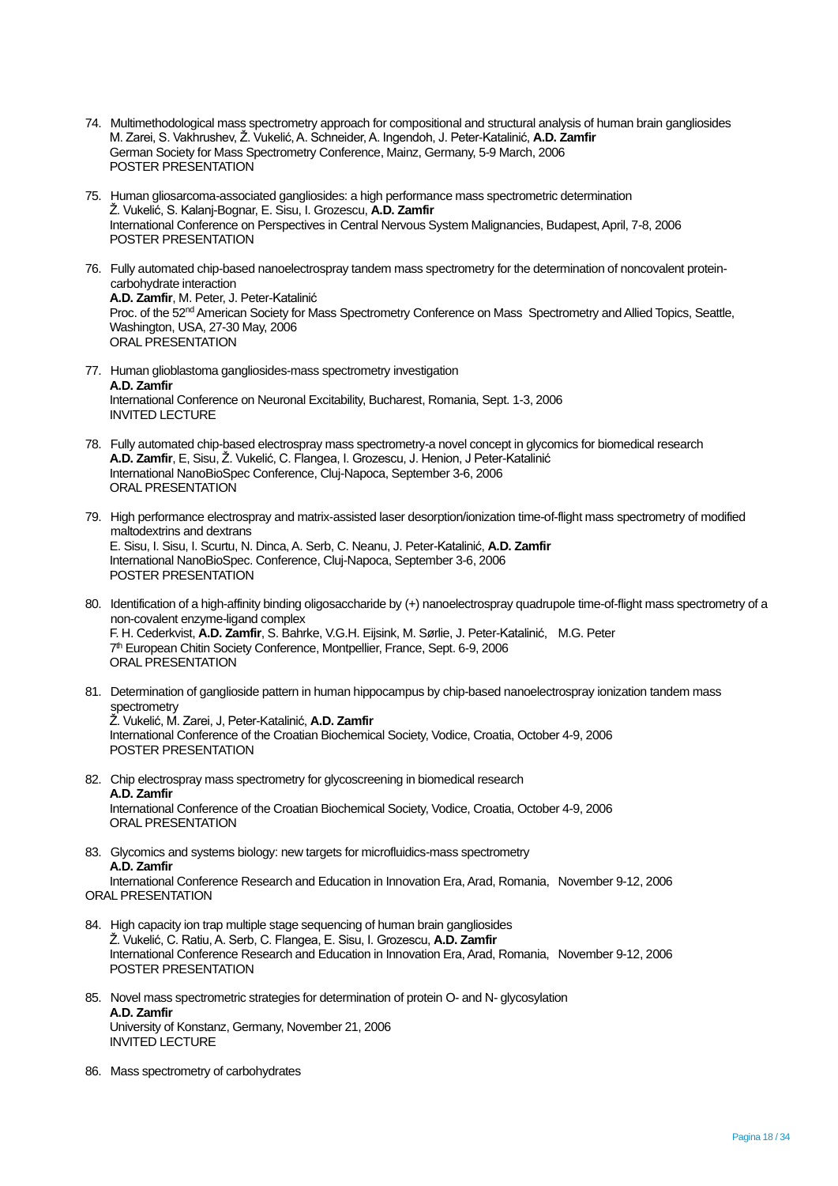74. Multimethodological mass spectrometry approach for compositional and structural analysis of human brain gangliosides
M. Zarei, S. Vakhrushev, Ž. Vukelić, A. Schneider, A. Ingendoh, J. Peter-Katalinić, **A.D. Zamfir**
German Society for Mass Spectrometry Conference, Mainz, Germany, 5-9 March, 2006
POSTER PRESENTATION

75. Human gliosarcoma-associated gangliosides: a high performance mass spectrometric determination
Ž. Vukelić, S. Kalanj-Bognar, E. Sisu, I. Grozescu, **A.D. Zamfir**
International Conference on Perspectives in Central Nervous System Malignancies, Budapest, April, 7-8, 2006
POSTER PRESENTATION

76. Fully automated chip-based nanoelectrospray tandem mass spectrometry for the determination of noncovalent protein-carbohydrate interaction
**A.D. Zamfir**, M. Peter, J. Peter-Katalinić
Proc. of the 52nd American Society for Mass Spectrometry Conference on Mass Spectrometry and Allied Topics, Seattle, Washington, USA, 27-30 May, 2006
ORAL PRESENTATION

77. Human glioblastoma gangliosides-mass spectrometry investigation
**A.D. Zamfir**
International Conference on Neuronal Excitability, Bucharest, Romania, Sept. 1-3, 2006
INVITED LECTURE

78. Fully automated chip-based electrospray mass spectrometry-a novel concept in glycomics for biomedical research
**A.D. Zamfir**, E, Sisu, Ž. Vukelić, C. Flangea, I. Grozescu, J. Henion, J Peter-Katalinić
International NanoBioSpec Conference, Cluj-Napoca, September 3-6, 2006
ORAL PRESENTATION

79. High performance electrospray and matrix-assisted laser desorption/ionization time-of-flight mass spectrometry of modified maltodextrins and dextrans
E. Sisu, I. Sisu, I. Scurtu, N. Dinca, A. Serb, C. Neanu, J. Peter-Katalinić, **A.D. Zamfir**
International NanoBioSpec. Conference, Cluj-Napoca, September 3-6, 2006
POSTER PRESENTATION

80. Identification of a high-affinity binding oligosaccharide by (+) nanoelectrospray quadrupole time-of-flight mass spectrometry of a non-covalent enzyme-ligand complex
F. H. Cederkvist, **A.D. Zamfir**, S. Bahrke, V.G.H. Eijsink, M. Sørlie, J. Peter-Katalinić, M.G. Peter
7th European Chitin Society Conference, Montpellier, France, Sept. 6-9, 2006
ORAL PRESENTATION

81. Determination of ganglioside pattern in human hippocampus by chip-based nanoelectrospray ionization tandem mass spectrometry
Ž. Vukelić, M. Zarei, J, Peter-Katalinić, **A.D. Zamfir**
International Conference of the Croatian Biochemical Society, Vodice, Croatia, October 4-9, 2006
POSTER PRESENTATION

82. Chip electrospray mass spectrometry for glycoscreening in biomedical research
**A.D. Zamfir**
International Conference of the Croatian Biochemical Society, Vodice, Croatia, October 4-9, 2006
ORAL PRESENTATION

83. Glycomics and systems biology: new targets for microfluidics-mass spectrometry
**A.D. Zamfir**
International Conference Research and Education in Innovation Era, Arad, Romania, November 9-12, 2006
ORAL PRESENTATION

84. High capacity ion trap multiple stage sequencing of human brain gangliosides
Ž. Vukelić, C. Ratiu, A. Serb, C. Flangea, E. Sisu, I. Grozescu, **A.D. Zamfir**
International Conference Research and Education in Innovation Era, Arad, Romania, November 9-12, 2006
POSTER PRESENTATION

85. Novel mass spectrometric strategies for determination of protein O- and N- glycosylation
**A.D. Zamfir**
University of Konstanz, Germany, November 21, 2006
INVITED LECTURE

86. Mass spectrometry of carbohydrates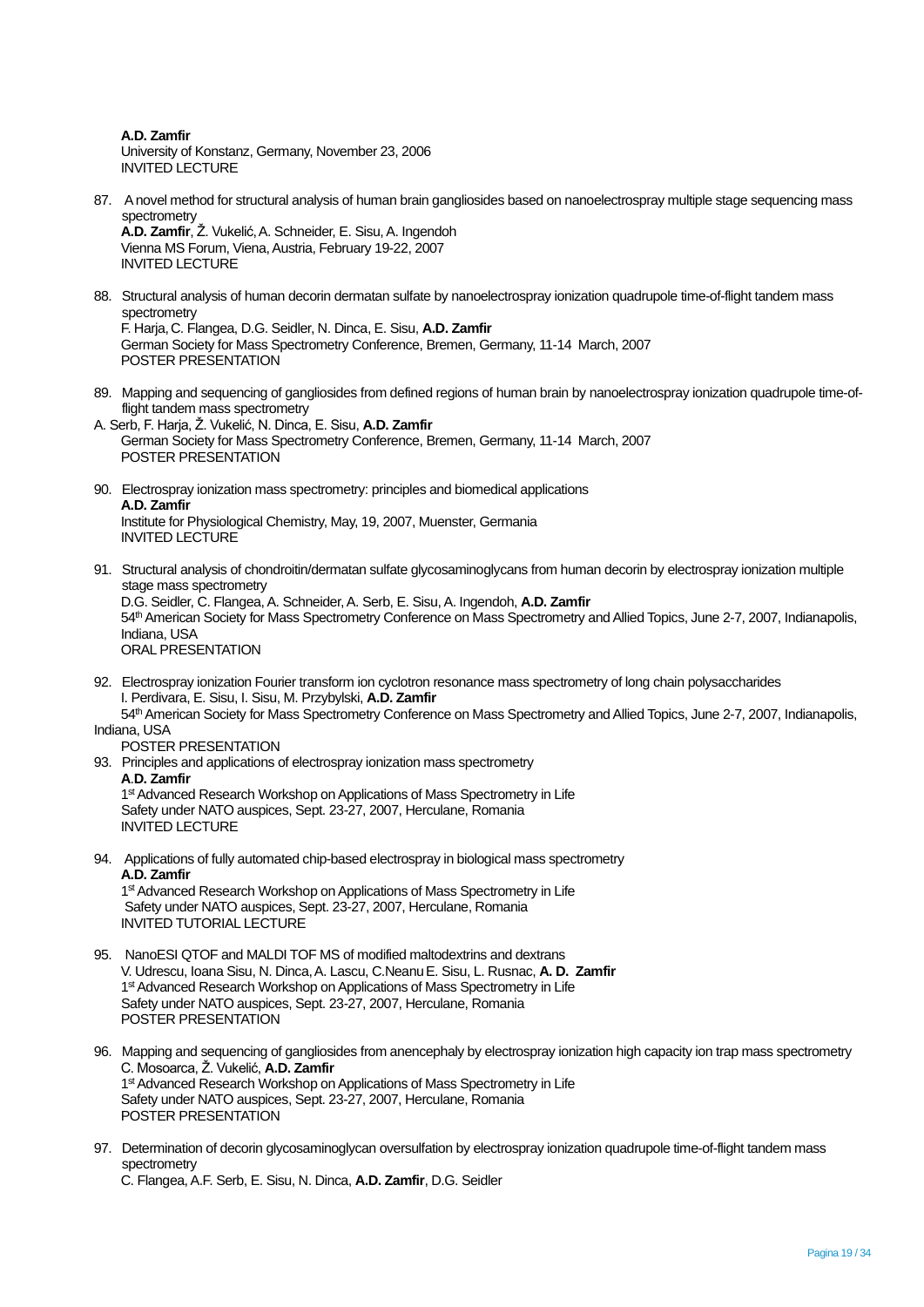**A.D. Zamfir**
University of Konstanz, Germany, November 23, 2006
INVITED LECTURE

87. A novel method for structural analysis of human brain gangliosides based on nanoelectrospray multiple stage sequencing mass spectrometry
**A.D. Zamfir**, Ž. Vukelić, A. Schneider, E. Sisu, A. Ingendoh
Vienna MS Forum, Viena, Austria, February 19-22, 2007
INVITED LECTURE

88. Structural analysis of human decorin dermatan sulfate by nanoelectrospray ionization quadrupole time-of-flight tandem mass spectrometry
F. Harja, C. Flangea, D.G. Seidler, N. Dinca, E. Sisu, **A.D. Zamfir**
German Society for Mass Spectrometry Conference, Bremen, Germany, 11-14 March, 2007
POSTER PRESENTATION

89. Mapping and sequencing of gangliosides from defined regions of human brain by nanoelectrospray ionization quadrupole time-of-flight tandem mass spectrometry
A. Serb, F. Harja, Ž. Vukelić, N. Dinca, E. Sisu, **A.D. Zamfir**
German Society for Mass Spectrometry Conference, Bremen, Germany, 11-14 March, 2007
POSTER PRESENTATION

90. Electrospray ionization mass spectrometry: principles and biomedical applications
**A.D. Zamfir**
Institute for Physiological Chemistry, May, 19, 2007, Muenster, Germania
INVITED LECTURE

91. Structural analysis of chondroitin/dermatan sulfate glycosaminoglycans from human decorin by electrospray ionization multiple stage mass spectrometry
D.G. Seidler, C. Flangea, A. Schneider, A. Serb, E. Sisu, A. Ingendoh, **A.D. Zamfir**
54th American Society for Mass Spectrometry Conference on Mass Spectrometry and Allied Topics, June 2-7, 2007, Indianapolis, Indiana, USA
ORAL PRESENTATION

92. Electrospray ionization Fourier transform ion cyclotron resonance mass spectrometry of long chain polysaccharides
I. Perdivara, E. Sisu, I. Sisu, M. Przybylski, **A.D. Zamfir**
54th American Society for Mass Spectrometry Conference on Mass Spectrometry and Allied Topics, June 2-7, 2007, Indianapolis, Indiana, USA
POSTER PRESENTATION

93. Principles and applications of electrospray ionization mass spectrometry
**A.D. Zamfir**
1st Advanced Research Workshop on Applications of Mass Spectrometry in Life Safety under NATO auspices, Sept. 23-27, 2007, Herculane, Romania
INVITED LECTURE

94. Applications of fully automated chip-based electrospray in biological mass spectrometry
**A.D. Zamfir**
1st Advanced Research Workshop on Applications of Mass Spectrometry in Life Safety under NATO auspices, Sept. 23-27, 2007, Herculane, Romania
INVITED TUTORIAL LECTURE

95. NanoESI QTOF and MALDI TOF MS of modified maltodextrins and dextrans
V. Udrescu, Ioana Sisu, N. Dinca, A. Lascu, C.Neanu E. Sisu, L. Rusnac, **A. D. Zamfir**
1st Advanced Research Workshop on Applications of Mass Spectrometry in Life Safety under NATO auspices, Sept. 23-27, 2007, Herculane, Romania
POSTER PRESENTATION

96. Mapping and sequencing of gangliosides from anencephaly by electrospray ionization high capacity ion trap mass spectrometry
C. Mosoarca, Ž. Vukelić, **A.D. Zamfir**
1st Advanced Research Workshop on Applications of Mass Spectrometry in Life Safety under NATO auspices, Sept. 23-27, 2007, Herculane, Romania
POSTER PRESENTATION

97. Determination of decorin glycosaminoglycan oversulfation by electrospray ionization quadrupole time-of-flight tandem mass spectrometry
C. Flangea, A.F. Serb, E. Sisu, N. Dinca, **A.D. Zamfir**, D.G. Seidler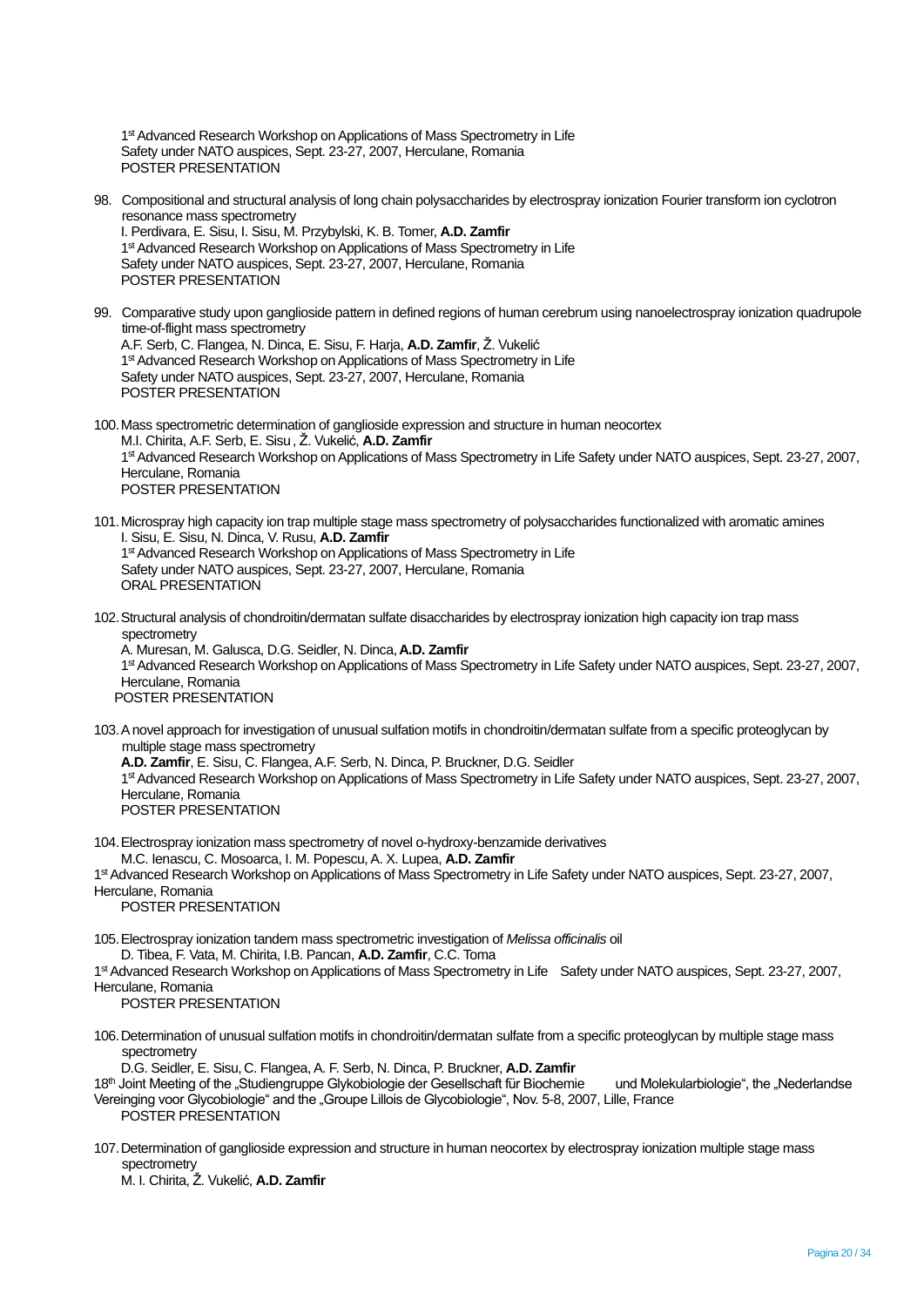1st Advanced Research Workshop on Applications of Mass Spectrometry in Life Safety under NATO auspices, Sept. 23-27, 2007, Herculane, Romania
POSTER PRESENTATION

98. Compositional and structural analysis of long chain polysaccharides by electrospray ionization Fourier transform ion cyclotron resonance mass spectrometry
I. Perdivara, E. Sisu, I. Sisu, M. Przybylski, K. B. Tomer, **A.D. Zamfir**
1st Advanced Research Workshop on Applications of Mass Spectrometry in Life Safety under NATO auspices, Sept. 23-27, 2007, Herculane, Romania
POSTER PRESENTATION

99. Comparative study upon ganglioside pattern in defined regions of human cerebrum using nanoelectrospray ionization quadrupole time-of-flight mass spectrometry
A.F. Serb, C. Flangea, N. Dinca, E. Sisu, F. Harja, **A.D. Zamfir**, Ž. Vukelić
1st Advanced Research Workshop on Applications of Mass Spectrometry in Life Safety under NATO auspices, Sept. 23-27, 2007, Herculane, Romania
POSTER PRESENTATION

100. Mass spectrometric determination of ganglioside expression and structure in human neocortex
M.I. Chirita, A.F. Serb, E. Sisu , Ž. Vukelić, **A.D. Zamfir**
1st Advanced Research Workshop on Applications of Mass Spectrometry in Life Safety under NATO auspices, Sept. 23-27, 2007, Herculane, Romania
POSTER PRESENTATION

101. Microspray high capacity ion trap multiple stage mass spectrometry of polysaccharides functionalized with aromatic amines
I. Sisu, E. Sisu, N. Dinca, V. Rusu, **A.D. Zamfir**
1st Advanced Research Workshop on Applications of Mass Spectrometry in Life Safety under NATO auspices, Sept. 23-27, 2007, Herculane, Romania
ORAL PRESENTATION

102. Structural analysis of chondroitin/dermatan sulfate disaccharides by electrospray ionization high capacity ion trap mass spectrometry
A. Muresan, M. Galusca, D.G. Seidler, N. Dinca, **A.D. Zamfir**
1st Advanced Research Workshop on Applications of Mass Spectrometry in Life Safety under NATO auspices, Sept. 23-27, 2007, Herculane, Romania
POSTER PRESENTATION

103. A novel approach for investigation of unusual sulfation motifs in chondroitin/dermatan sulfate from a specific proteoglycan by multiple stage mass spectrometry
**A.D. Zamfir**, E. Sisu, C. Flangea, A.F. Serb, N. Dinca, P. Bruckner, D.G. Seidler
1st Advanced Research Workshop on Applications of Mass Spectrometry in Life Safety under NATO auspices, Sept. 23-27, 2007, Herculane, Romania
POSTER PRESENTATION

104. Electrospray ionization mass spectrometry of novel o-hydroxy-benzamide derivatives
M.C. Ienascu, C. Mosoarca, I. M. Popescu, A. X. Lupea, **A.D. Zamfir**
1st Advanced Research Workshop on Applications of Mass Spectrometry in Life Safety under NATO auspices, Sept. 23-27, 2007, Herculane, Romania
POSTER PRESENTATION

105. Electrospray ionization tandem mass spectrometric investigation of *Melissa officinalis* oil
D. Tibea, F. Vata, M. Chirita, I.B. Pancan, **A.D. Zamfir**, C.C. Toma
1st Advanced Research Workshop on Applications of Mass Spectrometry in Life Safety under NATO auspices, Sept. 23-27, 2007, Herculane, Romania
POSTER PRESENTATION

106. Determination of unusual sulfation motifs in chondroitin/dermatan sulfate from a specific proteoglycan by multiple stage mass spectrometry
D.G. Seidler, E. Sisu, C. Flangea, A. F. Serb, N. Dinca, P. Bruckner, **A.D. Zamfir**
18th Joint Meeting of the „Studiengruppe Glykobiologie der Gesellschaft für Biochemie und Molekularbiologie“, the „Nederlandse Vereinging voor Glycobiologie“ and the „Groupe Lillois de Glycobiologie“, Nov. 5-8, 2007, Lille, France
POSTER PRESENTATION

107. Determination of ganglioside expression and structure in human neocortex by electrospray ionization multiple stage mass spectrometry
M. I. Chirita, Ž. Vukelić, **A.D. Zamfir**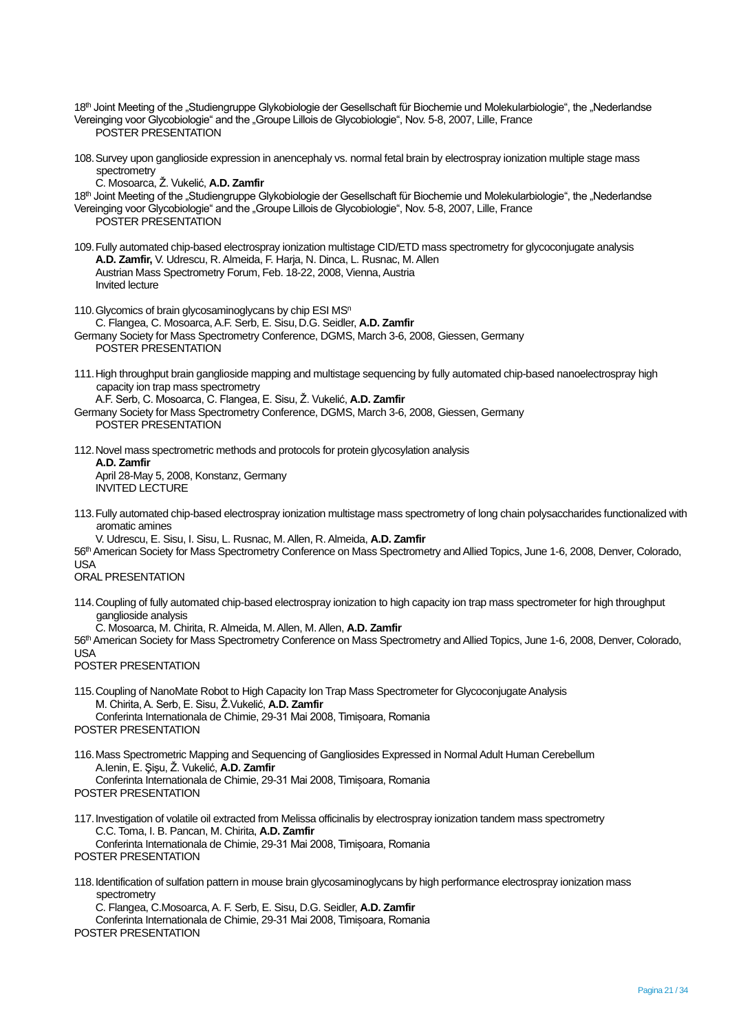18th Joint Meeting of the „Studiengruppe Glykobiologie der Gesellschaft für Biochemie und Molekularbiologie", the „Nederlandse Vereinging voor Glycobiologie" and the „Groupe Lillois de Glycobiologie", Nov. 5-8, 2007, Lille, France
POSTER PRESENTATION

108. Survey upon ganglioside expression in anencephaly vs. normal fetal brain by electrospray ionization multiple stage mass spectrometry
C. Mosoarca, Ž. Vukelić, **A.D. Zamfir**
18th Joint Meeting of the „Studiengruppe Glykobiologie der Gesellschaft für Biochemie und Molekularbiologie", the „Nederlandse Vereinging voor Glycobiologie" and the „Groupe Lillois de Glycobiologie", Nov. 5-8, 2007, Lille, France
POSTER PRESENTATION

109. Fully automated chip-based electrospray ionization multistage CID/ETD mass spectrometry for glycoconjugate analysis
**A.D. Zamfir,** V. Udrescu, R. Almeida, F. Harja, N. Dinca, L. Rusnac, M. Allen
Austrian Mass Spectrometry Forum, Feb. 18-22, 2008, Vienna, Austria
Invited lecture

110. Glycomics of brain glycosaminoglycans by chip ESI $MS^n$
C. Flangea, C. Mosoarca, A.F. Serb, E. Sisu, D.G. Seidler, **A.D. Zamfir**
Germany Society for Mass Spectrometry Conference, DGMS, March 3-6, 2008, Giessen, Germany
POSTER PRESENTATION

111. High throughput brain ganglioside mapping and multistage sequencing by fully automated chip-based nanoelectrospray high capacity ion trap mass spectrometry
A.F. Serb, C. Mosoarca, C. Flangea, E. Sisu, Ž. Vukelić, **A.D. Zamfir**
Germany Society for Mass Spectrometry Conference, DGMS, March 3-6, 2008, Giessen, Germany
POSTER PRESENTATION

112. Novel mass spectrometric methods and protocols for protein glycosylation analysis
**A.D. Zamfir**
April 28-May 5, 2008, Konstanz, Germany
INVITED LECTURE

113. Fully automated chip-based electrospray ionization multistage mass spectrometry of long chain polysaccharides functionalized with aromatic amines
V. Udrescu, E. Sisu, I. Sisu, L. Rusnac, M. Allen, R. Almeida, **A.D. Zamfir**
56th American Society for Mass Spectrometry Conference on Mass Spectrometry and Allied Topics, June 1-6, 2008, Denver, Colorado, USA
ORAL PRESENTATION

114. Coupling of fully automated chip-based electrospray ionization to high capacity ion trap mass spectrometer for high throughput ganglioside analysis
C. Mosoarca, M. Chirita, R. Almeida, M. Allen, M. Allen, **A.D. Zamfir**
56th American Society for Mass Spectrometry Conference on Mass Spectrometry and Allied Topics, June 1-6, 2008, Denver, Colorado, USA
POSTER PRESENTATION

115. Coupling of NanoMate Robot to High Capacity Ion Trap Mass Spectrometer for Glycoconjugate Analysis
M. Chirita, A. Serb, E. Sisu, Ž.Vukelić, **A.D. Zamfir**
Conferinta Internationala de Chimie, 29-31 Mai 2008, Timișoara, Romania
POSTER PRESENTATION

116. Mass Spectrometric Mapping and Sequencing of Gangliosides Expressed in Normal Adult Human Cerebellum
A.Ienin, E. Şişu, Ž. Vukelić, **A.D. Zamfir**
Conferinta Internationala de Chimie, 29-31 Mai 2008, Timișoara, Romania
POSTER PRESENTATION

117. Investigation of volatile oil extracted from Melissa officinalis by electrospray ionization tandem mass spectrometry
C.C. Toma, I. B. Pancan, M. Chirita, **A.D. Zamfir**
Conferinta Internationala de Chimie, 29-31 Mai 2008, Timișoara, Romania
POSTER PRESENTATION

118. Identification of sulfation pattern in mouse brain glycosaminoglycans by high performance electrospray ionization mass spectrometry
C. Flangea, C.Mosoarca, A. F. Serb, E. Sisu, D.G. Seidler, **A.D. Zamfir**
Conferinta Internationala de Chimie, 29-31 Mai 2008, Timișoara, Romania
POSTER PRESENTATION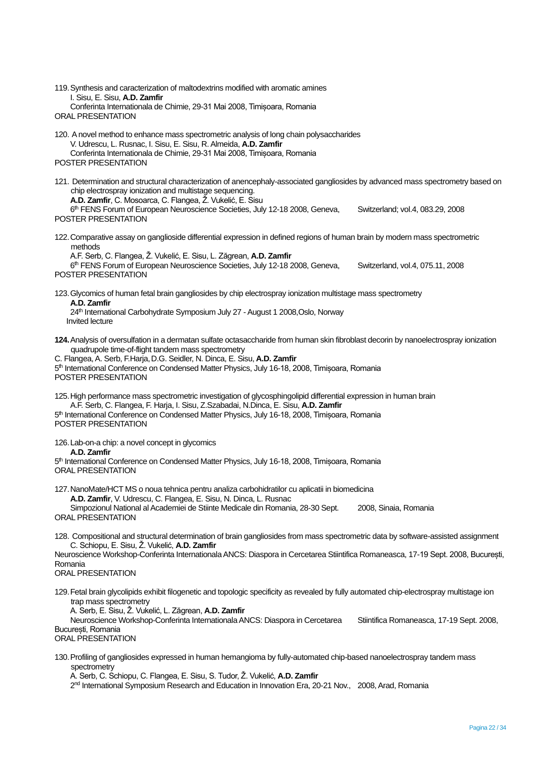119. Synthesis and caracterization of maltodextrins modified with aromatic amines
 I. Sisu, E. Sisu, **A.D. Zamfir**
 Conferinta Internationala de Chimie, 29-31 Mai 2008, Timișoara, Romania
ORAL PRESENTATION

120. A novel method to enhance mass spectrometric analysis of long chain polysaccharides
 V. Udrescu, L. Rusnac, I. Sisu, E. Sisu, R. Almeida, **A.D. Zamfir**
 Conferinta Internationala de Chimie, 29-31 Mai 2008, Timișoara, Romania
POSTER PRESENTATION

121. Determination and structural characterization of anencephaly-associated gangliosides by advanced mass spectrometry based on chip electrospray ionization and multistage sequencing.
 **A.D. Zamfir**, C. Mosoarca, C. Flangea, Ž. Vukelić, E. Sisu
 6th FENS Forum of European Neuroscience Societies, July 12-18 2008, Geneva, Switzerland; vol.4, 083.29, 2008
POSTER PRESENTATION

122. Comparative assay on ganglioside differential expression in defined regions of human brain by modern mass spectrometric methods
 A.F. Serb, C. Flangea, Ž. Vukelić, E. Sisu, L. Zăgrean, **A.D. Zamfir**
 6th FENS Forum of European Neuroscience Societies, July 12-18 2008, Geneva, Switzerland, vol.4, 075.11, 2008
POSTER PRESENTATION

123. Glycomics of human fetal brain gangliosides by chip electrospray ionization multistage mass spectrometry
 **A.D. Zamfir**
 24th International Carbohydrate Symposium July 27 - August 1 2008,Oslo, Norway
 Invited lecture

**124.** Analysis of oversulfation in a dermatan sulfate octasaccharide from human skin fibroblast decorin by nanoelectrospray ionization quadrupole time-of-flight tandem mass spectrometry
C. Flangea, A. Serb, F.Harja, D.G. Seidler, N. Dinca, E. Sisu, **A.D. Zamfir**
5th International Conference on Condensed Matter Physics, July 16-18, 2008, Timișoara, Romania
POSTER PRESENTATION

125. High performance mass spectrometric investigation of glycosphingolipid differential expression in human brain
 A.F. Serb, C. Flangea, F. Harja, I. Sisu, Z.Szabadai, N.Dinca, E. Sisu, **A.D. Zamfir**
5th International Conference on Condensed Matter Physics, July 16-18, 2008, Timișoara, Romania
POSTER PRESENTATION

126. Lab-on-a chip: a novel concept in glycomics
 **A.D. Zamfir**
5th International Conference on Condensed Matter Physics, July 16-18, 2008, Timișoara, Romania
ORAL PRESENTATION

127. NanoMate/HCT MS o noua tehnica pentru analiza carbohidratilor cu aplicatii in biomedicina
 **A.D. Zamfir**, V. Udrescu, C. Flangea, E. Sisu, N. Dinca, L. Rusnac
 Simpozionul National al Academiei de Stiinte Medicale din Romania, 28-30 Sept. 2008, Sinaia, Romania
ORAL PRESENTATION

128. Compositional and structural determination of brain gangliosides from mass spectrometric data by software-assisted assignment
 C. Schiopu, E. Sisu, Ž. Vukelić, **A.D. Zamfir**
Neuroscience Workshop-Conferinta Internationala ANCS: Diaspora in Cercetarea Stiintifica Romaneasca, 17-19 Sept. 2008, București, Romania
ORAL PRESENTATION

129. Fetal brain glycolipids exhibit filogenetic and topologic specificity as revealed by fully automated chip-electrospray multistage ion trap mass spectrometry
 A. Serb, E. Sisu, Ž. Vukelić, L. Zăgrean, **A.D. Zamfir**
 Neuroscience Workshop-Conferinta Internationala ANCS: Diaspora in Cercetarea Stiintifica Romaneasca, 17-19 Sept. 2008, București, Romania
ORAL PRESENTATION

130. Profiling of gangliosides expressed in human hemangioma by fully-automated chip-based nanoelectrospray tandem mass spectrometry
 A. Serb, C. Schiopu, C. Flangea, E. Sisu, S. Tudor, Ž. Vukelić, **A.D. Zamfir**
 2nd International Symposium Research and Education in Innovation Era, 20-21 Nov., 2008, Arad, Romania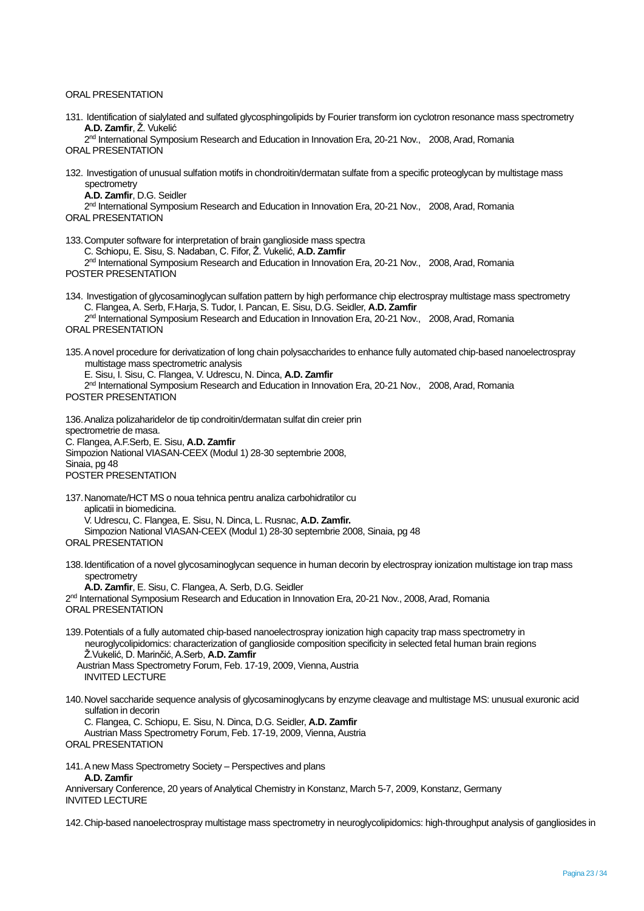ORAL PRESENTATION

131. Identification of sialylated and sulfated glycosphingolipids by Fourier transform ion cyclotron resonance mass spectrometry
**A.D. Zamfir**, Ž. Vukelić
2nd International Symposium Research and Education in Innovation Era, 20-21 Nov., 2008, Arad, Romania
ORAL PRESENTATION

132. Investigation of unusual sulfation motifs in chondroitin/dermatan sulfate from a specific proteoglycan by multistage mass spectrometry
**A.D. Zamfir**, D.G. Seidler
2nd International Symposium Research and Education in Innovation Era, 20-21 Nov., 2008, Arad, Romania
ORAL PRESENTATION

133. Computer software for interpretation of brain ganglioside mass spectra
C. Schiopu, E. Sisu, S. Nadaban, C. Fifor, Ž. Vukelić, **A.D. Zamfir**
2nd International Symposium Research and Education in Innovation Era, 20-21 Nov., 2008, Arad, Romania
POSTER PRESENTATION

134. Investigation of glycosaminoglycan sulfation pattern by high performance chip electrospray multistage mass spectrometry
C. Flangea, A. Serb, F.Harja, S. Tudor, I. Pancan, E. Sisu, D.G. Seidler, **A.D. Zamfir**
2nd International Symposium Research and Education in Innovation Era, 20-21 Nov., 2008, Arad, Romania
ORAL PRESENTATION

135. A novel procedure for derivatization of long chain polysaccharides to enhance fully automated chip-based nanoelectrospray multistage mass spectrometric analysis
E. Sisu, I. Sisu, C. Flangea, V. Udrescu, N. Dinca, **A.D. Zamfir**
2nd International Symposium Research and Education in Innovation Era, 20-21 Nov., 2008, Arad, Romania
POSTER PRESENTATION

136. Analiza polizaharidelor de tip condroitin/dermatan sulfat din creier prin spectrometrie de masa.
C. Flangea, A.F.Serb, E. Sisu, **A.D. Zamfir**
Simpozion National VIASAN-CEEX (Modul 1) 28-30 septembrie 2008, Sinaia, pg 48
POSTER PRESENTATION

137. Nanomate/HCT MS o noua tehnica pentru analiza carbohidratilor cu aplicatii in biomedicina.
V. Udrescu, C. Flangea, E. Sisu, N. Dinca, L. Rusnac, **A.D. Zamfir.**
Simpozion National VIASAN-CEEX (Modul 1) 28-30 septembrie 2008, Sinaia, pg 48
ORAL PRESENTATION

138. Identification of a novel glycosaminoglycan sequence in human decorin by electrospray ionization multistage ion trap mass spectrometry
**A.D. Zamfir**, E. Sisu, C. Flangea, A. Serb, D.G. Seidler
2nd International Symposium Research and Education in Innovation Era, 20-21 Nov., 2008, Arad, Romania
ORAL PRESENTATION

139. Potentials of a fully automated chip-based nanoelectrospray ionization high capacity trap mass spectrometry in neuroglycolipidomics: characterization of ganglioside composition specificity in selected fetal human brain regions
Ž.Vukelić, D. Marinčić, A.Serb, **A.D. Zamfir**
Austrian Mass Spectrometry Forum, Feb. 17-19, 2009, Vienna, Austria
INVITED LECTURE

140. Novel saccharide sequence analysis of glycosaminoglycans by enzyme cleavage and multistage MS: unusual exuronic acid sulfation in decorin
C. Flangea, C. Schiopu, E. Sisu, N. Dinca, D.G. Seidler, **A.D. Zamfir**
Austrian Mass Spectrometry Forum, Feb. 17-19, 2009, Vienna, Austria
ORAL PRESENTATION

141. A new Mass Spectrometry Society – Perspectives and plans
**A.D. Zamfir**
Anniversary Conference, 20 years of Analytical Chemistry in Konstanz, March 5-7, 2009, Konstanz, Germany
INVITED LECTURE

142. Chip-based nanoelectrospray multistage mass spectrometry in neuroglycolipidomics: high-throughput analysis of gangliosides in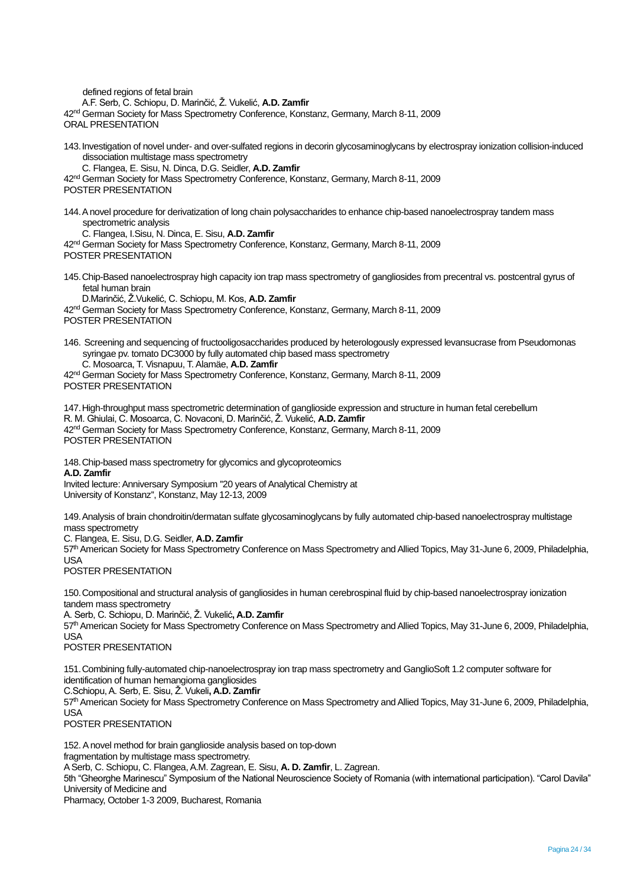defined regions of fetal brain
A.F. Serb, C. Schiopu, D. Marinčić, Ž. Vukelić, **A.D. Zamfir**
42nd German Society for Mass Spectrometry Conference, Konstanz, Germany, March 8-11, 2009
ORAL PRESENTATION

143. Investigation of novel under- and over-sulfated regions in decorin glycosaminoglycans by electrospray ionization collision-induced dissociation multistage mass spectrometry
C. Flangea, E. Sisu, N. Dinca, D.G. Seidler, **A.D. Zamfir**
42nd German Society for Mass Spectrometry Conference, Konstanz, Germany, March 8-11, 2009
POSTER PRESENTATION

144. A novel procedure for derivatization of long chain polysaccharides to enhance chip-based nanoelectrospray tandem mass spectrometric analysis
C. Flangea, I.Sisu, N. Dinca, E. Sisu, **A.D. Zamfir**
42nd German Society for Mass Spectrometry Conference, Konstanz, Germany, March 8-11, 2009
POSTER PRESENTATION

145. Chip-Based nanoelectrospray high capacity ion trap mass spectrometry of gangliosides from precentral vs. postcentral gyrus of fetal human brain
D.Marinčić, Ž.Vukelić, C. Schiopu, M. Kos, **A.D. Zamfir**
42nd German Society for Mass Spectrometry Conference, Konstanz, Germany, March 8-11, 2009
POSTER PRESENTATION

146. Screening and sequencing of fructooligosaccharides produced by heterologously expressed levansucrase from Pseudomonas syringae pv. tomato DC3000 by fully automated chip based mass spectrometry
C. Mosoarca, T. Visnapuu, T. Alamäe, **A.D. Zamfir**
42nd German Society for Mass Spectrometry Conference, Konstanz, Germany, March 8-11, 2009
POSTER PRESENTATION

147. High-throughput mass spectrometric determination of ganglioside expression and structure in human fetal cerebellum
R. M. Ghiulai, C. Mosoarca, C. Novaconi, D. Marinčić, Ž. Vukelić, **A.D. Zamfir**
42nd German Society for Mass Spectrometry Conference, Konstanz, Germany, March 8-11, 2009
POSTER PRESENTATION

148. Chip-based mass spectrometry for glycomics and glycoproteomics
**A.D. Zamfir**
Invited lecture: Anniversary Symposium "20 years of Analytical Chemistry at University of Konstanz", Konstanz, May 12-13, 2009

149. Analysis of brain chondroitin/dermatan sulfate glycosaminoglycans by fully automated chip-based nanoelectrospray multistage mass spectrometry
C. Flangea, E. Sisu, D.G. Seidler, **A.D. Zamfir**
57th American Society for Mass Spectrometry Conference on Mass Spectrometry and Allied Topics, May 31-June 6, 2009, Philadelphia, USA
POSTER PRESENTATION

150. Compositional and structural analysis of gangliosides in human cerebrospinal fluid by chip-based nanoelectrospray ionization tandem mass spectrometry
A. Serb, C. Schiopu, D. Marinčić, Ž. Vukelić**, A.D. Zamfir**
57th American Society for Mass Spectrometry Conference on Mass Spectrometry and Allied Topics, May 31-June 6, 2009, Philadelphia, USA
POSTER PRESENTATION

151. Combining fully-automated chip-nanoelectrospray ion trap mass spectrometry and GanglioSoft 1.2 computer software for identification of human hemangioma gangliosides
C.Schiopu, A. Serb, E. Sisu, Ž. Vukeli**, A.D. Zamfir**
57th American Society for Mass Spectrometry Conference on Mass Spectrometry and Allied Topics, May 31-June 6, 2009, Philadelphia, USA
POSTER PRESENTATION

152. A novel method for brain ganglioside analysis based on top-down fragmentation by multistage mass spectrometry.
A Serb, C. Schiopu, C. Flangea, A.M. Zagrean, E. Sisu, **A. D. Zamfir**, L. Zagrean.
5th "Gheorghe Marinescu" Symposium of the National Neuroscience Society of Romania (with international participation). "Carol Davila" University of Medicine and
Pharmacy, October 1-3 2009, Bucharest, Romania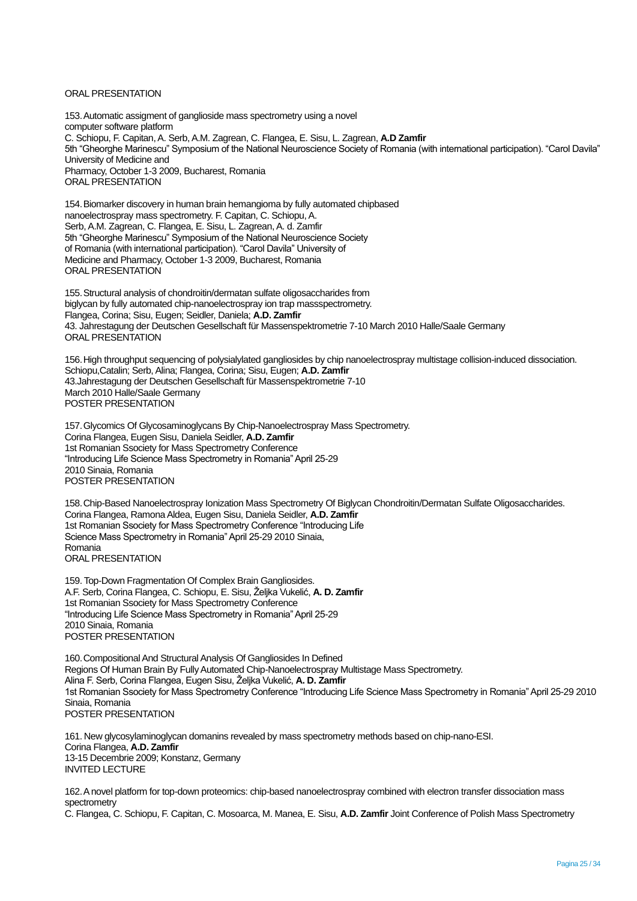ORAL PRESENTATION

153. Automatic assigment of ganglioside mass spectrometry using a novel
computer software platform
C. Schiopu, F. Capitan, A. Serb, A.M. Zagrean, C. Flangea, E. Sisu, L. Zagrean, **A.D Zamfir**
5th "Gheorghe Marinescu" Symposium of the National Neuroscience Society of Romania (with international participation). "Carol Davila" University of Medicine and
Pharmacy, October 1-3 2009, Bucharest, Romania
ORAL PRESENTATION

154. Biomarker discovery in human brain hemangioma by fully automated chipbased
nanoelectrospray mass spectrometry. F. Capitan, C. Schiopu, A.
Serb, A.M. Zagrean, C. Flangea, E. Sisu, L. Zagrean, A. d. Zamfir
5th "Gheorghe Marinescu" Symposium of the National Neuroscience Society
of Romania (with international participation). "Carol Davila" University of
Medicine and Pharmacy, October 1-3 2009, Bucharest, Romania
ORAL PRESENTATION

155. Structural analysis of chondroitin/dermatan sulfate oligosaccharides from
biglycan by fully automated chip-nanoelectrospray ion trap massspectrometry.
Flangea, Corina; Sisu, Eugen; Seidler, Daniela; **A.D. Zamfir**
43. Jahrestagung der Deutschen Gesellschaft für Massenspektrometrie 7-10 March 2010 Halle/Saale Germany
ORAL PRESENTATION

156. High throughput sequencing of polysialylated gangliosides by chip nanoelectrospray multistage collision-induced dissociation.
Schiopu,Catalin; Serb, Alina; Flangea, Corina; Sisu, Eugen; **A.D. Zamfir**
43.Jahrestagung der Deutschen Gesellschaft für Massenspektrometrie 7-10
March 2010 Halle/Saale Germany
POSTER PRESENTATION

157. Glycomics Of Glycosaminoglycans By Chip-Nanoelectrospray Mass Spectrometry.
Corina Flangea, Eugen Sisu, Daniela Seidler, **A.D. Zamfir**
1st Romanian Ssociety for Mass Spectrometry Conference
"Introducing Life Science Mass Spectrometry in Romania" April 25-29
2010 Sinaia, Romania
POSTER PRESENTATION

158. Chip-Based Nanoelectrospray Ionization Mass Spectrometry Of Biglycan Chondroitin/Dermatan Sulfate Oligosaccharides.
Corina Flangea, Ramona Aldea, Eugen Sisu, Daniela Seidler, **A.D. Zamfir**
1st Romanian Ssociety for Mass Spectrometry Conference "Introducing Life
Science Mass Spectrometry in Romania" April 25-29 2010 Sinaia,
Romania
ORAL PRESENTATION

159. Top-Down Fragmentation Of Complex Brain Gangliosides.
A.F. Serb, Corina Flangea, C. Schiopu, E. Sisu, Željka Vukelić, **A. D. Zamfir**
1st Romanian Ssociety for Mass Spectrometry Conference
"Introducing Life Science Mass Spectrometry in Romania" April 25-29
2010 Sinaia, Romania
POSTER PRESENTATION

160. Compositional And Structural Analysis Of Gangliosides In Defined
Regions Of Human Brain By Fully Automated Chip-Nanoelectrospray Multistage Mass Spectrometry.
Alina F. Serb, Corina Flangea, Eugen Sisu, Željka Vukelić, **A. D. Zamfir**
1st Romanian Ssociety for Mass Spectrometry Conference "Introducing Life Science Mass Spectrometry in Romania" April 25-29 2010
Sinaia, Romania
POSTER PRESENTATION

161. New glycosylaminoglycan domanins revealed by mass spectrometry methods based on chip-nano-ESI.
Corina Flangea, **A.D. Zamfir**
13-15 Decembrie 2009; Konstanz, Germany
INVITED LECTURE

162. A novel platform for top-down proteomics: chip-based nanoelectrospray combined with electron transfer dissociation mass spectrometry
C. Flangea, C. Schiopu, F. Capitan, C. Mosoarca, M. Manea, E. Sisu, **A.D. Zamfir** Joint Conference of Polish Mass Spectrometry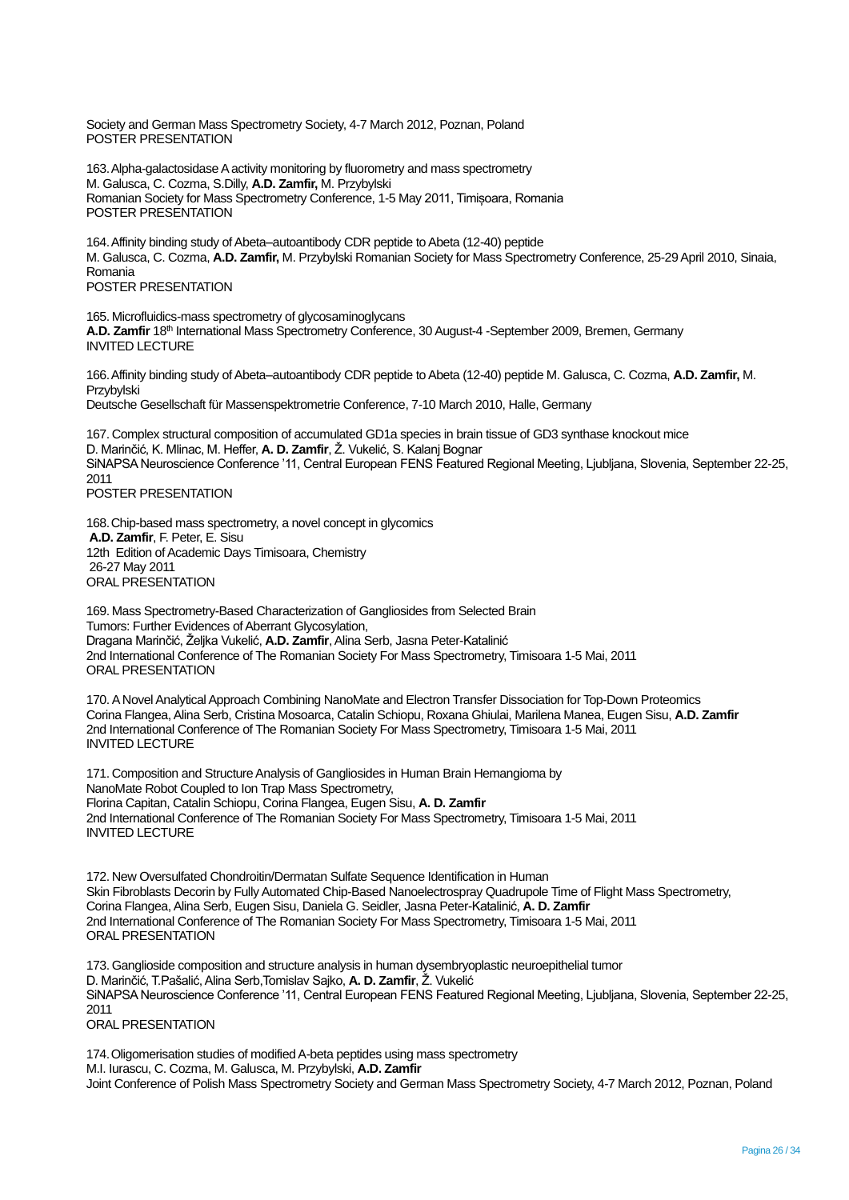Society and German Mass Spectrometry Society, 4-7 March 2012, Poznan, Poland
POSTER PRESENTATION

163. Alpha-galactosidase A activity monitoring by fluorometry and mass spectrometry
M. Galusca, C. Cozma, S.Dilly, **A.D. Zamfir,** M. Przybylski
Romanian Society for Mass Spectrometry Conference, 1-5 May 2011, Timișoara, Romania
POSTER PRESENTATION

164. Affinity binding study of Abeta–autoantibody CDR peptide to Abeta (12-40) peptide
M. Galusca, C. Cozma, **A.D. Zamfir,** M. Przybylski Romanian Society for Mass Spectrometry Conference, 25-29 April 2010, Sinaia, Romania
POSTER PRESENTATION

165. Microfluidics-mass spectrometry of glycosaminoglycans
**A.D. Zamfir** 18th International Mass Spectrometry Conference, 30 August-4 -September 2009, Bremen, Germany
INVITED LECTURE

166. Affinity binding study of Abeta–autoantibody CDR peptide to Abeta (12-40) peptide M. Galusca, C. Cozma, **A.D. Zamfir,** M. Przybylski
Deutsche Gesellschaft für Massenspektrometrie Conference, 7-10 March 2010, Halle, Germany

167. Complex structural composition of accumulated GD1a species in brain tissue of GD3 synthase knockout mice
D. Marinčić, K. Mlinac, M. Heffer, **A. D. Zamfir**, Ž. Vukelić, S. Kalanj Bognar
SiNAPSA Neuroscience Conference '11, Central European FENS Featured Regional Meeting, Ljubljana, Slovenia, September 22-25, 2011
POSTER PRESENTATION

168. Chip-based mass spectrometry, a novel concept in glycomics
**A.D. Zamfir**, F. Peter, E. Sisu
12th Edition of Academic Days Timisoara, Chemistry
26-27 May 2011
ORAL PRESENTATION

169. Mass Spectrometry-Based Characterization of Gangliosides from Selected Brain Tumors: Further Evidences of Aberrant Glycosylation,
Dragana Marinčić, Željka Vukelić, **A.D. Zamfir**, Alina Serb, Jasna Peter-Katalinić
2nd International Conference of The Romanian Society For Mass Spectrometry, Timisoara 1-5 Mai, 2011
ORAL PRESENTATION

170. A Novel Analytical Approach Combining NanoMate and Electron Transfer Dissociation for Top-Down Proteomics
Corina Flangea, Alina Serb, Cristina Mosoarca, Catalin Schiopu, Roxana Ghiulai, Marilena Manea, Eugen Sisu, **A.D. Zamfir**
2nd International Conference of The Romanian Society For Mass Spectrometry, Timisoara 1-5 Mai, 2011
INVITED LECTURE

171. Composition and Structure Analysis of Gangliosides in Human Brain Hemangioma by NanoMate Robot Coupled to Ion Trap Mass Spectrometry,
Florina Capitan, Catalin Schiopu, Corina Flangea, Eugen Sisu, **A. D. Zamfir**
2nd International Conference of The Romanian Society For Mass Spectrometry, Timisoara 1-5 Mai, 2011
INVITED LECTURE

172. New Oversulfated Chondroitin/Dermatan Sulfate Sequence Identification in Human Skin Fibroblasts Decorin by Fully Automated Chip-Based Nanoelectrospray Quadrupole Time of Flight Mass Spectrometry,
Corina Flangea, Alina Serb, Eugen Sisu, Daniela G. Seidler, Jasna Peter-Katalinić, **A. D. Zamfir**
2nd International Conference of The Romanian Society For Mass Spectrometry, Timisoara 1-5 Mai, 2011
ORAL PRESENTATION

173. Ganglioside composition and structure analysis in human dysembryoplastic neuroepithelial tumor
D. Marinčić, T.Pašalić, Alina Serb,Tomislav Sajko, **A. D. Zamfir**, Ž. Vukelić
SiNAPSA Neuroscience Conference '11, Central European FENS Featured Regional Meeting, Ljubljana, Slovenia, September 22-25, 2011
ORAL PRESENTATION

174. Oligomerisation studies of modified A-beta peptides using mass spectrometry
M.I. Iurascu, C. Cozma, M. Galusca, M. Przybylski, **A.D. Zamfir**
Joint Conference of Polish Mass Spectrometry Society and German Mass Spectrometry Society, 4-7 March 2012, Poznan, Poland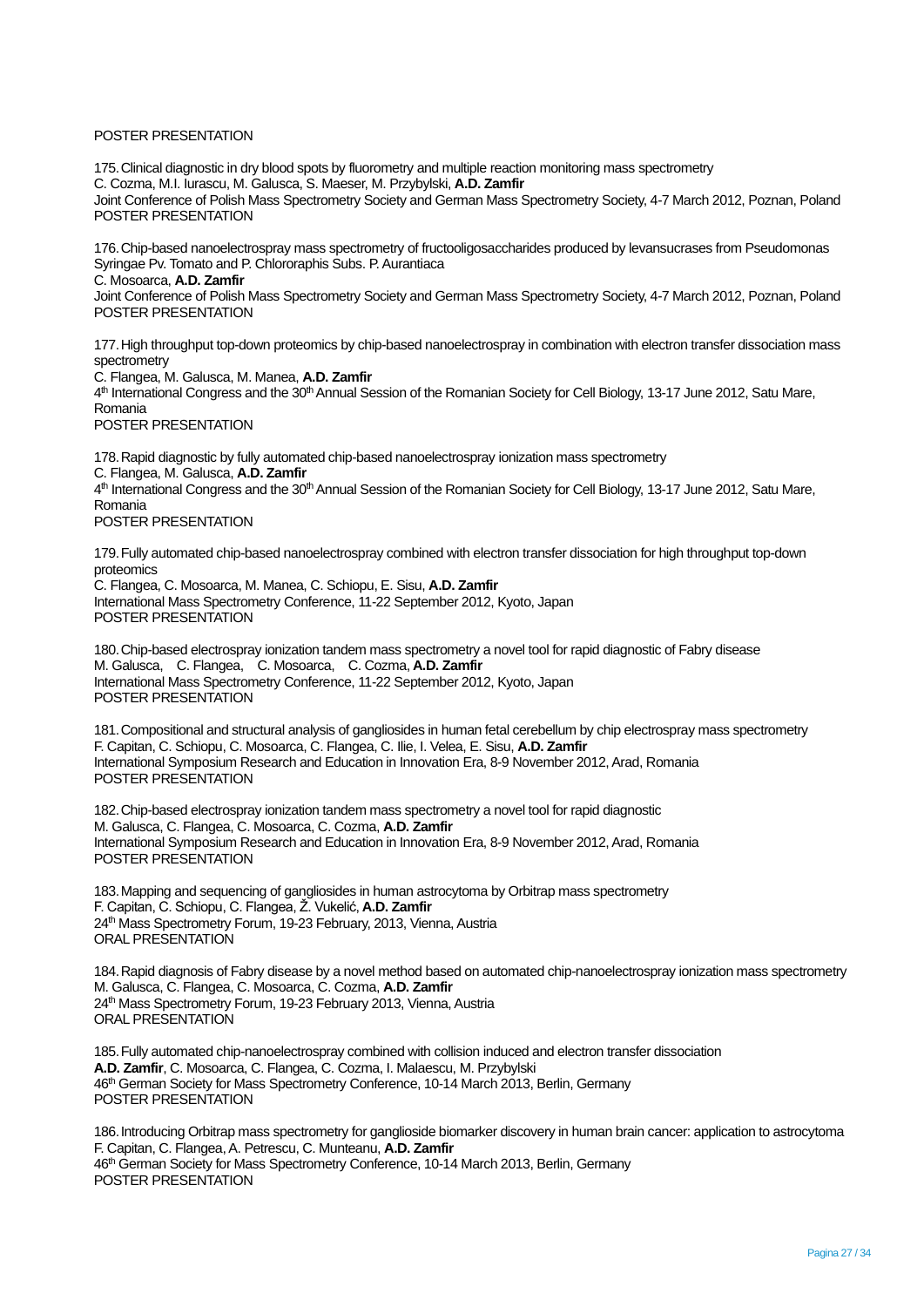POSTER PRESENTATION

175. Clinical diagnostic in dry blood spots by fluorometry and multiple reaction monitoring mass spectrometry
C. Cozma, M.I. Iurascu, M. Galusca, S. Maeser, M. Przybylski, **A.D. Zamfir**
Joint Conference of Polish Mass Spectrometry Society and German Mass Spectrometry Society, 4-7 March 2012, Poznan, Poland
POSTER PRESENTATION

176. Chip-based nanoelectrospray mass spectrometry of fructooligosaccharides produced by levansucrases from Pseudomonas Syringae Pv. Tomato and P. Chlororaphis Subs. P. Aurantiaca
C. Mosoarca, **A.D. Zamfir**
Joint Conference of Polish Mass Spectrometry Society and German Mass Spectrometry Society, 4-7 March 2012, Poznan, Poland
POSTER PRESENTATION

177. High throughput top-down proteomics by chip-based nanoelectrospray in combination with electron transfer dissociation mass spectrometry
C. Flangea, M. Galusca, M. Manea, **A.D. Zamfir**
4th International Congress and the 30th Annual Session of the Romanian Society for Cell Biology, 13-17 June 2012, Satu Mare, Romania
POSTER PRESENTATION

178. Rapid diagnostic by fully automated chip-based nanoelectrospray ionization mass spectrometry
C. Flangea, M. Galusca, **A.D. Zamfir**
4th International Congress and the 30th Annual Session of the Romanian Society for Cell Biology, 13-17 June 2012, Satu Mare, Romania
POSTER PRESENTATION

179. Fully automated chip-based nanoelectrospray combined with electron transfer dissociation for high throughput top-down proteomics
C. Flangea, C. Mosoarca, M. Manea, C. Schiopu, E. Sisu, **A.D. Zamfir**
International Mass Spectrometry Conference, 11-22 September 2012, Kyoto, Japan
POSTER PRESENTATION

180. Chip-based electrospray ionization tandem mass spectrometry a novel tool for rapid diagnostic of Fabry disease
M. Galusca, C. Flangea, C. Mosoarca, C. Cozma, **A.D. Zamfir**
International Mass Spectrometry Conference, 11-22 September 2012, Kyoto, Japan
POSTER PRESENTATION

181. Compositional and structural analysis of gangliosides in human fetal cerebellum by chip electrospray mass spectrometry
F. Capitan, C. Schiopu, C. Mosoarca, C. Flangea, C. Ilie, I. Velea, E. Sisu, **A.D. Zamfir**
International Symposium Research and Education in Innovation Era, 8-9 November 2012, Arad, Romania
POSTER PRESENTATION

182. Chip-based electrospray ionization tandem mass spectrometry a novel tool for rapid diagnostic
M. Galusca, C. Flangea, C. Mosoarca, C. Cozma, **A.D. Zamfir**
International Symposium Research and Education in Innovation Era, 8-9 November 2012, Arad, Romania
POSTER PRESENTATION

183. Mapping and sequencing of gangliosides in human astrocytoma by Orbitrap mass spectrometry
F. Capitan, C. Schiopu, C. Flangea, Ž. Vukelić, **A.D. Zamfir**
24th Mass Spectrometry Forum, 19-23 February, 2013, Vienna, Austria
ORAL PRESENTATION

184. Rapid diagnosis of Fabry disease by a novel method based on automated chip-nanoelectrospray ionization mass spectrometry
M. Galusca, C. Flangea, C. Mosoarca, C. Cozma, **A.D. Zamfir**
24th Mass Spectrometry Forum, 19-23 February 2013, Vienna, Austria
ORAL PRESENTATION

185. Fully automated chip-nanoelectrospray combined with collision induced and electron transfer dissociation
**A.D. Zamfir**, C. Mosoarca, C. Flangea, C. Cozma, I. Malaescu, M. Przybylski
46th German Society for Mass Spectrometry Conference, 10-14 March 2013, Berlin, Germany
POSTER PRESENTATION

186. Introducing Orbitrap mass spectrometry for ganglioside biomarker discovery in human brain cancer: application to astrocytoma
F. Capitan, C. Flangea, A. Petrescu, C. Munteanu, **A.D. Zamfir**
46th German Society for Mass Spectrometry Conference, 10-14 March 2013, Berlin, Germany
POSTER PRESENTATION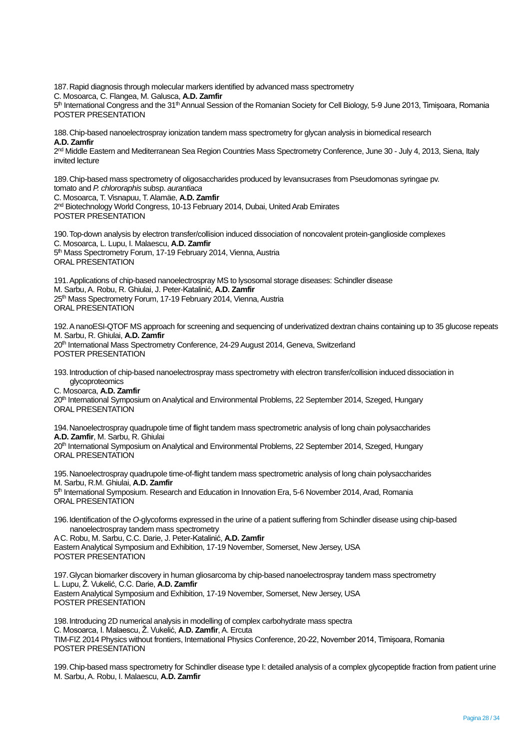187. Rapid diagnosis through molecular markers identified by advanced mass spectrometry
C. Mosoarca, C. Flangea, M. Galusca, **A.D. Zamfir**
5th International Congress and the 31th Annual Session of the Romanian Society for Cell Biology, 5-9 June 2013, Timișoara, Romania
POSTER PRESENTATION

188. Chip-based nanoelectrospray ionization tandem mass spectrometry for glycan analysis in biomedical research
**A.D. Zamfir**
2nd Middle Eastern and Mediterranean Sea Region Countries Mass Spectrometry Conference, June 30 - July 4, 2013, Siena, Italy
invited lecture

189. Chip-based mass spectrometry of oligosaccharides produced by levansucrases from Pseudomonas syringae pv. tomato and *P. chlororaphis* subsp. *aurantiaca*
C. Mosoarca, T. Visnapuu, T. Alamäe, **A.D. Zamfir**
2nd Biotechnology World Congress, 10-13 February 2014, Dubai, United Arab Emirates
POSTER PRESENTATION

190. Top-down analysis by electron transfer/collision induced dissociation of noncovalent protein-ganglioside complexes
C. Mosoarca, L. Lupu, I. Malaescu, **A.D. Zamfir**
5th Mass Spectrometry Forum, 17-19 February 2014, Vienna, Austria
ORAL PRESENTATION

191. Applications of chip-based nanoelectrospray MS to lysosomal storage diseases: Schindler disease
M. Sarbu, A. Robu, R. Ghiulai, J. Peter-Katalinić, **A.D. Zamfir**
25th Mass Spectrometry Forum, 17-19 February 2014, Vienna, Austria
ORAL PRESENTATION

192. A nanoESI-QTOF MS approach for screening and sequencing of underivatized dextran chains containing up to 35 glucose repeats
M. Sarbu, R. Ghiulai, **A.D. Zamfir**
20th International Mass Spectrometry Conference, 24-29 August 2014, Geneva, Switzerland
POSTER PRESENTATION

193. Introduction of chip-based nanoelectrospray mass spectrometry with electron transfer/collision induced dissociation in glycoproteomics
C. Mosoarca, **A.D. Zamfir**
20th International Symposium on Analytical and Environmental Problems, 22 September 2014, Szeged, Hungary
ORAL PRESENTATION

194. Nanoelectrospray quadrupole time of flight tandem mass spectrometric analysis of long chain polysaccharides
**A.D. Zamfir**, M. Sarbu, R. Ghiulai
20th International Symposium on Analytical and Environmental Problems, 22 September 2014, Szeged, Hungary
ORAL PRESENTATION

195. Nanoelectrospray quadrupole time-of-flight tandem mass spectrometric analysis of long chain polysaccharides
M. Sarbu, R.M. Ghiulai, **A.D. Zamfir**
5th International Symposium. Research and Education in Innovation Era, 5-6 November 2014, Arad, Romania
ORAL PRESENTATION

196. Identification of the *O*-glycoforms expressed in the urine of a patient suffering from Schindler disease using chip-based nanoelectrospray tandem mass spectrometry
A C. Robu, M. Sarbu, C.C. Darie, J. Peter-Katalinić, **A.D. Zamfir**
Eastern Analytical Symposium and Exhibition, 17-19 November, Somerset, New Jersey, USA
POSTER PRESENTATION

197. Glycan biomarker discovery in human gliosarcoma by chip-based nanoelectrospray tandem mass spectrometry
L. Lupu, Ž. Vukelić, C.C. Darie, **A.D. Zamfir**
Eastern Analytical Symposium and Exhibition, 17-19 November, Somerset, New Jersey, USA
POSTER PRESENTATION

198. Introducing 2D numerical analysis in modelling of complex carbohydrate mass spectra
C. Mosoarca, I. Malaescu, Ž. Vukelić, **A.D. Zamfir**, A. Ercuta
TIM-FIZ 2014 Physics without frontiers, International Physics Conference, 20-22, November 2014, Timișoara, Romania
POSTER PRESENTATION

199. Chip-based mass spectrometry for Schindler disease type I: detailed analysis of a complex glycopeptide fraction from patient urine
M. Sarbu, A. Robu, I. Malaescu, **A.D. Zamfir**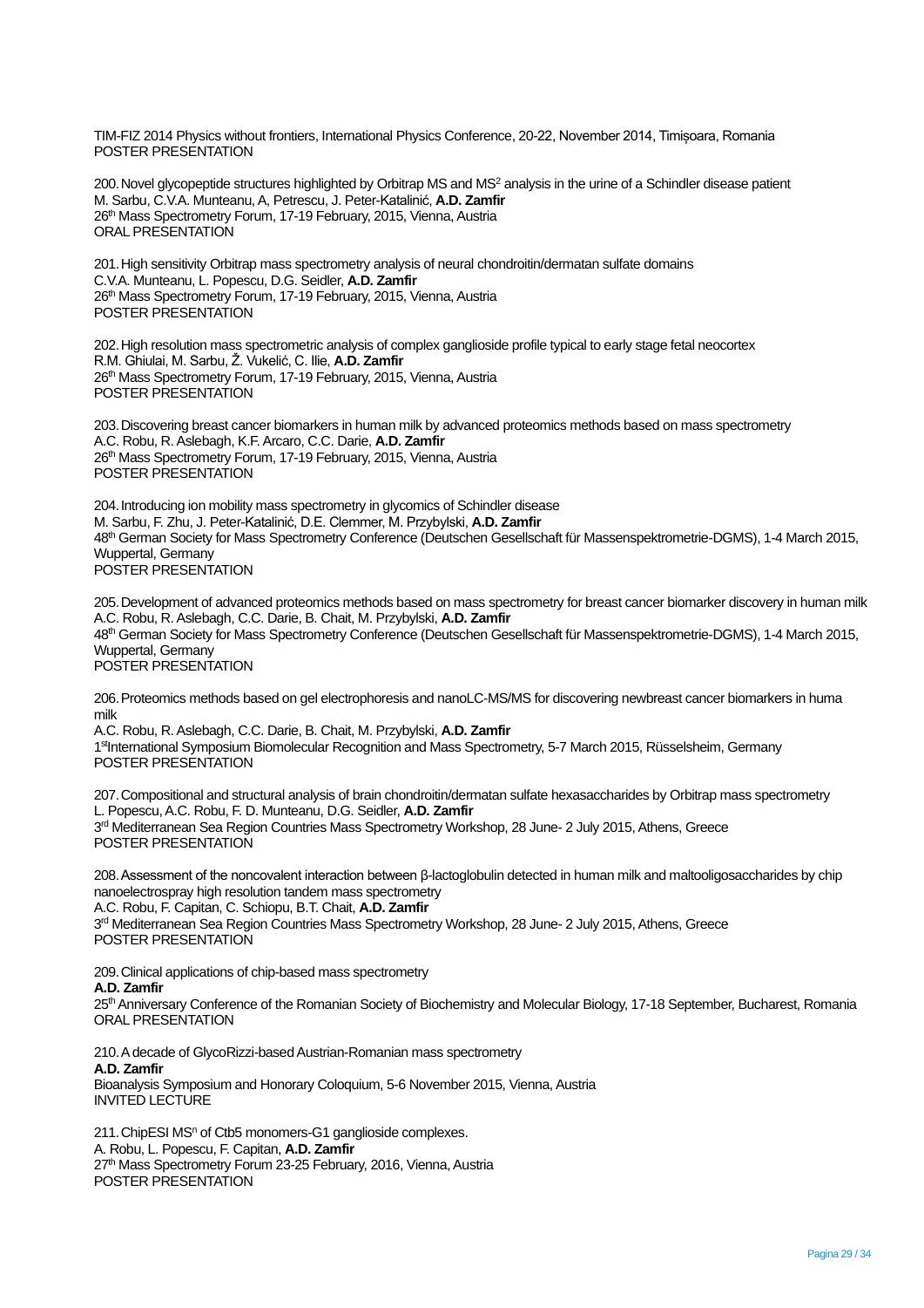TIM-FIZ 2014 Physics without frontiers, International Physics Conference, 20-22, November 2014, Timișoara, Romania
POSTER PRESENTATION

200. Novel glycopeptide structures highlighted by Orbitrap MS and $MS^2$ analysis in the urine of a Schindler disease patient
M. Sarbu, C.V.A. Munteanu, A, Petrescu, J. Peter-Katalinić, **A.D. Zamfir**
26th Mass Spectrometry Forum, 17-19 February, 2015, Vienna, Austria
ORAL PRESENTATION

201. High sensitivity Orbitrap mass spectrometry analysis of neural chondroitin/dermatan sulfate domains
C.V.A. Munteanu, L. Popescu, D.G. Seidler, **A.D. Zamfir**
26th Mass Spectrometry Forum, 17-19 February, 2015, Vienna, Austria
POSTER PRESENTATION

202. High resolution mass spectrometric analysis of complex ganglioside profile typical to early stage fetal neocortex
R.M. Ghiulai, M. Sarbu, Ž. Vukelić, C. Ilie, **A.D. Zamfir**
26th Mass Spectrometry Forum, 17-19 February, 2015, Vienna, Austria
POSTER PRESENTATION

203. Discovering breast cancer biomarkers in human milk by advanced proteomics methods based on mass spectrometry
A.C. Robu, R. Aslebagh, K.F. Arcaro, C.C. Darie, **A.D. Zamfir**
26th Mass Spectrometry Forum, 17-19 February, 2015, Vienna, Austria
POSTER PRESENTATION

204. Introducing ion mobility mass spectrometry in glycomics of Schindler disease
M. Sarbu, F. Zhu, J. Peter-Katalinić, D.E. Clemmer, M. Przybylski, **A.D. Zamfir**
48th German Society for Mass Spectrometry Conference (Deutschen Gesellschaft für Massenspektrometrie-DGMS), 1-4 March 2015, Wuppertal, Germany
POSTER PRESENTATION

205. Development of advanced proteomics methods based on mass spectrometry for breast cancer biomarker discovery in human milk
A.C. Robu, R. Aslebagh, C.C. Darie, B. Chait, M. Przybylski, **A.D. Zamfir**
48th German Society for Mass Spectrometry Conference (Deutschen Gesellschaft für Massenspektrometrie-DGMS), 1-4 March 2015, Wuppertal, Germany
POSTER PRESENTATION

206. Proteomics methods based on gel electrophoresis and nanoLC-MS/MS for discovering newbreast cancer biomarkers in huma milk
A.C. Robu, R. Aslebagh, C.C. Darie, B. Chait, M. Przybylski, **A.D. Zamfir**
1stInternational Symposium Biomolecular Recognition and Mass Spectrometry, 5-7 March 2015, Rüsselsheim, Germany
POSTER PRESENTATION

207. Compositional and structural analysis of brain chondroitin/dermatan sulfate hexasaccharides by Orbitrap mass spectrometry
L. Popescu, A.C. Robu, F. D. Munteanu, D.G. Seidler, **A.D. Zamfir**
3rd Mediterranean Sea Region Countries Mass Spectrometry Workshop, 28 June- 2 July 2015, Athens, Greece
POSTER PRESENTATION

208. Assessment of the noncovalent interaction between β-lactoglobulin detected in human milk and maltooligosaccharides by chip nanoelectrospray high resolution tandem mass spectrometry
A.C. Robu, F. Capitan, C. Schiopu, B.T. Chait, **A.D. Zamfir**
3rd Mediterranean Sea Region Countries Mass Spectrometry Workshop, 28 June- 2 July 2015, Athens, Greece
POSTER PRESENTATION

209. Clinical applications of chip-based mass spectrometry
**A.D. Zamfir**
25th Anniversary Conference of the Romanian Society of Biochemistry and Molecular Biology, 17-18 September, Bucharest, Romania
ORAL PRESENTATION

210. A decade of GlycoRizzi-based Austrian-Romanian mass spectrometry
**A.D. Zamfir**
Bioanalysis Symposium and Honorary Coloquium, 5-6 November 2015, Vienna, Austria
INVITED LECTURE

211. ChipESI $MS^n$ of Ctb5 monomers-G1 ganglioside complexes.
A. Robu, L. Popescu, F. Capitan, **A.D. Zamfir**
27th Mass Spectrometry Forum 23-25 February, 2016, Vienna, Austria
POSTER PRESENTATION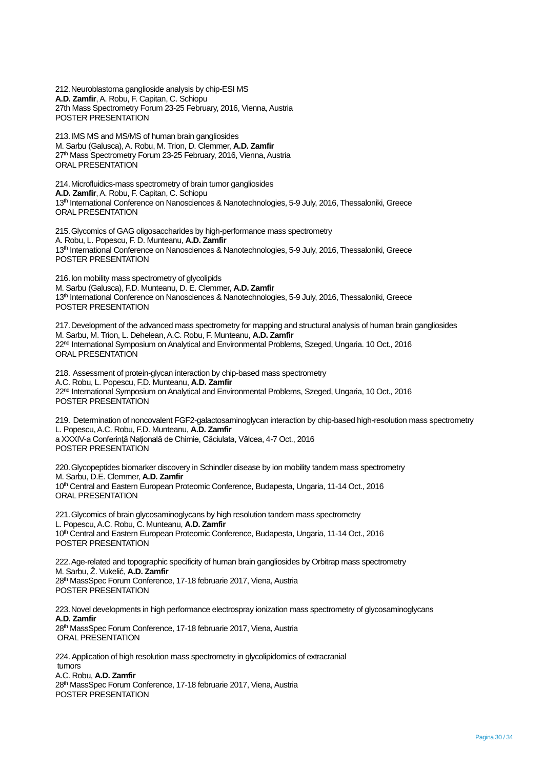212. Neuroblastoma ganglioside analysis by chip-ESI MS
**A.D. Zamfir**, A. Robu, F. Capitan, C. Schiopu
27th Mass Spectrometry Forum 23-25 February, 2016, Vienna, Austria
POSTER PRESENTATION

213. IMS MS and MS/MS of human brain gangliosides
M. Sarbu (Galusca), A. Robu, M. Trion, D. Clemmer, **A.D. Zamfir**
27th Mass Spectrometry Forum 23-25 February, 2016, Vienna, Austria
ORAL PRESENTATION

214. Microfluidics-mass spectrometry of brain tumor gangliosides
**A.D. Zamfir**, A. Robu, F. Capitan, C. Schiopu
13th International Conference on Nanosciences & Nanotechnologies, 5-9 July, 2016, Thessaloniki, Greece
ORAL PRESENTATION

215. Glycomics of GAG oligosaccharides by high-performance mass spectrometry
A. Robu, L. Popescu, F. D. Munteanu, **A.D. Zamfir**
13th International Conference on Nanosciences & Nanotechnologies, 5-9 July, 2016, Thessaloniki, Greece
POSTER PRESENTATION

216. Ion mobility mass spectrometry of glycolipids
M. Sarbu (Galusca), F.D. Munteanu, D. E. Clemmer, **A.D. Zamfir**
13th International Conference on Nanosciences & Nanotechnologies, 5-9 July, 2016, Thessaloniki, Greece
POSTER PRESENTATION

217. Development of the advanced mass spectrometry for mapping and structural analysis of human brain gangliosides
M. Sarbu, M. Trion, L. Dehelean, A.C. Robu, F. Munteanu, **A.D. Zamfir**
22nd International Symposium on Analytical and Environmental Problems, Szeged, Ungaria. 10 Oct., 2016
ORAL PRESENTATION

218. Assessment of protein-glycan interaction by chip-based mass spectrometry
A.C. Robu, L. Popescu, F.D. Munteanu, **A.D. Zamfir**
22nd International Symposium on Analytical and Environmental Problems, Szeged, Ungaria, 10 Oct., 2016
POSTER PRESENTATION

219. Determination of noncovalent FGF2-galactosaminoglycan interaction by chip-based high-resolution mass spectrometry
L. Popescu, A.C. Robu, F.D. Munteanu, **A.D. Zamfir**
a XXXIV-a Conferință Națională de Chimie, Căciulata, Vâlcea, 4-7 Oct., 2016
POSTER PRESENTATION

220. Glycopeptides biomarker discovery in Schindler disease by ion mobility tandem mass spectrometry
M. Sarbu, D.E. Clemmer, **A.D. Zamfir**
10th Central and Eastern European Proteomic Conference, Budapesta, Ungaria, 11-14 Oct., 2016
ORAL PRESENTATION

221. Glycomics of brain glycosaminoglycans by high resolution tandem mass spectrometry
L. Popescu, A.C. Robu, C. Munteanu, **A.D. Zamfir**
10th Central and Eastern European Proteomic Conference, Budapesta, Ungaria, 11-14 Oct., 2016
POSTER PRESENTATION

222. Age-related and topographic specificity of human brain gangliosides by Orbitrap mass spectrometry
M. Sarbu, Ž. Vukelić, **A.D. Zamfir**
28th MassSpec Forum Conference, 17-18 februarie 2017, Viena, Austria
POSTER PRESENTATION

223. Novel developments in high performance electrospray ionization mass spectrometry of glycosaminoglycans
**A.D. Zamfir**
28th MassSpec Forum Conference, 17-18 februarie 2017, Viena, Austria
ORAL PRESENTATION

224. Application of high resolution mass spectrometry in glycolipidomics of extracranial tumors
A.C. Robu, **A.D. Zamfir**
28th MassSpec Forum Conference, 17-18 februarie 2017, Viena, Austria
POSTER PRESENTATION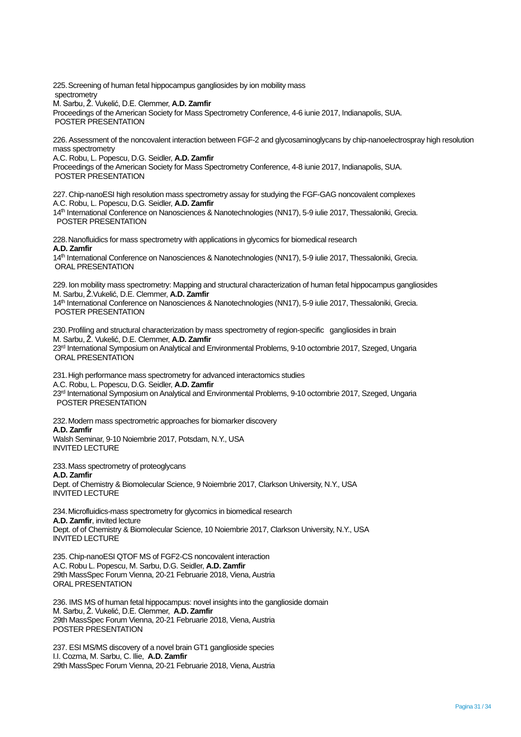225. Screening of human fetal hippocampus gangliosides by ion mobility mass spectrometry
M. Sarbu, Ž. Vukelić, D.E. Clemmer, **A.D. Zamfir**
Proceedings of the American Society for Mass Spectrometry Conference, 4-6 iunie 2017, Indianapolis, SUA.
POSTER PRESENTATION

226. Assessment of the noncovalent interaction between FGF-2 and glycosaminoglycans by chip-nanoelectrospray high resolution mass spectrometry
A.C. Robu, L. Popescu, D.G. Seidler, **A.D. Zamfir**
Proceedings of the American Society for Mass Spectrometry Conference, 4-8 iunie 2017, Indianapolis, SUA.
POSTER PRESENTATION

227. Chip-nanoESI high resolution mass spectrometry assay for studying the FGF-GAG noncovalent complexes
A.C. Robu, L. Popescu, D.G. Seidler, **A.D. Zamfir**
14th International Conference on Nanosciences & Nanotechnologies (NN17), 5-9 iulie 2017, Thessaloniki, Grecia.
POSTER PRESENTATION

228. Nanofluidics for mass spectrometry with applications in glycomics for biomedical research
**A.D. Zamfir**
14th International Conference on Nanosciences & Nanotechnologies (NN17), 5-9 iulie 2017, Thessaloniki, Grecia.
ORAL PRESENTATION

229. Ion mobility mass spectrometry: Mapping and structural characterization of human fetal hippocampus gangliosides
M. Sarbu, Ž.Vukelić, D.E. Clemmer, **A.D. Zamfir**
14th International Conference on Nanosciences & Nanotechnologies (NN17), 5-9 iulie 2017, Thessaloniki, Grecia.
POSTER PRESENTATION

230. Profiling and structural characterization by mass spectrometry of region-specific gangliosides in brain
M. Sarbu, Ž. Vukelić, D.E. Clemmer, **A.D. Zamfir**
23rd International Symposium on Analytical and Environmental Problems, 9-10 octombrie 2017, Szeged, Ungaria
ORAL PRESENTATION

231. High performance mass spectrometry for advanced interactomics studies
A.C. Robu, L. Popescu, D.G. Seidler, **A.D. Zamfir**
23rd International Symposium on Analytical and Environmental Problems, 9-10 octombrie 2017, Szeged, Ungaria
POSTER PRESENTATION

232. Modern mass spectrometric approaches for biomarker discovery
**A.D. Zamfir**
Walsh Seminar, 9-10 Noiembrie 2017, Potsdam, N.Y., USA
INVITED LECTURE

233. Mass spectrometry of proteoglycans
**A.D. Zamfir**
Dept. of Chemistry & Biomolecular Science, 9 Noiembrie 2017, Clarkson University, N.Y., USA
INVITED LECTURE

234. Microfluidics-mass spectrometry for glycomics in biomedical research
**A.D. Zamfir**, invited lecture
Dept. of of Chemistry & Biomolecular Science, 10 Noiembrie 2017, Clarkson University, N.Y., USA
INVITED LECTURE

235. Chip-nanoESI QTOF MS of FGF2-CS noncovalent interaction
A.C. Robu L. Popescu, M. Sarbu, D.G. Seidler, **A.D. Zamfir**
29th MassSpec Forum Vienna, 20-21 Februarie 2018, Viena, Austria
ORAL PRESENTATION

236. IMS MS of human fetal hippocampus: novel insights into the ganglioside domain
M. Sarbu, Ž. Vukelić, D.E. Clemmer, **A.D. Zamfir**
29th MassSpec Forum Vienna, 20-21 Februarie 2018, Viena, Austria
POSTER PRESENTATION

237. ESI MS/MS discovery of a novel brain GT1 ganglioside species
I.I. Cozma, M. Sarbu, C. Ilie, **A.D. Zamfir**
29th MassSpec Forum Vienna, 20-21 Februarie 2018, Viena, Austria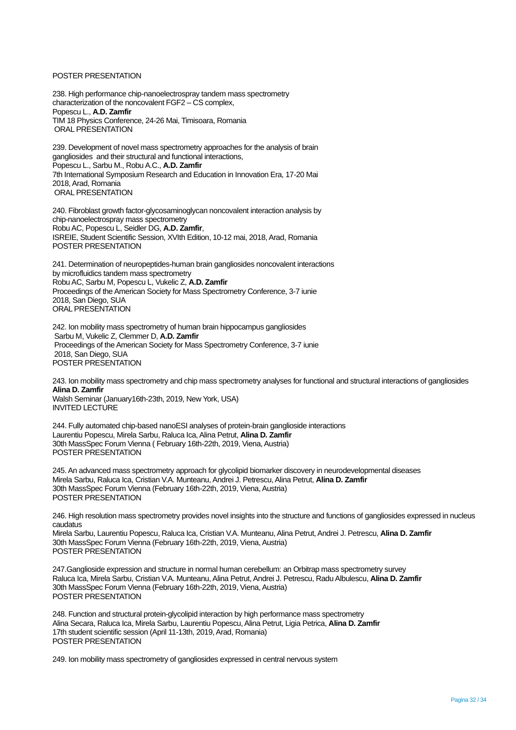POSTER PRESENTATION

238. High performance chip-nanoelectrospray tandem mass spectrometry characterization of the noncovalent FGF2 – CS complex,
Popescu L., **A.D. Zamfir**
TIM 18 Physics Conference, 24-26 Mai, Timisoara, Romania
ORAL PRESENTATION

239. Development of novel mass spectrometry approaches for the analysis of brain gangliosides and their structural and functional interactions,
Popescu L., Sarbu M., Robu A.C., **A.D. Zamfir**
7th International Symposium Research and Education in Innovation Era, 17-20 Mai 2018, Arad, Romania
ORAL PRESENTATION

240. Fibroblast growth factor-glycosaminoglycan noncovalent interaction analysis by chip-nanoelectrospray mass spectrometry
Robu AC, Popescu L, Seidler DG, **A.D. Zamfir**,
ISREIE, Student Scientific Session, XVIth Edition, 10-12 mai, 2018, Arad, Romania
POSTER PRESENTATION

241. Determination of neuropeptides-human brain gangliosides noncovalent interactions by microfluidics tandem mass spectrometry
Robu AC, Sarbu M, Popescu L, Vukelic Z, **A.D. Zamfir**
Proceedings of the American Society for Mass Spectrometry Conference, 3-7 iunie 2018, San Diego, SUA
ORAL PRESENTATION

242. Ion mobility mass spectrometry of human brain hippocampus gangliosides
Sarbu M, Vukelic Z, Clemmer D, **A.D. Zamfir**
Proceedings of the American Society for Mass Spectrometry Conference, 3-7 iunie 2018, San Diego, SUA
POSTER PRESENTATION

243. Ion mobility mass spectrometry and chip mass spectrometry analyses for functional and structural interactions of gangliosides
**Alina D. Zamfir**
Walsh Seminar (January16th-23th, 2019, New York, USA)
INVITED LECTURE

244. Fully automated chip-based nanoESI analyses of protein-brain ganglioside interactions
Laurentiu Popescu, Mirela Sarbu, Raluca Ica, Alina Petrut, **Alina D. Zamfir**
30th MassSpec Forum Vienna ( February 16th-22th, 2019, Viena, Austria)
POSTER PRESENTATION

245. An advanced mass spectrometry approach for glycolipid biomarker discovery in neurodevelopmental diseases
Mirela Sarbu, Raluca Ica, Cristian V.A. Munteanu, Andrei J. Petrescu, Alina Petrut, **Alina D. Zamfir**
30th MassSpec Forum Vienna (February 16th-22th, 2019, Viena, Austria)
POSTER PRESENTATION

246. High resolution mass spectrometry provides novel insights into the structure and functions of gangliosides expressed in nucleus caudatus
Mirela Sarbu, Laurentiu Popescu, Raluca Ica, Cristian V.A. Munteanu, Alina Petrut, Andrei J. Petrescu, **Alina D. Zamfir**
30th MassSpec Forum Vienna (February 16th-22th, 2019, Viena, Austria)
POSTER PRESENTATION

247.Ganglioside expression and structure in normal human cerebellum: an Orbitrap mass spectrometry survey
Raluca Ica, Mirela Sarbu, Cristian V.A. Munteanu, Alina Petrut, Andrei J. Petrescu, Radu Albulescu, **Alina D. Zamfir**
30th MassSpec Forum Vienna (February 16th-22th, 2019, Viena, Austria)
POSTER PRESENTATION

248. Function and structural protein-glycolipid interaction by high performance mass spectrometry
Alina Secara, Raluca Ica, Mirela Sarbu, Laurentiu Popescu, Alina Petrut, Ligia Petrica, **Alina D. Zamfir**
17th student scientific session (April 11-13th, 2019, Arad, Romania)
POSTER PRESENTATION

249. Ion mobility mass spectrometry of gangliosides expressed in central nervous system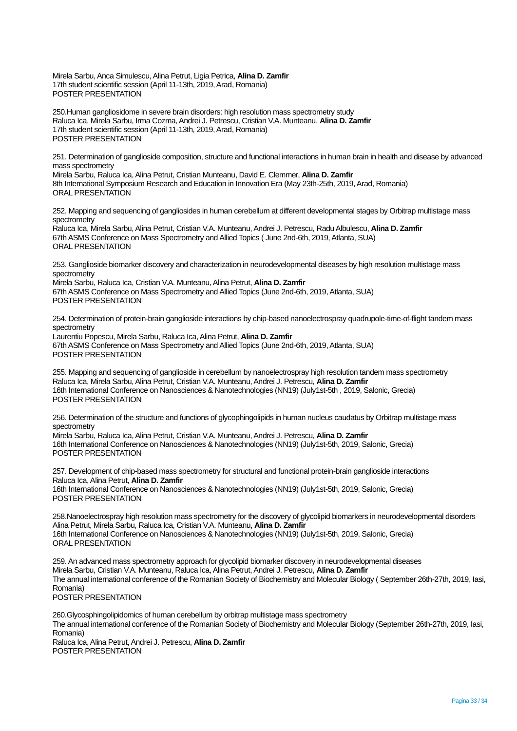Mirela Sarbu, Anca Simulescu, Alina Petrut, Ligia Petrica, **Alina D. Zamfir**
17th student scientific session (April 11-13th, 2019, Arad, Romania)
POSTER PRESENTATION

250.Human gangliosidome in severe brain disorders: high resolution mass spectrometry study
Raluca Ica, Mirela Sarbu, Irma Cozma, Andrei J. Petrescu, Cristian V.A. Munteanu, **Alina D. Zamfir**
17th student scientific session (April 11-13th, 2019, Arad, Romania)
POSTER PRESENTATION

251. Determination of ganglioside composition, structure and functional interactions in human brain in health and disease by advanced mass spectrometry
Mirela Sarbu, Raluca Ica, Alina Petrut, Cristian Munteanu, David E. Clemmer, **Alina D. Zamfir**
8th International Symposium Research and Education in Innovation Era (May 23th-25th, 2019, Arad, Romania)
ORAL PRESENTATION

252. Mapping and sequencing of gangliosides in human cerebellum at different developmental stages by Orbitrap multistage mass spectrometry
Raluca Ica, Mirela Sarbu, Alina Petrut, Cristian V.A. Munteanu, Andrei J. Petrescu, Radu Albulescu, **Alina D. Zamfir**
67th ASMS Conference on Mass Spectrometry and Allied Topics ( June 2nd-6th, 2019, Atlanta, SUA)
ORAL PRESENTATION

253. Ganglioside biomarker discovery and characterization in neurodevelopmental diseases by high resolution multistage mass spectrometry
Mirela Sarbu, Raluca Ica, Cristian V.A. Munteanu, Alina Petrut, **Alina D. Zamfir**
67th ASMS Conference on Mass Spectrometry and Allied Topics (June 2nd-6th, 2019, Atlanta, SUA)
POSTER PRESENTATION

254. Determination of protein-brain ganglioside interactions by chip-based nanoelectrospray quadrupole-time-of-flight tandem mass spectrometry
Laurentiu Popescu, Mirela Sarbu, Raluca Ica, Alina Petrut, **Alina D. Zamfir**
67th ASMS Conference on Mass Spectrometry and Allied Topics (June 2nd-6th, 2019, Atlanta, SUA)
POSTER PRESENTATION

255. Mapping and sequencing of ganglioside in cerebellum by nanoelectrospray high resolution tandem mass spectrometry
Raluca Ica, Mirela Sarbu, Alina Petrut, Cristian V.A. Munteanu, Andrei J. Petrescu, **Alina D. Zamfir**
16th International Conference on Nanosciences & Nanotechnologies (NN19) (July1st-5th , 2019, Salonic, Grecia)
POSTER PRESENTATION

256. Determination of the structure and functions of glycophingolipids in human nucleus caudatus by Orbitrap multistage mass spectrometry
Mirela Sarbu, Raluca Ica, Alina Petrut, Cristian V.A. Munteanu, Andrei J. Petrescu, **Alina D. Zamfir**
16th International Conference on Nanosciences & Nanotechnologies (NN19) (July1st-5th, 2019, Salonic, Grecia)
POSTER PRESENTATION

257. Development of chip-based mass spectrometry for structural and functional protein-brain ganglioside interactions
Raluca Ica, Alina Petrut, **Alina D. Zamfir**
16th International Conference on Nanosciences & Nanotechnologies (NN19) (July1st-5th, 2019, Salonic, Grecia)
POSTER PRESENTATION

258.Nanoelectrospray high resolution mass spectrometry for the discovery of glycolipid biomarkers in neurodevelopmental disorders
Alina Petrut, Mirela Sarbu, Raluca Ica, Cristian V.A. Munteanu, **Alina D. Zamfir**
16th International Conference on Nanosciences & Nanotechnologies (NN19) (July1st-5th, 2019, Salonic, Grecia)
ORAL PRESENTATION

259. An advanced mass spectrometry approach for glycolipid biomarker discovery in neurodevelopmental diseases
Mirela Sarbu, Cristian V.A. Munteanu, Raluca Ica, Alina Petrut, Andrei J. Petrescu, **Alina D. Zamfir**
The annual international conference of the Romanian Society of Biochemistry and Molecular Biology ( September 26th-27th, 2019, Iasi, Romania)
POSTER PRESENTATION

260.Glycosphingolipidomics of human cerebellum by orbitrap multistage mass spectrometry
The annual international conference of the Romanian Society of Biochemistry and Molecular Biology (September 26th-27th, 2019, Iasi, Romania)
Raluca Ica, Alina Petrut, Andrei J. Petrescu, **Alina D. Zamfir**
POSTER PRESENTATION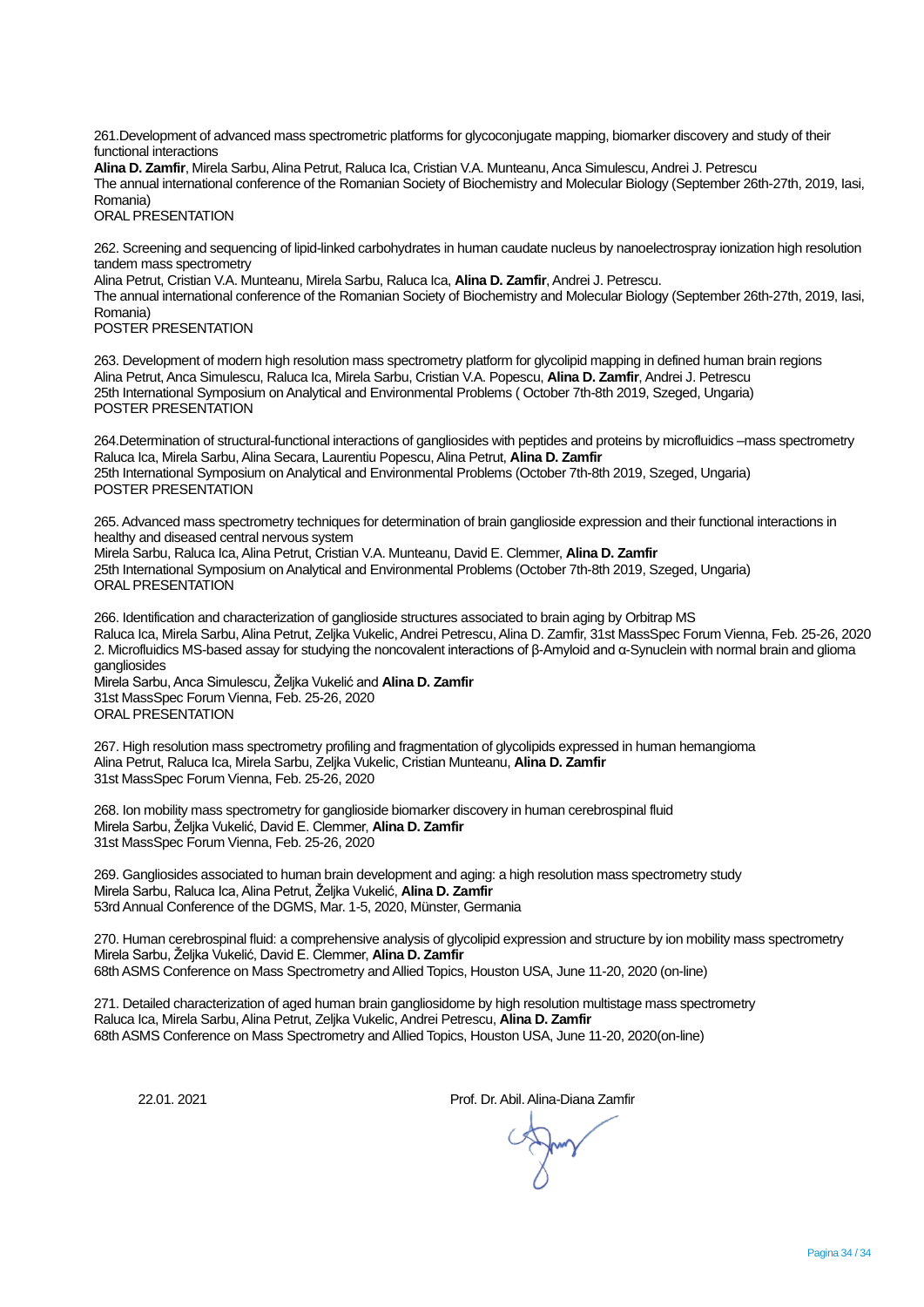261.Development of advanced mass spectrometric platforms for glycoconjugate mapping, biomarker discovery and study of their functional interactions
**Alina D. Zamfir**, Mirela Sarbu, Alina Petrut, Raluca Ica, Cristian V.A. Munteanu, Anca Simulescu, Andrei J. Petrescu
The annual international conference of the Romanian Society of Biochemistry and Molecular Biology (September 26th-27th, 2019, Iasi, Romania)
ORAL PRESENTATION

262. Screening and sequencing of lipid-linked carbohydrates in human caudate nucleus by nanoelectrospray ionization high resolution tandem mass spectrometry
Alina Petrut, Cristian V.A. Munteanu, Mirela Sarbu, Raluca Ica, **Alina D. Zamfir**, Andrei J. Petrescu.
The annual international conference of the Romanian Society of Biochemistry and Molecular Biology (September 26th-27th, 2019, Iasi, Romania)
POSTER PRESENTATION

263. Development of modern high resolution mass spectrometry platform for glycolipid mapping in defined human brain regions
Alina Petrut, Anca Simulescu, Raluca Ica, Mirela Sarbu, Cristian V.A. Popescu, **Alina D. Zamfir**, Andrei J. Petrescu
25th International Symposium on Analytical and Environmental Problems ( October 7th-8th 2019, Szeged, Ungaria)
POSTER PRESENTATION

264.Determination of structural-functional interactions of gangliosides with peptides and proteins by microfluidics –mass spectrometry
Raluca Ica, Mirela Sarbu, Alina Secara, Laurentiu Popescu, Alina Petrut, **Alina D. Zamfir**
25th International Symposium on Analytical and Environmental Problems (October 7th-8th 2019, Szeged, Ungaria)
POSTER PRESENTATION

265. Advanced mass spectrometry techniques for determination of brain ganglioside expression and their functional interactions in healthy and diseased central nervous system
Mirela Sarbu, Raluca Ica, Alina Petrut, Cristian V.A. Munteanu, David E. Clemmer, **Alina D. Zamfir**
25th International Symposium on Analytical and Environmental Problems (October 7th-8th 2019, Szeged, Ungaria)
ORAL PRESENTATION

266. Identification and characterization of ganglioside structures associated to brain aging by Orbitrap MS
Raluca Ica, Mirela Sarbu, Alina Petrut, Zeljka Vukelic, Andrei Petrescu, Alina D. Zamfir, 31st MassSpec Forum Vienna, Feb. 25-26, 2020
2. Microfluidics MS-based assay for studying the noncovalent interactions of β-Amyloid and α-Synuclein with normal brain and glioma gangliosides
Mirela Sarbu, Anca Simulescu, Željka Vukelić and **Alina D. Zamfir**
31st MassSpec Forum Vienna, Feb. 25-26, 2020
ORAL PRESENTATION

267. High resolution mass spectrometry profiling and fragmentation of glycolipids expressed in human hemangioma
Alina Petrut, Raluca Ica, Mirela Sarbu, Zeljka Vukelic, Cristian Munteanu, **Alina D. Zamfir**
31st MassSpec Forum Vienna, Feb. 25-26, 2020

268. Ion mobility mass spectrometry for ganglioside biomarker discovery in human cerebrospinal fluid
Mirela Sarbu, Željka Vukelić, David E. Clemmer, **Alina D. Zamfir**
31st MassSpec Forum Vienna, Feb. 25-26, 2020

269. Gangliosides associated to human brain development and aging: a high resolution mass spectrometry study
Mirela Sarbu, Raluca Ica, Alina Petrut, Željka Vukelić, **Alina D. Zamfir**
53rd Annual Conference of the DGMS, Mar. 1-5, 2020, Münster, Germania

270. Human cerebrospinal fluid: a comprehensive analysis of glycolipid expression and structure by ion mobility mass spectrometry
Mirela Sarbu, Željka Vukelić, David E. Clemmer, **Alina D. Zamfir**
68th ASMS Conference on Mass Spectrometry and Allied Topics, Houston USA, June 11-20, 2020 (on-line)

271. Detailed characterization of aged human brain gangliosidome by high resolution multistage mass spectrometry
Raluca Ica, Mirela Sarbu, Alina Petrut, Zeljka Vukelic, Andrei Petrescu, **Alina D. Zamfir**
68th ASMS Conference on Mass Spectrometry and Allied Topics, Houston USA, June 11-20, 2020(on-line)

22.01. 2021 Prof. Dr. Abil. Alina-Diana Zamfir